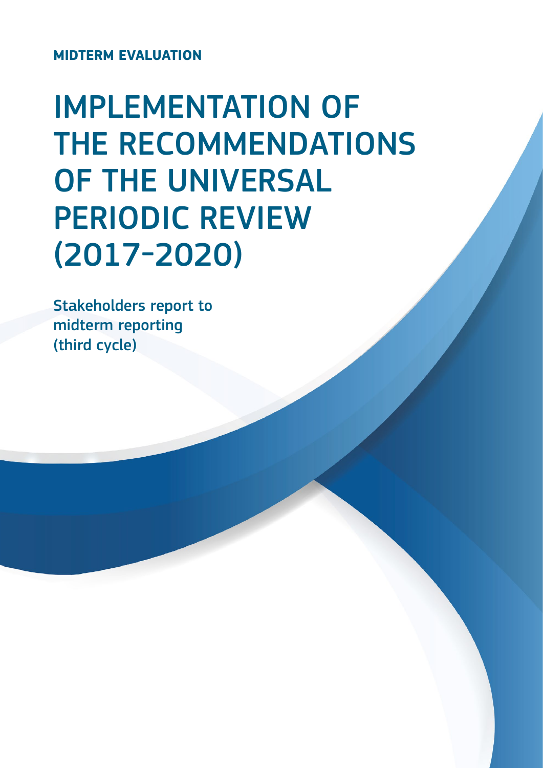**MIDTERM EVALUATION**

# IMPLEMENTATION OF THE RECOMMENDATIONS OF THE UNIVERSAL PERIODIC REVIEW (2017-2020)

Stakeholders report to midterm reporting (third cycle)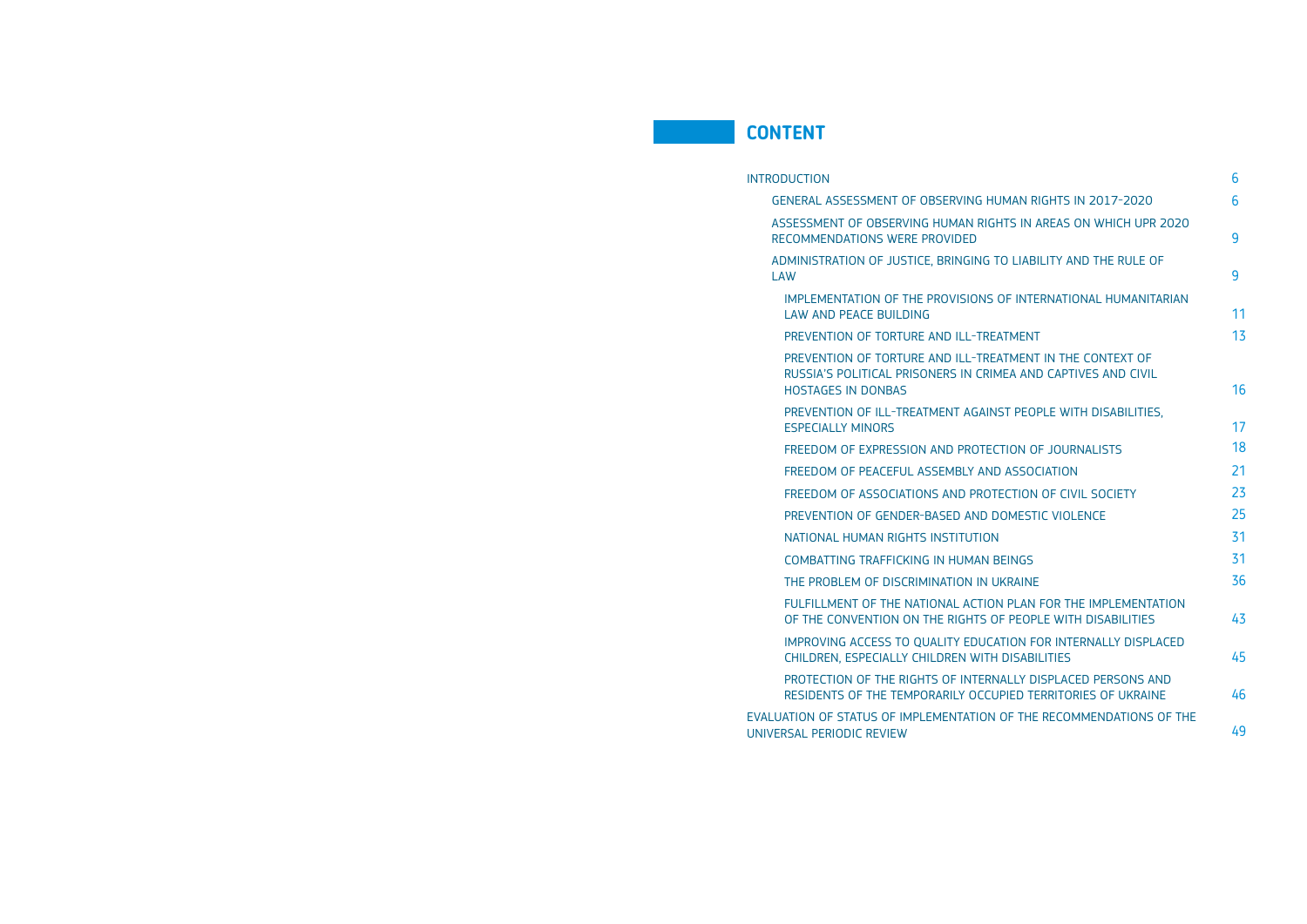# CONTENT

| | |
|---|---|
| INTRODUCTION | 6 |
| GENERAL ASSESSMENT OF OBSERVING HUMAN RIGHTS IN 2017-2020 | 6 |
| ASSESSMENT OF OBSERVING HUMAN RIGHTS IN AREAS ON WHICH UPR 2020 RECOMMENDATIONS WERE PROVIDED | 9 |
| ADMINISTRATION OF JUSTICE, BRINGING TO LIABILITY AND THE RULE OF LAW | 9 |
| IMPLEMENTATION OF THE PROVISIONS OF INTERNATIONAL HUMANITARIAN LAW AND PEACE BUILDING | 11 |
| PREVENTION OF TORTURE AND ILL-TREATMENT | 13 |
| PREVENTION OF TORTURE AND ILL-TREATMENT IN THE CONTEXT OF RUSSIA'S POLITICAL PRISONERS IN CRIMEA AND CAPTIVES AND CIVIL HOSTAGES IN DONBAS | 16 |
| PREVENTION OF ILL-TREATMENT AGAINST PEOPLE WITH DISABILITIES, ESPECIALLY MINORS | 17 |
| FREEDOM OF EXPRESSION AND PROTECTION OF JOURNALISTS | 18 |
| FREEDOM OF PEACEFUL ASSEMBLY AND ASSOCIATION | 21 |
| FREEDOM OF ASSOCIATIONS AND PROTECTION OF CIVIL SOCIETY | 23 |
| PREVENTION OF GENDER-BASED AND DOMESTIC VIOLENCE | 25 |
| NATIONAL HUMAN RIGHTS INSTITUTION | 31 |
| COMBATTING TRAFFICKING IN HUMAN BEINGS | 31 |
| THE PROBLEM OF DISCRIMINATION IN UKRAINE | 36 |
| FULFILLMENT OF THE NATIONAL ACTION PLAN FOR THE IMPLEMENTATION OF THE CONVENTION ON THE RIGHTS OF PEOPLE WITH DISABILITIES | 43 |
| IMPROVING ACCESS TO QUALITY EDUCATION FOR INTERNALLY DISPLACED CHILDREN, ESPECIALLY CHILDREN WITH DISABILITIES | 45 |
| PROTECTION OF THE RIGHTS OF INTERNALLY DISPLACED PERSONS AND RESIDENTS OF THE TEMPORARILY OCCUPIED TERRITORIES OF UKRAINE | 46 |
| EVALUATION OF STATUS OF IMPLEMENTATION OF THE RECOMMENDATIONS OF THE UNIVERSAL PERIODIC REVIEW | 49 |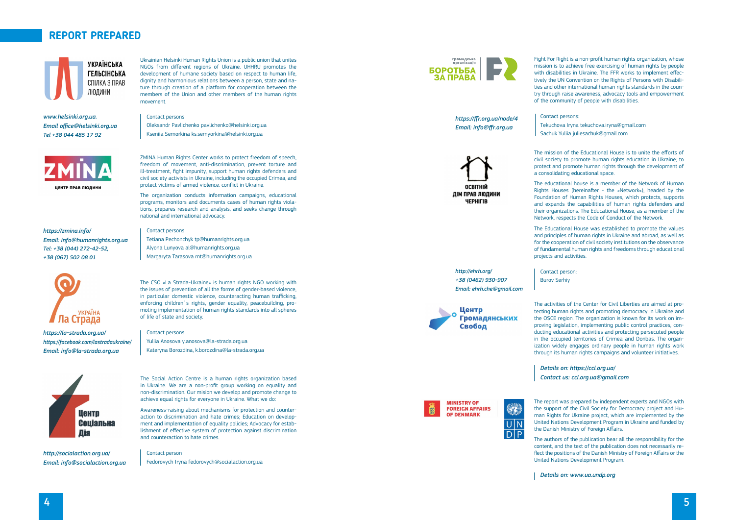## REPORT PREPARED

УКРАЇНСЬКА ГЕЛЬСІНСЬКА СПІЛКА З ПРАВ ЛЮДИНИ

Ukrainian Helsinki Human Rights Union is a public union that unites NGOs from different regions of Ukraine. UHHRU promotes the development of humane society based on respect to human life, dignity and harmonious relations between a person, state and nature through creation of a platform for cooperation between the members of the Union and other members of the human rights movement.

*www.helsinki.org.ua.*
*Email office@helsinki.org.ua*
*Tel +38 044 485 17 92*

Contact persons
Oleksandr Pavlichenko pavlichenko@helsinki.org.ua
Kseniia Semorkina ks.semyorkina@helsinki.org.ua

ZMINA — ЦЕНТР ПРАВ ЛЮДИНИ

ZMINA Human Rights Center works to protect freedom of speech, freedom of movement, anti-discrimination, prevent torture and ill-treatment, fight impunity, support human rights defenders and civil society activists in Ukraine, including the occupied Crimea, and protect victims of armed violence. conflict in Ukraine.

The organization conducts information campaigns, educational programs, monitors and documents cases of human rights violations, prepares research and analysis, and seeks change through national and international advocacy.

*https://zmina.info/*
*Email: info@humanrights.org.ua*
*Tel: +38 (044) 272-42-52,*
*+38 (067) 502 08 01*

Contact persons
Tetiana Pechonchyk tp@humanrights.org.ua
Alyona Lunyova al@humanrights.org.ua
Margaryta Tarasova mt@humanrights.org.ua

Ла Страда УКРАЇНА

The CSO «La Strada-Ukraine» is human rights NGO working with the issues of prevention of all the forms of gender-based violence, in particular domestic violence, counteracting human trafficking, enforcing children`s rights, gender equality, peacebuilding, promoting implementation of human rights standards into all spheres of life of state and society.

*https://la-strada.org.ua/*
*https://facebook.com/lastradaukraine/*
*Email: info@la-strada.org.ua*

Contact persons
Yuliia Anosova y.anosova@la-strada.org.ua
Kateryna Borozdina, k.borozdina@la-strada.org.ua

Центр Соціальна Дія

The Social Action Centre is a human rights organization based in Ukraine. We are a non-profit group working on equality and non-discrimination. Our mision we develop and promote change to achieve equal rights for everyone in Ukraine. What we do:

Awareness-raising about mechanisms for protection and counteraction to discrimination and hate crimes; Education on development and implementation of equality policies; Advocacy for establishment of effective system of protection against discrimination and counteraction to hate crimes.

*http://socialaction.org.ua/*
*Email: info@socialaction.org.ua*

Contact person
Fedorovych Iryna fedorovych@socialaction.org.ua

громадська організація БОРОТЬБА ЗА ПРАВА

Fight For Right is a non-profit human rights organization, whose mission is to achieve free exercising of human rights by people with disabilities in Ukraine. The FFR works to implement effectively the UN Convention on the Rights of Persons with Disabilities and other international human rights standards in the country through raise awareness, advocacy tools and empowerment of the community of people with disabilities.

*https://ffr.org.ua/node/4*
*Email: info@ffr.org.ua*

Contact persons:
Tekuchova Iryna tekuchova.iryna@gmail.com
Sachuk Yuliia juliesachuk@gmail.com

ОСВІТНІЙ ДІМ ПРАВ ЛЮДИНИ ЧЕРНІГІВ

The mission of the Educational House is to unite the efforts of civil society to promote human rights education in Ukraine; to protect and promote human rights through the development of a consolidating educational space.

The educational house is a member of the Network of Human Rights Houses (hereinafter - the «Network»), headed by the Foundation of Human Rights Houses, which protects, supports and expands the capabilities of human rights defenders and their organizations. The Educational House, as a member of the Network, respects the Code of Conduct of the Network.

The Educational House was established to promote the values and principles of human rights in Ukraine and abroad, as well as for the cooperation of civil society institutions on the observance of fundamental human rights and freedoms through educational projects and activities.

*http://ehrh.org/*
*+38 (0462) 930-907*
*Email: ehrh.che@gmail.com*

Contact person:
Burov Serhiy

Центр Громадянських Свобод

The activities of the Center for Civil Liberties are aimed at protecting human rights and promoting democracy in Ukraine and the OSCE region. The organization is known for its work on improving legislation, implementing public control practices, conducting educational activities and protecting persecuted people in the occupied territories of Crimea and Donbas. The organization widely engages ordinary people in human rights work through its human rights campaigns and volunteer initiatives.

*Details on: https://ccl.org.ua/*
*Contact us: ccl.org.ua@gmail.com*

MINISTRY OF FOREIGN AFFAIRS OF DENMARK

UN DP

The report was prepared by independent experts and NGOs with the support of the Civil Society for Democracy project and Human Rights for Ukraine project, which are implemented by the United Nations Development Program in Ukraine and funded by the Danish Ministry of Foreign Affairs.

The authors of the publication bear all the responsibility for the content, and the text of the publication does not necessarily reflect the positions of the Danish Ministry of Foreign Affairs or the United Nations Development Program.

*Details on: www.ua.undp.org*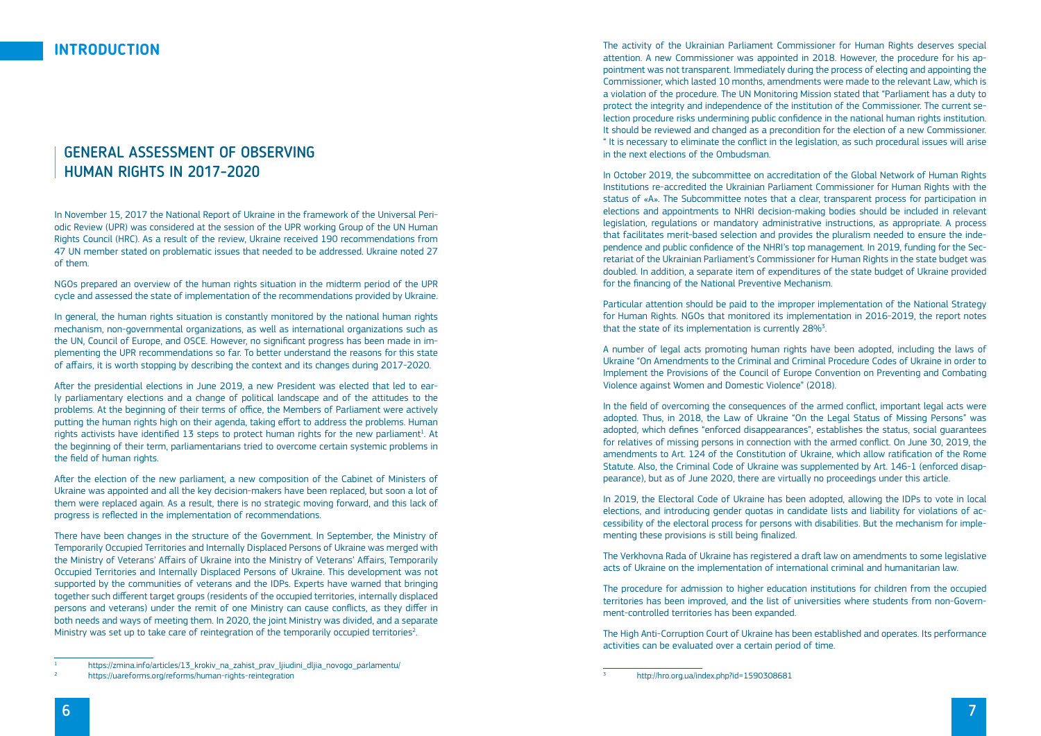# INTRODUCTION

## GENERAL ASSESSMENT OF OBSERVING HUMAN RIGHTS IN 2017-2020

In November 15, 2017 the National Report of Ukraine in the framework of the Universal Periodic Review (UPR) was considered at the session of the UPR working Group of the UN Human Rights Council (HRC). As a result of the review, Ukraine received 190 recommendations from 47 UN member stated on problematic issues that needed to be addressed. Ukraine noted 27 of them.

NGOs prepared an overview of the human rights situation in the midterm period of the UPR cycle and assessed the state of implementation of the recommendations provided by Ukraine.

In general, the human rights situation is constantly monitored by the national human rights mechanism, non-governmental organizations, as well as international organizations such as the UN, Council of Europe, and OSCE. However, no significant progress has been made in implementing the UPR recommendations so far. To better understand the reasons for this state of affairs, it is worth stopping by describing the context and its changes during 2017-2020.

After the presidential elections in June 2019, a new President was elected that led to early parliamentary elections and a change of political landscape and of the attitudes to the problems. At the beginning of their terms of office, the Members of Parliament were actively putting the human rights high on their agenda, taking effort to address the problems. Human rights activists have identified 13 steps to protect human rights for the new parliament[1]. At the beginning of their term, parliamentarians tried to overcome certain systemic problems in the field of human rights.

After the election of the new parliament, a new composition of the Cabinet of Ministers of Ukraine was appointed and all the key decision-makers have been replaced, but soon a lot of them were replaced again. As a result, there is no strategic moving forward, and this lack of progress is reflected in the implementation of recommendations.

There have been changes in the structure of the Government. In September, the Ministry of Temporarily Occupied Territories and Internally Displaced Persons of Ukraine was merged with the Ministry of Veterans' Affairs of Ukraine into the Ministry of Veterans' Affairs, Temporarily Occupied Territories and Internally Displaced Persons of Ukraine. This development was not supported by the communities of veterans and the IDPs. Experts have warned that bringing together such different target groups (residents of the occupied territories, internally displaced persons and veterans) under the remit of one Ministry can cause conflicts, as they differ in both needs and ways of meeting them. In 2020, the joint Ministry was divided, and a separate Ministry was set up to take care of reintegration of the temporarily occupied territories[2].

The activity of the Ukrainian Parliament Commissioner for Human Rights deserves special attention. A new Commissioner was appointed in 2018. However, the procedure for his appointment was not transparent. Immediately during the process of electing and appointing the Commissioner, which lasted 10 months, amendments were made to the relevant Law, which is a violation of the procedure. The UN Monitoring Mission stated that "Parliament has a duty to protect the integrity and independence of the institution of the Commissioner. The current selection procedure risks undermining public confidence in the national human rights institution. It should be reviewed and changed as a precondition for the election of a new Commissioner. " It is necessary to eliminate the conflict in the legislation, as such procedural issues will arise in the next elections of the Ombudsman.

In October 2019, the subcommittee on accreditation of the Global Network of Human Rights Institutions re-accredited the Ukrainian Parliament Commissioner for Human Rights with the status of «A». The Subcommittee notes that a clear, transparent process for participation in elections and appointments to NHRI decision-making bodies should be included in relevant legislation, regulations or mandatory administrative instructions, as appropriate. A process that facilitates merit-based selection and provides the pluralism needed to ensure the independence and public confidence of the NHRI's top management. In 2019, funding for the Secretariat of the Ukrainian Parliament's Commissioner for Human Rights in the state budget was doubled. In addition, a separate item of expenditures of the state budget of Ukraine provided for the financing of the National Preventive Mechanism.

Particular attention should be paid to the improper implementation of the National Strategy for Human Rights. NGOs that monitored its implementation in 2016-2019, the report notes that the state of its implementation is currently 28%[3].

A number of legal acts promoting human rights have been adopted, including the laws of Ukraine "On Amendments to the Criminal and Criminal Procedure Codes of Ukraine in order to Implement the Provisions of the Council of Europe Convention on Preventing and Combating Violence against Women and Domestic Violence" (2018).

In the field of overcoming the consequences of the armed conflict, important legal acts were adopted. Thus, in 2018, the Law of Ukraine "On the Legal Status of Missing Persons" was adopted, which defines "enforced disappearances", establishes the status, social guarantees for relatives of missing persons in connection with the armed conflict. On June 30, 2019, the amendments to Art. 124 of the Constitution of Ukraine, which allow ratification of the Rome Statute. Also, the Criminal Code of Ukraine was supplemented by Art. 146-1 (enforced disappearance), but as of June 2020, there are virtually no proceedings under this article.

In 2019, the Electoral Code of Ukraine has been adopted, allowing the IDPs to vote in local elections, and introducing gender quotas in candidate lists and liability for violations of accessibility of the electoral process for persons with disabilities. But the mechanism for implementing these provisions is still being finalized.

The Verkhovna Rada of Ukraine has registered a draft law on amendments to some legislative acts of Ukraine on the implementation of international criminal and humanitarian law.

The procedure for admission to higher education institutions for children from the occupied territories has been improved, and the list of universities where students from non-Government-controlled territories has been expanded.

The High Anti-Corruption Court of Ukraine has been established and operates. Its performance activities can be evaluated over a certain period of time.

---

[1] https://zmina.info/articles/13_krokiv_na_zahist_prav_ljiudini_dljia_novogo_parlamentu/

[2] https://uareforms.org/reforms/human-rights-reintegration

[3] http://hro.org.ua/index.php?id=1590308681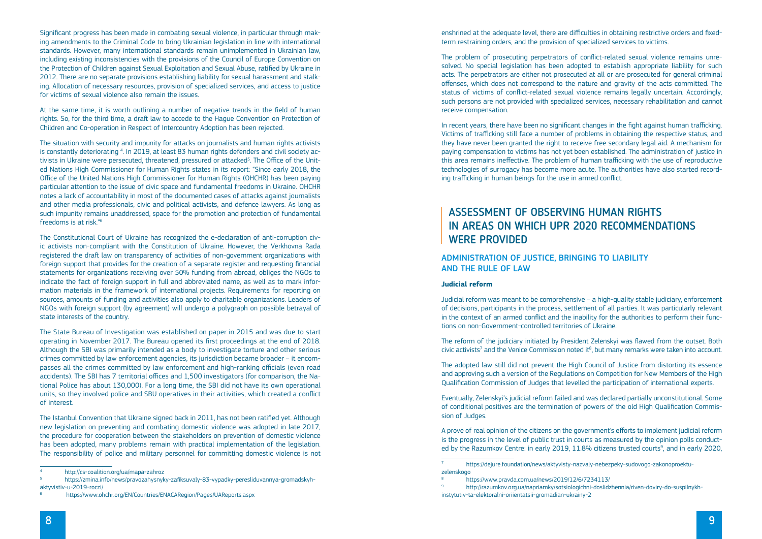Significant progress has been made in combating sexual violence, in particular through making amendments to the Criminal Code to bring Ukrainian legislation in line with international standards. However, many international standards remain unimplemented in Ukrainian law, including existing inconsistencies with the provisions of the Council of Europe Convention on the Protection of Children against Sexual Exploitation and Sexual Abuse, ratified by Ukraine in 2012. There are no separate provisions establishing liability for sexual harassment and stalking. Allocation of necessary resources, provision of specialized services, and access to justice for victims of sexual violence also remain the issues.

At the same time, it is worth outlining a number of negative trends in the field of human rights. So, for the third time, a draft law to accede to the Hague Convention on Protection of Children and Co-operation in Respect of Intercountry Adoption has been rejected.

The situation with security and impunity for attacks on journalists and human rights activists is constantly deteriorating [4]. In 2019, at least 83 human rights defenders and civil society activists in Ukraine were persecuted, threatened, pressured or attacked[5]. The Office of the United Nations High Commissioner for Human Rights states in its report: "Since early 2018, the Office of the United Nations High Commissioner for Human Rights (OHCHR) has been paying particular attention to the issue of civic space and fundamental freedoms in Ukraine. OHCHR notes a lack of accountability in most of the documented cases of attacks against journalists and other media professionals, civic and political activists, and defence lawyers. As long as such impunity remains unaddressed, space for the promotion and protection of fundamental freedoms is at risk."[6]

The Constitutional Court of Ukraine has recognized the e-declaration of anti-corruption civic activists non-compliant with the Constitution of Ukraine. However, the Verkhovna Rada registered the draft law on transparency of activities of non-government organizations with foreign support that provides for the creation of a separate register and requesting financial statements for organizations receiving over 50% funding from abroad, obliges the NGOs to indicate the fact of foreign support in full and abbreviated name, as well as to mark information materials in the framework of international projects. Requirements for reporting on sources, amounts of funding and activities also apply to charitable organizations. Leaders of NGOs with foreign support (by agreement) will undergo a polygraph on possible betrayal of state interests of the country.

The State Bureau of Investigation was established on paper in 2015 and was due to start operating in November 2017. The Bureau opened its first proceedings at the end of 2018. Although the SBI was primarily intended as a body to investigate torture and other serious crimes committed by law enforcement agencies, its jurisdiction became broader – it encompasses all the crimes committed by law enforcement and high-ranking officials (even road accidents). The SBI has 7 territorial offices and 1,500 investigators (for comparison, the National Police has about 130,000). For a long time, the SBI did not have its own operational units, so they involved police and SBU operatives in their activities, which created a conflict of interest.

The Istanbul Convention that Ukraine signed back in 2011, has not been ratified yet. Although new legislation on preventing and combating domestic violence was adopted in late 2017, the procedure for cooperation between the stakeholders on prevention of domestic violence has been adopted, many problems remain with practical implementation of the legislation. The responsibility of police and military personnel for committing domestic violence is not enshrined at the adequate level, there are difficulties in obtaining restrictive orders and fixed-term restraining orders, and the provision of specialized services to victims.

The problem of prosecuting perpetrators of conflict-related sexual violence remains unresolved. No special legislation has been adopted to establish appropriate liability for such acts. The perpetrators are either not prosecuted at all or are prosecuted for general criminal offenses, which does not correspond to the nature and gravity of the acts committed. The status of victims of conflict-related sexual violence remains legally uncertain. Accordingly, such persons are not provided with specialized services, necessary rehabilitation and cannot receive compensation.

In recent years, there have been no significant changes in the fight against human trafficking. Victims of trafficking still face a number of problems in obtaining the respective status, and they have never been granted the right to receive free secondary legal aid. A mechanism for paying compensation to victims has not yet been established. The administration of justice in this area remains ineffective. The problem of human trafficking with the use of reproductive technologies of surrogacy has become more acute. The authorities have also started recording trafficking in human beings for the use in armed conflict.

# ASSESSMENT OF OBSERVING HUMAN RIGHTS IN AREAS ON WHICH UPR 2020 RECOMMENDATIONS WERE PROVIDED

## ADMINISTRATION OF JUSTICE, BRINGING TO LIABILITY AND THE RULE OF LAW

### Judicial reform

Judicial reform was meant to be comprehensive – a high-quality stable judiciary, enforcement of decisions, participants in the process, settlement of all parties. It was particularly relevant in the context of an armed conflict and the inability for the authorities to perform their functions on non-Government-controlled territories of Ukraine.

The reform of the judiciary initiated by President Zelenskyi was flawed from the outset. Both civic activists[7] and the Venice Commission noted it[8], but many remarks were taken into account.

The adopted law still did not prevent the High Council of Justice from distorting its essence and approving such a version of the Regulations on Competition for New Members of the High Qualification Commission of Judges that levelled the participation of international experts.

Eventually, Zelenskyi's judicial reform failed and was declared partially unconstitutional. Some of conditional positives are the termination of powers of the old High Qualification Commission of Judges.

A prove of real opinion of the citizens on the government's efforts to implement judicial reform is the progress in the level of public trust in courts as measured by the opinion polls conducted by the Razumkov Centre: in early 2019, 11.8% citizens trusted courts[9], and in early 2020,

---

[4] http://cs-coalition.org/ua/mapa-zahroz

[5] https://zmina.info/news/pravozahysnyky-zafiksuvaly-83-vypadky-peresliduvannya-gromadskyh-aktyvistiv-u-2019-roczi/

[6] https://www.ohchr.org/EN/Countries/ENACARegion/Pages/UAReports.aspx

[7] https://dejure.foundation/news/aktyvisty-nazvaly-nebezpeky-sudovogo-zakonoproektu-zelenskogo

[8] https://www.pravda.com.ua/news/2019/12/6/7234113/

[9] http://razumkov.org.ua/napriamky/sotsiologichni-doslidzhennia/riven-doviry-do-suspilnykh-instytutiv-ta-elektoralni-oriientatsii-gromadian-ukrainy-2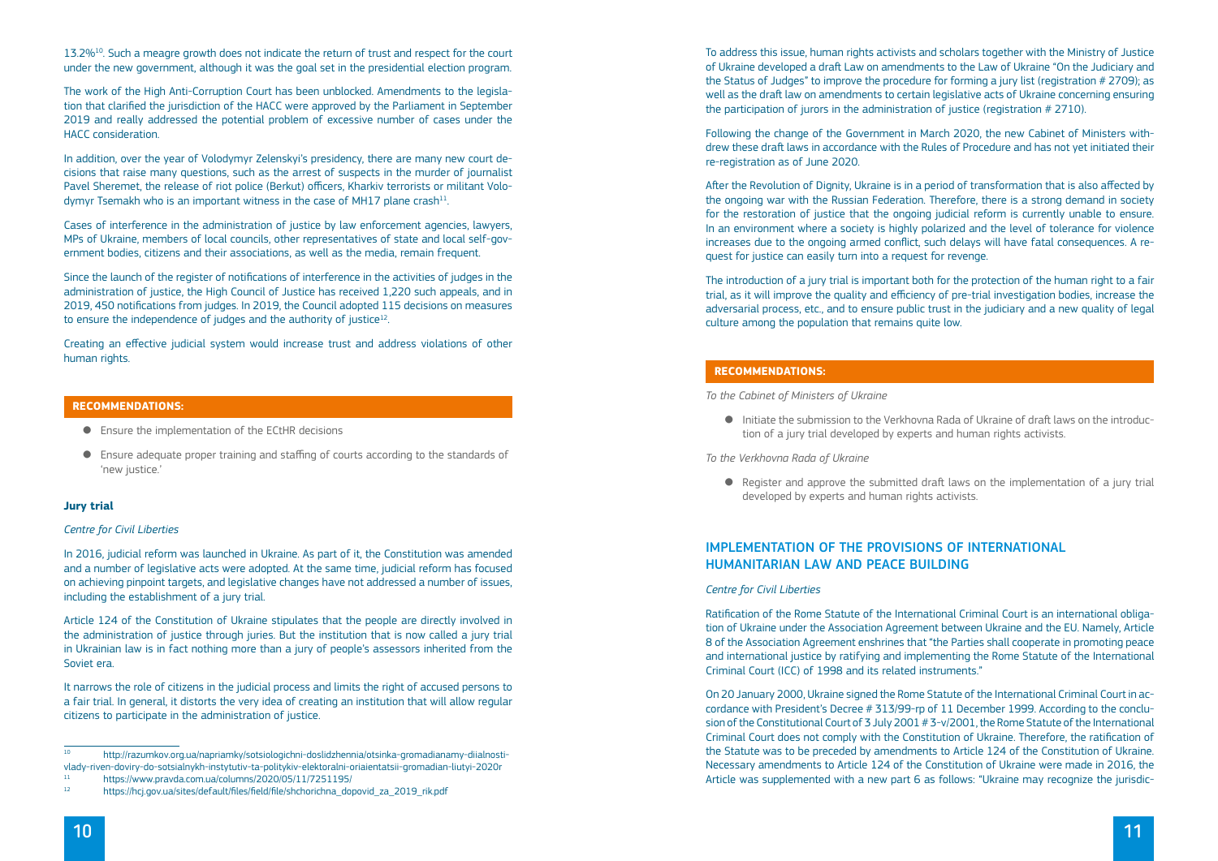13.2%[10]. Such a meagre growth does not indicate the return of trust and respect for the court under the new government, although it was the goal set in the presidential election program.

The work of the High Anti-Corruption Court has been unblocked. Amendments to the legislation that clarified the jurisdiction of the HACC were approved by the Parliament in September 2019 and really addressed the potential problem of excessive number of cases under the HACC consideration.

In addition, over the year of Volodymyr Zelenskyi's presidency, there are many new court decisions that raise many questions, such as the arrest of suspects in the murder of journalist Pavel Sheremet, the release of riot police (Berkut) officers, Kharkiv terrorists or militant Volodymyr Tsemakh who is an important witness in the case of MH17 plane crash[11].

Cases of interference in the administration of justice by law enforcement agencies, lawyers, MPs of Ukraine, members of local councils, other representatives of state and local self-government bodies, citizens and their associations, as well as the media, remain frequent.

Since the launch of the register of notifications of interference in the activities of judges in the administration of justice, the High Council of Justice has received 1,220 such appeals, and in 2019, 450 notifications from judges. In 2019, the Council adopted 115 decisions on measures to ensure the independence of judges and the authority of justice[12].

Creating an effective judicial system would increase trust and address violations of other human rights.

**RECOMMENDATIONS:**

- Ensure the implementation of the ECtHR decisions
- Ensure adequate proper training and staffing of courts according to the standards of 'new justice.'

**Jury trial**

*Centre for Civil Liberties*

In 2016, judicial reform was launched in Ukraine. As part of it, the Constitution was amended and a number of legislative acts were adopted. At the same time, judicial reform has focused on achieving pinpoint targets, and legislative changes have not addressed a number of issues, including the establishment of a jury trial.

Article 124 of the Constitution of Ukraine stipulates that the people are directly involved in the administration of justice through juries. But the institution that is now called a jury trial in Ukrainian law is in fact nothing more than a jury of people's assessors inherited from the Soviet era.

It narrows the role of citizens in the judicial process and limits the right of accused persons to a fair trial. In general, it distorts the very idea of creating an institution that will allow regular citizens to participate in the administration of justice.

To address this issue, human rights activists and scholars together with the Ministry of Justice of Ukraine developed a draft Law on amendments to the Law of Ukraine "On the Judiciary and the Status of Judges" to improve the procedure for forming a jury list (registration # 2709); as well as the draft law on amendments to certain legislative acts of Ukraine concerning ensuring the participation of jurors in the administration of justice (registration # 2710).

Following the change of the Government in March 2020, the new Cabinet of Ministers withdrew these draft laws in accordance with the Rules of Procedure and has not yet initiated their re-registration as of June 2020.

After the Revolution of Dignity, Ukraine is in a period of transformation that is also affected by the ongoing war with the Russian Federation. Therefore, there is a strong demand in society for the restoration of justice that the ongoing judicial reform is currently unable to ensure. In an environment where a society is highly polarized and the level of tolerance for violence increases due to the ongoing armed conflict, such delays will have fatal consequences. A request for justice can easily turn into a request for revenge.

The introduction of a jury trial is important both for the protection of the human right to a fair trial, as it will improve the quality and efficiency of pre-trial investigation bodies, increase the adversarial process, etc., and to ensure public trust in the judiciary and a new quality of legal culture among the population that remains quite low.

**RECOMMENDATIONS:**

*To the Cabinet of Ministers of Ukraine*

- Initiate the submission to the Verkhovna Rada of Ukraine of draft laws on the introduction of a jury trial developed by experts and human rights activists.

*To the Verkhovna Rada of Ukraine*

- Register and approve the submitted draft laws on the implementation of a jury trial developed by experts and human rights activists.

## IMPLEMENTATION OF THE PROVISIONS OF INTERNATIONAL HUMANITARIAN LAW AND PEACE BUILDING

*Centre for Civil Liberties*

Ratification of the Rome Statute of the International Criminal Court is an international obligation of Ukraine under the Association Agreement between Ukraine and the EU. Namely, Article 8 of the Association Agreement enshrines that "the Parties shall cooperate in promoting peace and international justice by ratifying and implementing the Rome Statute of the International Criminal Court (ICC) of 1998 and its related instruments."

On 20 January 2000, Ukraine signed the Rome Statute of the International Criminal Court in accordance with President's Decree # 313/99-rp of 11 December 1999. According to the conclusion of the Constitutional Court of 3 July 2001 # 3-v/2001, the Rome Statute of the International Criminal Court does not comply with the Constitution of Ukraine. Therefore, the ratification of the Statute was to be preceded by amendments to Article 124 of the Constitution of Ukraine. Necessary amendments to Article 124 of the Constitution of Ukraine were made in 2016, the Article was supplemented with a new part 6 as follows: "Ukraine may recognize the jurisdic-

---

[10] http://razumkov.org.ua/napriamky/sotsiologichni-doslidzhennia/otsinka-gromadianamy-diialnosti-vlady-riven-doviry-do-sotsialnykh-instytutiv-ta-politykiv-elektoralni-oriaientatsii-gromadian-liutyi-2020r

[11] https://www.pravda.com.ua/columns/2020/05/11/7251195/

[12] https://hcj.gov.ua/sites/default/files/field/file/shchorichna_dopovid_za_2019_rik.pdf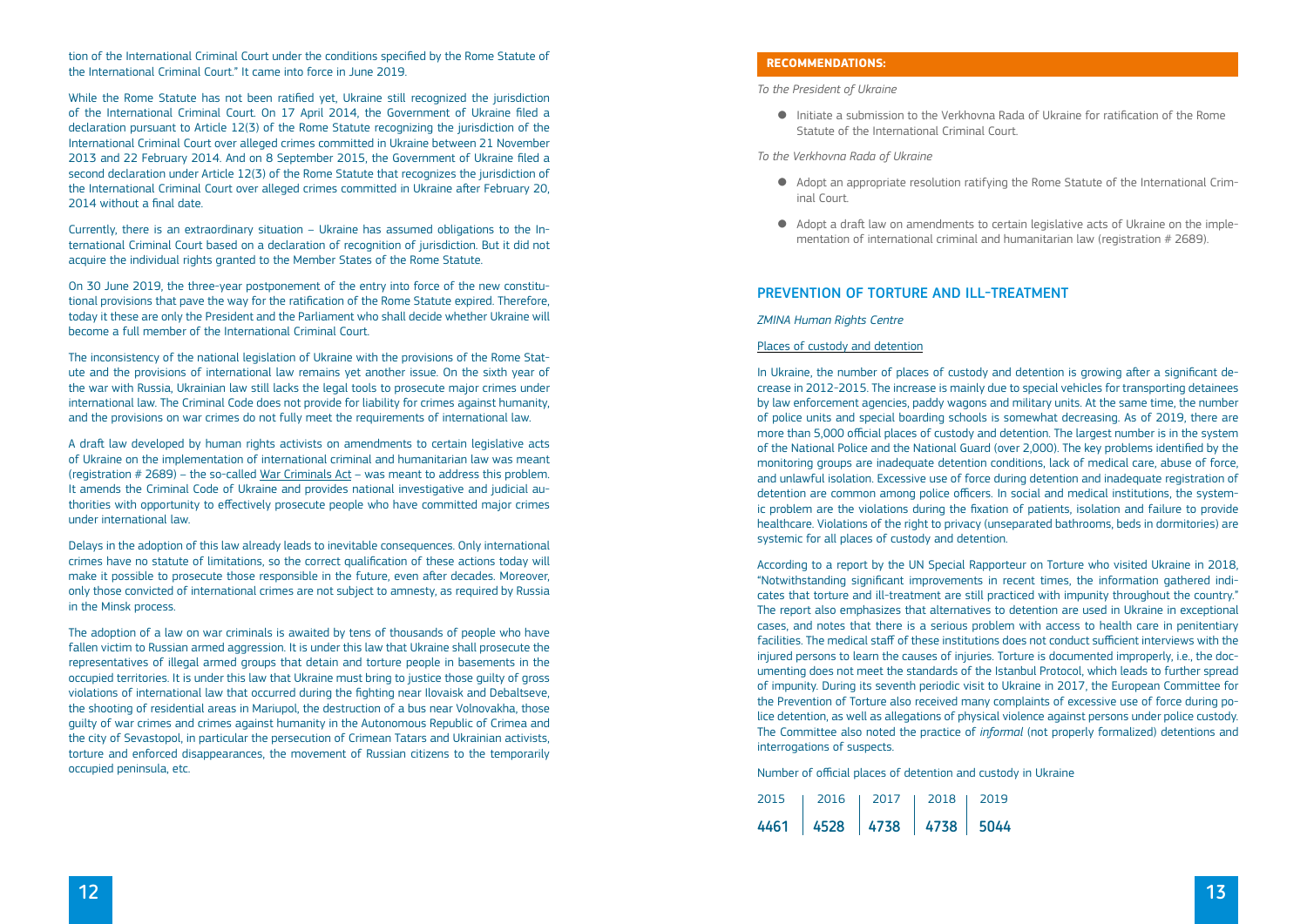tion of the International Criminal Court under the conditions specified by the Rome Statute of the International Criminal Court." It came into force in June 2019.

While the Rome Statute has not been ratified yet, Ukraine still recognized the jurisdiction of the International Criminal Court. On 17 April 2014, the Government of Ukraine filed a declaration pursuant to Article 12(3) of the Rome Statute recognizing the jurisdiction of the International Criminal Court over alleged crimes committed in Ukraine between 21 November 2013 and 22 February 2014. And on 8 September 2015, the Government of Ukraine filed a second declaration under Article 12(3) of the Rome Statute that recognizes the jurisdiction of the International Criminal Court over alleged crimes committed in Ukraine after February 20, 2014 without a final date.

Currently, there is an extraordinary situation – Ukraine has assumed obligations to the International Criminal Court based on a declaration of recognition of jurisdiction. But it did not acquire the individual rights granted to the Member States of the Rome Statute.

On 30 June 2019, the three-year postponement of the entry into force of the new constitutional provisions that pave the way for the ratification of the Rome Statute expired. Therefore, today it these are only the President and the Parliament who shall decide whether Ukraine will become a full member of the International Criminal Court.

The inconsistency of the national legislation of Ukraine with the provisions of the Rome Statute and the provisions of international law remains yet another issue. On the sixth year of the war with Russia, Ukrainian law still lacks the legal tools to prosecute major crimes under international law. The Criminal Code does not provide for liability for crimes against humanity, and the provisions on war crimes do not fully meet the requirements of international law.

A draft law developed by human rights activists on amendments to certain legislative acts of Ukraine on the implementation of international criminal and humanitarian law was meant (registration # 2689) – the so-called War Criminals Act – was meant to address this problem. It amends the Criminal Code of Ukraine and provides national investigative and judicial authorities with opportunity to effectively prosecute people who have committed major crimes under international law.

Delays in the adoption of this law already leads to inevitable consequences. Only international crimes have no statute of limitations, so the correct qualification of these actions today will make it possible to prosecute those responsible in the future, even after decades. Moreover, only those convicted of international crimes are not subject to amnesty, as required by Russia in the Minsk process.

The adoption of a law on war criminals is awaited by tens of thousands of people who have fallen victim to Russian armed aggression. It is under this law that Ukraine shall prosecute the representatives of illegal armed groups that detain and torture people in basements in the occupied territories. It is under this law that Ukraine must bring to justice those guilty of gross violations of international law that occurred during the fighting near Ilovaisk and Debaltseve, the shooting of residential areas in Mariupol, the destruction of a bus near Volnovakha, those guilty of war crimes and crimes against humanity in the Autonomous Republic of Crimea and the city of Sevastopol, in particular the persecution of Crimean Tatars and Ukrainian activists, torture and enforced disappearances, the movement of Russian citizens to the temporarily occupied peninsula, etc.

**RECOMMENDATIONS:**

*To the President of Ukraine*

- Initiate a submission to the Verkhovna Rada of Ukraine for ratification of the Rome Statute of the International Criminal Court.

*To the Verkhovna Rada of Ukraine*

- Adopt an appropriate resolution ratifying the Rome Statute of the International Criminal Court.
- Adopt a draft law on amendments to certain legislative acts of Ukraine on the implementation of international criminal and humanitarian law (registration # 2689).

## PREVENTION OF TORTURE AND ILL-TREATMENT

*ZMINA Human Rights Centre*

Places of custody and detention

In Ukraine, the number of places of custody and detention is growing after a significant decrease in 2012-2015. The increase is mainly due to special vehicles for transporting detainees by law enforcement agencies, paddy wagons and military units. At the same time, the number of police units and special boarding schools is somewhat decreasing. As of 2019, there are more than 5,000 official places of custody and detention. The largest number is in the system of the National Police and the National Guard (over 2,000). The key problems identified by the monitoring groups are inadequate detention conditions, lack of medical care, abuse of force, and unlawful isolation. Excessive use of force during detention and inadequate registration of detention are common among police officers. In social and medical institutions, the systemic problem are the violations during the fixation of patients, isolation and failure to provide healthcare. Violations of the right to privacy (unseparated bathrooms, beds in dormitories) are systemic for all places of custody and detention.

According to a report by the UN Special Rapporteur on Torture who visited Ukraine in 2018, "Notwithstanding significant improvements in recent times, the information gathered indicates that torture and ill-treatment are still practiced with impunity throughout the country." The report also emphasizes that alternatives to detention are used in Ukraine in exceptional cases, and notes that there is a serious problem with access to health care in penitentiary facilities. The medical staff of these institutions does not conduct sufficient interviews with the injured persons to learn the causes of injuries. Torture is documented improperly, i.e., the documenting does not meet the standards of the Istanbul Protocol, which leads to further spread of impunity. During its seventh periodic visit to Ukraine in 2017, the European Committee for the Prevention of Torture also received many complaints of excessive use of force during police detention, as well as allegations of physical violence against persons under police custody. The Committee also noted the practice of *informal* (not properly formalized) detentions and interrogations of suspects.

Number of official places of detention and custody in Ukraine

| 2015 | 2016 | 2017 | 2018 | 2019 |
|---|---|---|---|---|
| **4461** | **4528** | **4738** | **4738** | **5044** |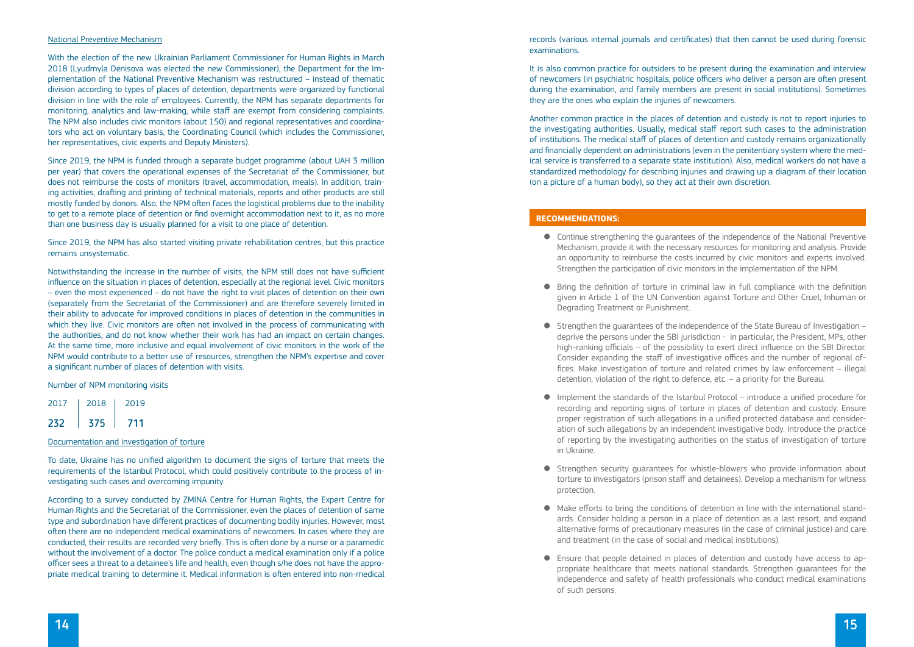National Preventive Mechanism

With the election of the new Ukrainian Parliament Commissioner for Human Rights in March 2018 (Lyudmyla Denisova was elected the new Commissioner), the Department for the Implementation of the National Preventive Mechanism was restructured – instead of thematic division according to types of places of detention, departments were organized by functional division in line with the role of employees. Currently, the NPM has separate departments for monitoring, analytics and law-making, while staff are exempt from considering complaints. The NPM also includes civic monitors (about 150) and regional representatives and coordinators who act on voluntary basis, the Coordinating Council (which includes the Commissioner, her representatives, civic experts and Deputy Ministers).

Since 2019, the NPM is funded through a separate budget programme (about UAH 3 million per year) that covers the operational expenses of the Secretariat of the Commissioner, but does not reimburse the costs of monitors (travel, accommodation, meals). In addition, training activities, drafting and printing of technical materials, reports and other products are still mostly funded by donors. Also, the NPM often faces the logistical problems due to the inability to get to a remote place of detention or find overnight accommodation next to it, as no more than one business day is usually planned for a visit to one place of detention.

Since 2019, the NPM has also started visiting private rehabilitation centres, but this practice remains unsystematic.

Notwithstanding the increase in the number of visits, the NPM still does not have sufficient influence on the situation in places of detention, especially at the regional level. Civic monitors – even the most experienced – do not have the right to visit places of detention on their own (separately from the Secretariat of the Commissioner) and are therefore severely limited in their ability to advocate for improved conditions in places of detention in the communities in which they live. Civic monitors are often not involved in the process of communicating with the authorities, and do not know whether their work has had an impact on certain changes. At the same time, more inclusive and equal involvement of civic monitors in the work of the NPM would contribute to a better use of resources, strengthen the NPM's expertise and cover a significant number of places of detention with visits.

Number of NPM monitoring visits

| 2017 | 2018 | 2019 |
|---|---|---|
| 232 | 375 | 711 |

Documentation and investigation of torture

To date, Ukraine has no unified algorithm to document the signs of torture that meets the requirements of the Istanbul Protocol, which could positively contribute to the process of investigating such cases and overcoming impunity.

According to a survey conducted by ZMINA Centre for Human Rights, the Expert Centre for Human Rights and the Secretariat of the Commissioner, even the places of detention of same type and subordination have different practices of documenting bodily injuries. However, most often there are no independent medical examinations of newcomers. In cases where they are conducted, their results are recorded very briefly. This is often done by a nurse or a paramedic without the involvement of a doctor. The police conduct a medical examination only if a police officer sees a threat to a detainee's life and health, even though s/he does not have the appropriate medical training to determine it. Medical information is often entered into non-medical records (various internal journals and certificates) that then cannot be used during forensic examinations.

It is also common practice for outsiders to be present during the examination and interview of newcomers (in psychiatric hospitals, police officers who deliver a person are often present during the examination, and family members are present in social institutions). Sometimes they are the ones who explain the injuries of newcomers.

Another common practice in the places of detention and custody is not to report injuries to the investigating authorities. Usually, medical staff report such cases to the administration of institutions. The medical staff of places of detention and custody remains organizationally and financially dependent on administrations (even in the penitentiary system where the medical service is transferred to a separate state institution). Also, medical workers do not have a standardized methodology for describing injuries and drawing up a diagram of their location (on a picture of a human body), so they act at their own discretion.

**RECOMMENDATIONS:**

- Continue strengthening the guarantees of the independence of the National Preventive Mechanism, provide it with the necessary resources for monitoring and analysis. Provide an opportunity to reimburse the costs incurred by civic monitors and experts involved. Strengthen the participation of civic monitors in the implementation of the NPM.
- Bring the definition of torture in criminal law in full compliance with the definition given in Article 1 of the UN Convention against Torture and Other Cruel, Inhuman or Degrading Treatment or Punishment.
- Strengthen the guarantees of the independence of the State Bureau of Investigation – deprive the persons under the SBI jurisdiction - in particular, the President, MPs, other high-ranking officials – of the possibility to exert direct influence on the SBI Director. Consider expanding the staff of investigative offices and the number of regional offices. Make investigation of torture and related crimes by law enforcement – illegal detention, violation of the right to defence, etc. – a priority for the Bureau.
- Implement the standards of the Istanbul Protocol – introduce a unified procedure for recording and reporting signs of torture in places of detention and custody. Ensure proper registration of such allegations in a unified protected database and consideration of such allegations by an independent investigative body. Introduce the practice of reporting by the investigating authorities on the status of investigation of torture in Ukraine.
- Strengthen security guarantees for whistle-blowers who provide information about torture to investigators (prison staff and detainees). Develop a mechanism for witness protection.
- Make efforts to bring the conditions of detention in line with the international standards. Consider holding a person in a place of detention as a last resort, and expand alternative forms of precautionary measures (in the case of criminal justice) and care and treatment (in the case of social and medical institutions).
- Ensure that people detained in places of detention and custody have access to appropriate healthcare that meets national standards. Strengthen guarantees for the independence and safety of health professionals who conduct medical examinations of such persons.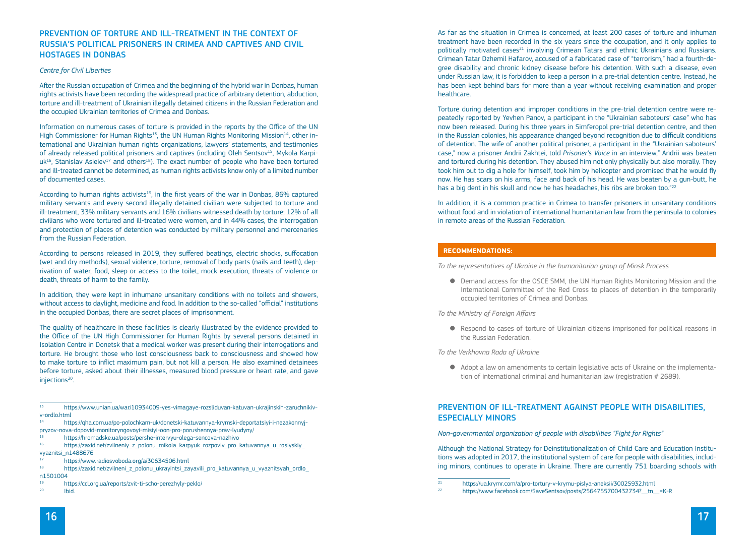## PREVENTION OF TORTURE AND ILL-TREATMENT IN THE CONTEXT OF RUSSIA'S POLITICAL PRISONERS IN CRIMEA AND CAPTIVES AND CIVIL HOSTAGES IN DONBAS

*Centre for Civil Liberties*

After the Russian occupation of Crimea and the beginning of the hybrid war in Donbas, human rights activists have been recording the widespread practice of arbitrary detention, abduction, torture and ill-treatment of Ukrainian illegally detained citizens in the Russian Federation and the occupied Ukrainian territories of Crimea and Donbas.

Information on numerous cases of torture is provided in the reports by the Office of the UN High Commissioner for Human Rights[13], the UN Human Rights Monitoring Mission[14], other international and Ukrainian human rights organizations, lawyers' statements, and testimonies of already released political prisoners and captives (including Oleh Sentsov[15], Mykola Karpiuk[16], Stanislav Asieiev[17] and others[18]). The exact number of people who have been tortured and ill-treated cannot be determined, as human rights activists know only of a limited number of documented cases.

According to human rights activists[19], in the first years of the war in Donbas, 86% captured military servants and every second illegally detained civilian were subjected to torture and ill-treatment, 33% military servants and 16% civilians witnessed death by torture; 12% of all civilians who were tortured and ill-treated were women, and in 44% cases, the interrogation and protection of places of detention was conducted by military personnel and mercenaries from the Russian Federation.

According to persons released in 2019, they suffered beatings, electric shocks, suffocation (wet and dry methods), sexual violence, torture, removal of body parts (nails and teeth), deprivation of water, food, sleep or access to the toilet, mock execution, threats of violence or death, threats of harm to the family.

In addition, they were kept in inhumane unsanitary conditions with no toilets and showers, without access to daylight, medicine and food. In addition to the so-called "official" institutions in the occupied Donbas, there are secret places of imprisonment.

The quality of healthcare in these facilities is clearly illustrated by the evidence provided to the Office of the UN High Commissioner for Human Rights by several persons detained in Isolation Centre in Donetsk that a medical worker was present during their interrogations and torture. He brought those who lost consciousness back to consciousness and showed how to make torture to inflict maximum pain, but not kill a person. He also examined detainees before torture, asked about their illnesses, measured blood pressure or heart rate, and gave injections[20].

As far as the situation in Crimea is concerned, at least 200 cases of torture and inhuman treatment have been recorded in the six years since the occupation, and it only applies to politically motivated cases[21] involving Crimean Tatars and ethnic Ukrainians and Russians. Crimean Tatar Dzhemil Hafarov, accused of a fabricated case of "terrorism," had a fourth-degree disability and chronic kidney disease before his detention. With such a disease, even under Russian law, it is forbidden to keep a person in a pre-trial detention centre. Instead, he has been kept behind bars for more than a year without receiving examination and proper healthcare.

Torture during detention and improper conditions in the pre-trial detention centre were repeatedly reported by Yevhen Panov, a participant in the "Ukrainian saboteurs' case" who has now been released. During his three years in Simferopol pre-trial detention centre, and then in the Russian colonies, his appearance changed beyond recognition due to difficult conditions of detention. The wife of another political prisoner, a participant in the "Ukrainian saboteurs' case," now a prisoner Andrii Zakhtei, told *Prisoner's Voice* in an interview," Andrii was beaten and tortured during his detention. They abused him not only physically but also morally. They took him out to dig a hole for himself, took him by helicopter and promised that he would fly now. He has scars on his arms, face and back of his head. He was beaten by a gun-butt, he has a big dent in his skull and now he has headaches, his ribs are broken too."[22]

In addition, it is a common practice in Crimea to transfer prisoners in unsanitary conditions without food and in violation of international humanitarian law from the peninsula to colonies in remote areas of the Russian Federation.

**RECOMMENDATIONS:**

*To the representatives of Ukraine in the humanitarian group of Minsk Process*

- Demand access for the OSCE SMM, the UN Human Rights Monitoring Mission and the International Committee of the Red Cross to places of detention in the temporarily occupied territories of Crimea and Donbas.

*To the Ministry of Foreign Affairs*

- Respond to cases of torture of Ukrainian citizens imprisoned for political reasons in the Russian Federation.

*To the Verkhovna Rada of Ukraine*

- Adopt a law on amendments to certain legislative acts of Ukraine on the implementation of international criminal and humanitarian law (registration # 2689).

## PREVENTION OF ILL-TREATMENT AGAINST PEOPLE WITH DISABILITIES, ESPECIALLY MINORS

*Non-governmental organization of people with disabilities "Fight for Rights"*

Although the National Strategy for Deinstitutionalization of Child Care and Education Institutions was adopted in 2017, the institutional system of care for people with disabilities, including minors, continues to operate in Ukraine. There are currently 751 boarding schools with

---

[13] https://www.unian.ua/war/10934009-yes-vimagaye-rozsliduvan-katuvan-ukrajinskih-zaruchnikiv-v-ordlo.html

[14] https://qha.com.ua/po-polochkam-uk/donetski-katuvannya-krymski-deportatsiyi-i-nezakonnyj-pryzov-nova-dopovid-monitoryngovoyi-misiyi-oon-pro-porushennya-prav-lyudyny/

[15] https://hromadske.ua/posts/pershe-intervyu-olega-sencova-nazhivo

[16] https://zaxid.net/zvilneniy_z_polonu_mikola_karpyuk_rozpoviv_pro_katuvannya_u_rosiyskiy_vyaznitsi_n1488676

[17] https://www.radiosvoboda.org/a/30634506.html

[18] https://zaxid.net/zvilneni_z_polonu_ukrayintsi_zayavili_pro_katuvannya_u_vyaznitsyah_ordlo_n1501004

[19] https://ccl.org.ua/reports/zvit-ti-scho-perezhyly-peklo/

[20] Ibid.

[21] https://ua.krymr.com/a/pro-tortury-v-krymu-pislya-aneksii/30025932.html

[22] https://www.facebook.com/SaveSentsov/posts/2564755700432734?__tn__=K-R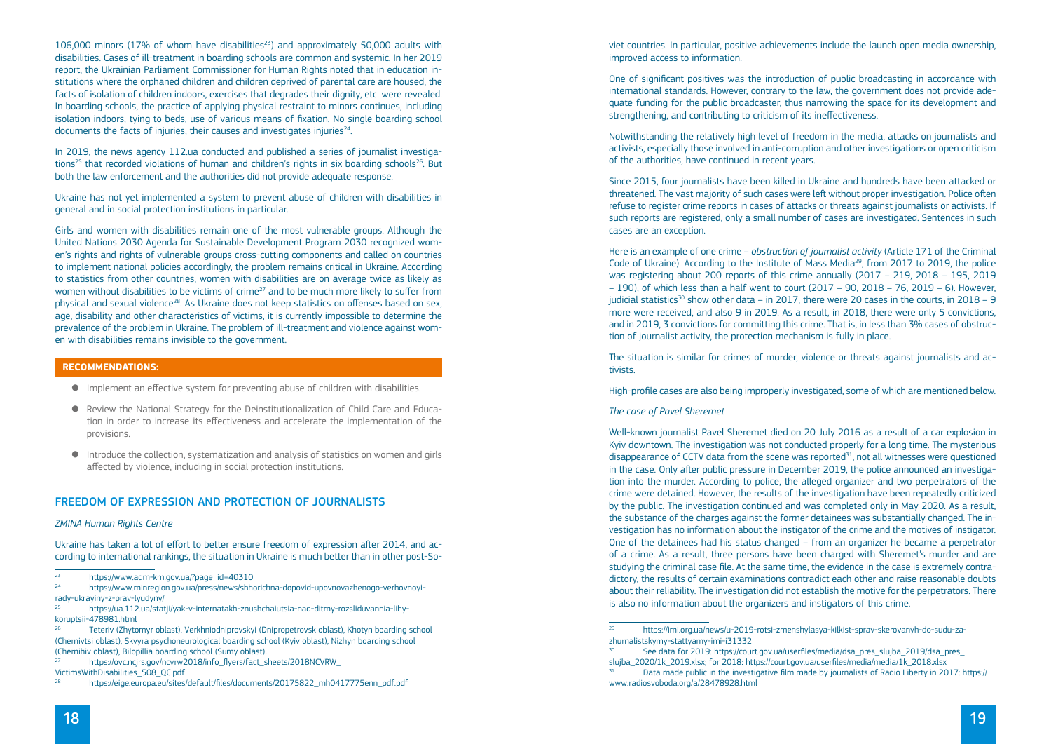106,000 minors (17% of whom have disabilities[23]) and approximately 50,000 adults with disabilities. Cases of ill-treatment in boarding schools are common and systemic. In her 2019 report, the Ukrainian Parliament Commissioner for Human Rights noted that in education institutions where the orphaned children and children deprived of parental care are housed, the facts of isolation of children indoors, exercises that degrades their dignity, etc. were revealed. In boarding schools, the practice of applying physical restraint to minors continues, including isolation indoors, tying to beds, use of various means of fixation. No single boarding school documents the facts of injuries, their causes and investigates injuries[24].

In 2019, the news agency 112.ua conducted and published a series of journalist investigations[25] that recorded violations of human and children's rights in six boarding schools[26]. But both the law enforcement and the authorities did not provide adequate response.

Ukraine has not yet implemented a system to prevent abuse of children with disabilities in general and in social protection institutions in particular.

Girls and women with disabilities remain one of the most vulnerable groups. Although the United Nations 2030 Agenda for Sustainable Development Program 2030 recognized women's rights and rights of vulnerable groups cross-cutting components and called on countries to implement national policies accordingly, the problem remains critical in Ukraine. According to statistics from other countries, women with disabilities are on average twice as likely as women without disabilities to be victims of crime[27] and to be much more likely to suffer from physical and sexual violence[28]. As Ukraine does not keep statistics on offenses based on sex, age, disability and other characteristics of victims, it is currently impossible to determine the prevalence of the problem in Ukraine. The problem of ill-treatment and violence against women with disabilities remains invisible to the government.

**RECOMMENDATIONS:**

- Implement an effective system for preventing abuse of children with disabilities.
- Review the National Strategy for the Deinstitutionalization of Child Care and Education in order to increase its effectiveness and accelerate the implementation of the provisions.
- Introduce the collection, systematization and analysis of statistics on women and girls affected by violence, including in social protection institutions.

## FREEDOM OF EXPRESSION AND PROTECTION OF JOURNALISTS

*ZMINA Human Rights Centre*

Ukraine has taken a lot of effort to better ensure freedom of expression after 2014, and according to international rankings, the situation in Ukraine is much better than in other post-Soviet countries. In particular, positive achievements include the launch open media ownership, improved access to information.

One of significant positives was the introduction of public broadcasting in accordance with international standards. However, contrary to the law, the government does not provide adequate funding for the public broadcaster, thus narrowing the space for its development and strengthening, and contributing to criticism of its ineffectiveness.

Notwithstanding the relatively high level of freedom in the media, attacks on journalists and activists, especially those involved in anti-corruption and other investigations or open criticism of the authorities, have continued in recent years.

Since 2015, four journalists have been killed in Ukraine and hundreds have been attacked or threatened. The vast majority of such cases were left without proper investigation. Police often refuse to register crime reports in cases of attacks or threats against journalists or activists. If such reports are registered, only a small number of cases are investigated. Sentences in such cases are an exception.

Here is an example of one crime – *obstruction of journalist activity* (Article 171 of the Criminal Code of Ukraine). According to the Institute of Mass Media[29], from 2017 to 2019, the police was registering about 200 reports of this crime annually (2017 – 219, 2018 – 195, 2019 – 190), of which less than a half went to court (2017 – 90, 2018 – 76, 2019 – 6). However, judicial statistics[30] show other data – in 2017, there were 20 cases in the courts, in 2018 – 9 more were received, and also 9 in 2019. As a result, in 2018, there were only 5 convictions, and in 2019, 3 convictions for committing this crime. That is, in less than 3% cases of obstruction of journalist activity, the protection mechanism is fully in place.

The situation is similar for crimes of murder, violence or threats against journalists and activists.

High-profile cases are also being improperly investigated, some of which are mentioned below.

*The case of Pavel Sheremet*

Well-known journalist Pavel Sheremet died on 20 July 2016 as a result of a car explosion in Kyiv downtown. The investigation was not conducted properly for a long time. The mysterious disappearance of CCTV data from the scene was reported[31], not all witnesses were questioned in the case. Only after public pressure in December 2019, the police announced an investigation into the murder. According to police, the alleged organizer and two perpetrators of the crime were detained. However, the results of the investigation have been repeatedly criticized by the public. The investigation continued and was completed only in May 2020. As a result, the substance of the charges against the former detainees was substantially changed. The investigation has no information about the instigator of the crime and the motives of instigator. One of the detainees had his status changed – from an organizer he became a perpetrator of a crime. As a result, three persons have been charged with Sheremet's murder and are studying the criminal case file. At the same time, the evidence in the case is extremely contradictory, the results of certain examinations contradict each other and raise reasonable doubts about their reliability. The investigation did not establish the motive for the perpetrators. There is also no information about the organizers and instigators of this crime.

---

[23] https://www.adm-km.gov.ua/?page_id=40310

[24] https://www.minregion.gov.ua/press/news/shhorichna-dopovid-upovnovazhenogo-verhovnoyi-rady-ukrayiny-z-prav-lyudyny/

[25] https://ua.112.ua/statji/yak-v-internatakh-znushchaiutsia-nad-ditmy-rozsliduvannia-lihy-koruptsii-478981.html

[26] Teteriv (Zhytomyr oblast), Verkhniodniprovskyi (Dnipropetrovsk oblast), Khotyn boarding school (Chernivtsi oblast), Skvyra psychoneurological boarding school (Kyiv oblast), Nizhyn boarding school (Chernihiv oblast), Bilopillia boarding school (Sumy oblast).

[27] https://ovc.ncjrs.gov/ncvrw2018/info_flyers/fact_sheets/2018NCVRW_VictimsWithDisabilities_508_QC.pdf

[28] https://eige.europa.eu/sites/default/files/documents/20175822_mh0417775enn_pdf.pdf

[29] https://imi.org.ua/news/u-2019-rotsi-zmenshylasya-kilkist-sprav-skerovanyh-do-sudu-za-zhurnalistskymy-stattyamy-imi-i31332

[30] See data for 2019: https://court.gov.ua/userfiles/media/dsa_pres_slujba_2019/dsa_pres_slujba_2020/1k_2019.xlsx; for 2018: https://court.gov.ua/userfiles/media/media/1k_2018.xlsx

[31] Data made public in the investigative film made by journalists of Radio Liberty in 2017: https://www.radiosvoboda.org/a/28478928.html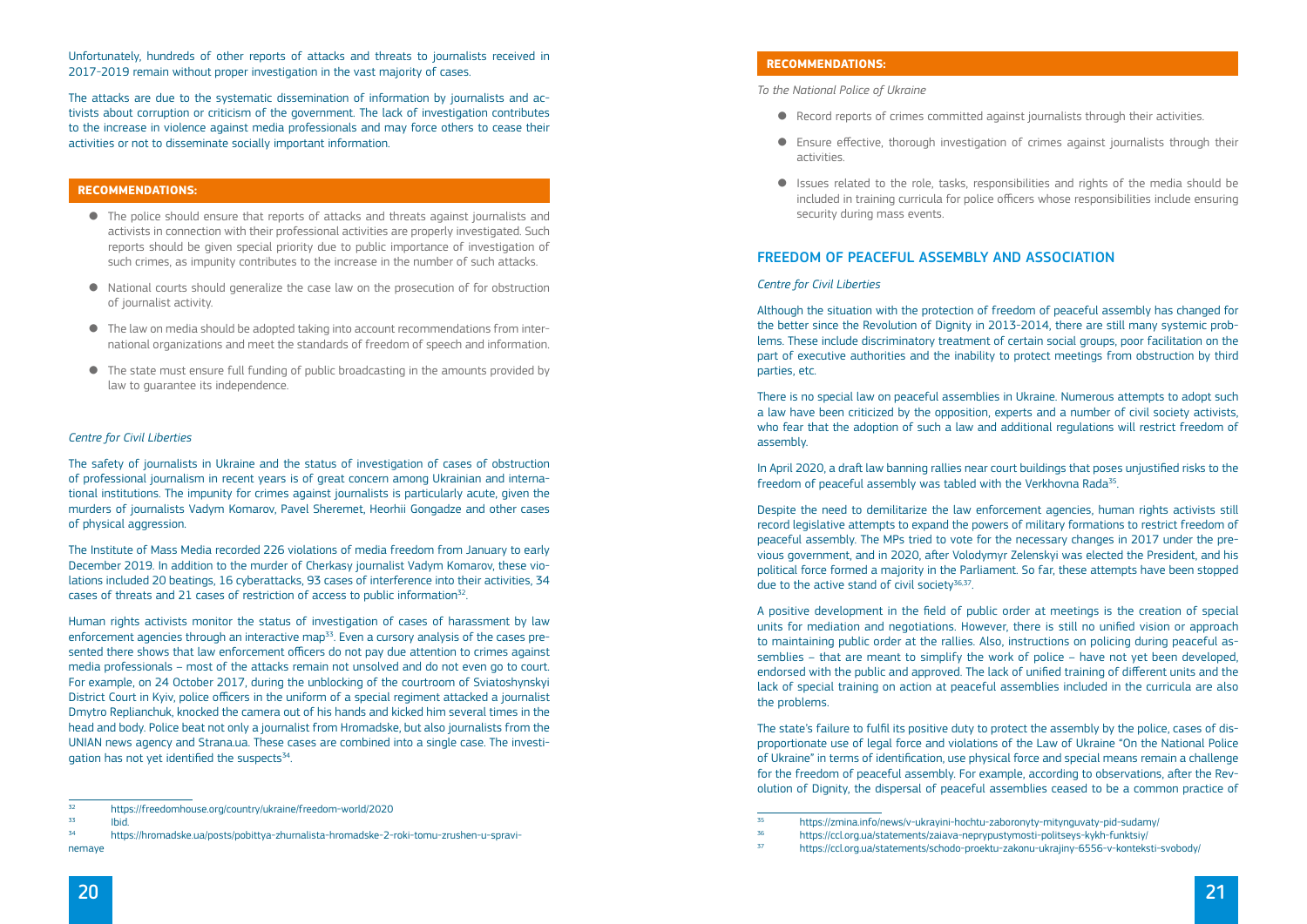Unfortunately, hundreds of other reports of attacks and threats to journalists received in 2017-2019 remain without proper investigation in the vast majority of cases.

The attacks are due to the systematic dissemination of information by journalists and activists about corruption or criticism of the government. The lack of investigation contributes to the increase in violence against media professionals and may force others to cease their activities or not to disseminate socially important information.

**RECOMMENDATIONS:**

- The police should ensure that reports of attacks and threats against journalists and activists in connection with their professional activities are properly investigated. Such reports should be given special priority due to public importance of investigation of such crimes, as impunity contributes to the increase in the number of such attacks.
- National courts should generalize the case law on the prosecution of for obstruction of journalist activity.
- The law on media should be adopted taking into account recommendations from international organizations and meet the standards of freedom of speech and information.
- The state must ensure full funding of public broadcasting in the amounts provided by law to guarantee its independence.

*Centre for Civil Liberties*

The safety of journalists in Ukraine and the status of investigation of cases of obstruction of professional journalism in recent years is of great concern among Ukrainian and international institutions. The impunity for crimes against journalists is particularly acute, given the murders of journalists Vadym Komarov, Pavel Sheremet, Heorhii Gongadze and other cases of physical aggression.

The Institute of Mass Media recorded 226 violations of media freedom from January to early December 2019. In addition to the murder of Cherkasy journalist Vadym Komarov, these violations included 20 beatings, 16 cyberattacks, 93 cases of interference into their activities, 34 cases of threats and 21 cases of restriction of access to public information[32].

Human rights activists monitor the status of investigation of cases of harassment by law enforcement agencies through an interactive map[33]. Even a cursory analysis of the cases presented there shows that law enforcement officers do not pay due attention to crimes against media professionals – most of the attacks remain not unsolved and do not even go to court. For example, on 24 October 2017, during the unblocking of the courtroom of Sviatoshynskyi District Court in Kyiv, police officers in the uniform of a special regiment attacked a journalist Dmytro Replianchuk, knocked the camera out of his hands and kicked him several times in the head and body. Police beat not only a journalist from Hromadske, but also journalists from the UNIAN news agency and Strana.ua. These cases are combined into a single case. The investigation has not yet identified the suspects[34].

[32] https://freedomhouse.org/country/ukraine/freedom-world/2020

[33] Ibid.

[34] https://hromadske.ua/posts/pobittya-zhurnalista-hromadske-2-roki-tomu-zrushen-u-spravi-nemaye

**RECOMMENDATIONS:**

*To the National Police of Ukraine*

- Record reports of crimes committed against journalists through their activities.
- Ensure effective, thorough investigation of crimes against journalists through their activities.
- Issues related to the role, tasks, responsibilities and rights of the media should be included in training curricula for police officers whose responsibilities include ensuring security during mass events.

## FREEDOM OF PEACEFUL ASSEMBLY AND ASSOCIATION

*Centre for Civil Liberties*

Although the situation with the protection of freedom of peaceful assembly has changed for the better since the Revolution of Dignity in 2013-2014, there are still many systemic problems. These include discriminatory treatment of certain social groups, poor facilitation on the part of executive authorities and the inability to protect meetings from obstruction by third parties, etc.

There is no special law on peaceful assemblies in Ukraine. Numerous attempts to adopt such a law have been criticized by the opposition, experts and a number of civil society activists, who fear that the adoption of such a law and additional regulations will restrict freedom of assembly.

In April 2020, a draft law banning rallies near court buildings that poses unjustified risks to the freedom of peaceful assembly was tabled with the Verkhovna Rada[35].

Despite the need to demilitarize the law enforcement agencies, human rights activists still record legislative attempts to expand the powers of military formations to restrict freedom of peaceful assembly. The MPs tried to vote for the necessary changes in 2017 under the previous government, and in 2020, after Volodymyr Zelenskyi was elected the President, and his political force formed a majority in the Parliament. So far, these attempts have been stopped due to the active stand of civil society[36,37].

A positive development in the field of public order at meetings is the creation of special units for mediation and negotiations. However, there is still no unified vision or approach to maintaining public order at the rallies. Also, instructions on policing during peaceful assemblies – that are meant to simplify the work of police – have not yet been developed, endorsed with the public and approved. The lack of unified training of different units and the lack of special training on action at peaceful assemblies included in the curricula are also the problems.

The state's failure to fulfil its positive duty to protect the assembly by the police, cases of disproportionate use of legal force and violations of the Law of Ukraine "On the National Police of Ukraine" in terms of identification, use physical force and special means remain a challenge for the freedom of peaceful assembly. For example, according to observations, after the Revolution of Dignity, the dispersal of peaceful assemblies ceased to be a common practice of

[35] https://zmina.info/news/v-ukrayini-hochtu-zaboronyty-mitynguvaty-pid-sudamy/

[36] https://ccl.org.ua/statements/zaiava-neprypustymosti-politseys-kykh-funktsiy/

[37] https://ccl.org.ua/statements/schodo-proektu-zakonu-ukrajiny-6556-v-konteksti-svobody/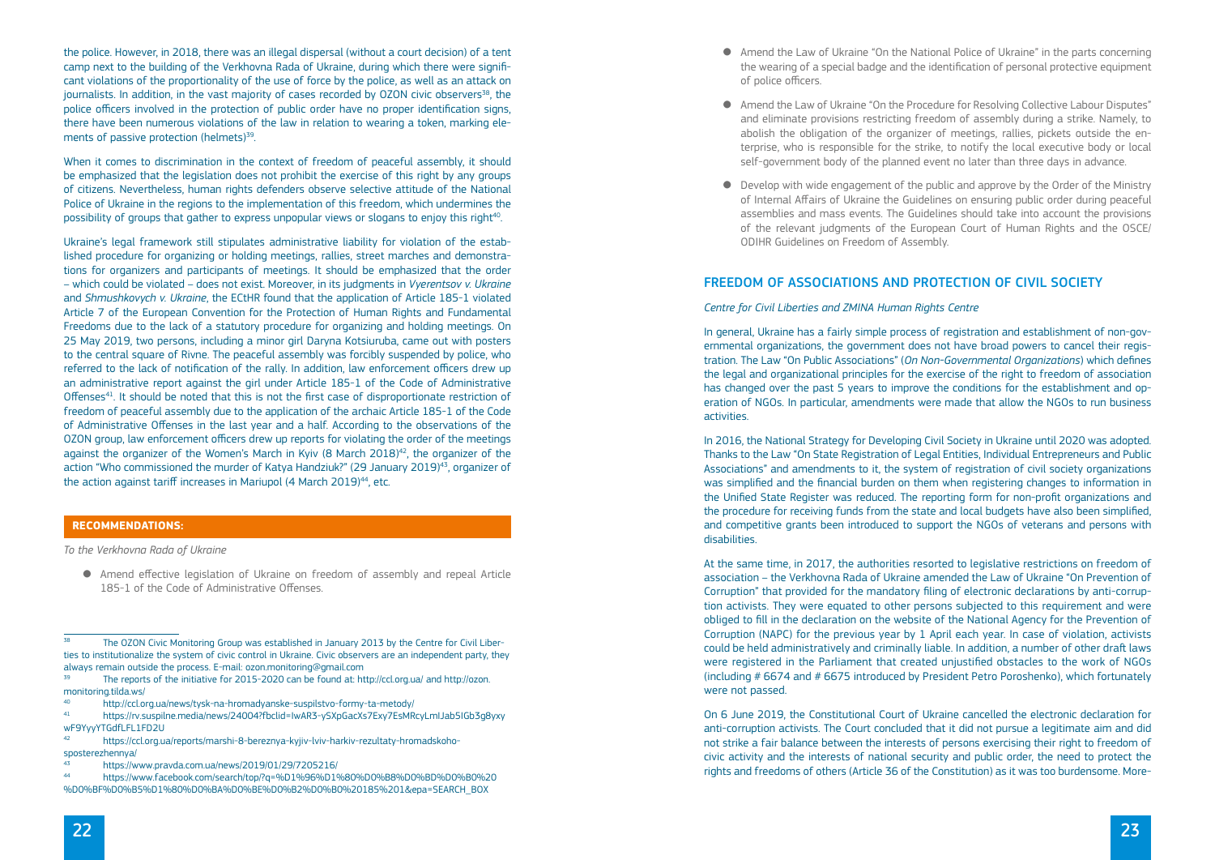the police. However, in 2018, there was an illegal dispersal (without a court decision) of a tent camp next to the building of the Verkhovna Rada of Ukraine, during which there were significant violations of the proportionality of the use of force by the police, as well as an attack on journalists. In addition, in the vast majority of cases recorded by OZON civic observers[38], the police officers involved in the protection of public order have no proper identification signs, there have been numerous violations of the law in relation to wearing a token, marking elements of passive protection (helmets)[39].

When it comes to discrimination in the context of freedom of peaceful assembly, it should be emphasized that the legislation does not prohibit the exercise of this right by any groups of citizens. Nevertheless, human rights defenders observe selective attitude of the National Police of Ukraine in the regions to the implementation of this freedom, which undermines the possibility of groups that gather to express unpopular views or slogans to enjoy this right[40].

Ukraine's legal framework still stipulates administrative liability for violation of the established procedure for organizing or holding meetings, rallies, street marches and demonstrations for organizers and participants of meetings. It should be emphasized that the order – which could be violated – does not exist. Moreover, in its judgments in *Vyerentsov v. Ukraine* and *Shmushkovych v. Ukraine*, the ECtHR found that the application of Article 185-1 violated Article 7 of the European Convention for the Protection of Human Rights and Fundamental Freedoms due to the lack of a statutory procedure for organizing and holding meetings. On 25 May 2019, two persons, including a minor girl Daryna Kotsiuruba, came out with posters to the central square of Rivne. The peaceful assembly was forcibly suspended by police, who referred to the lack of notification of the rally. In addition, law enforcement officers drew up an administrative report against the girl under Article 185-1 of the Code of Administrative Offenses[41]. It should be noted that this is not the first case of disproportionate restriction of freedom of peaceful assembly due to the application of the archaic Article 185-1 of the Code of Administrative Offenses in the last year and a half. According to the observations of the OZON group, law enforcement officers drew up reports for violating the order of the meetings against the organizer of the Women's March in Kyiv (8 March 2018)[42], the organizer of the action "Who commissioned the murder of Katya Handziuk?" (29 January 2019)[43], organizer of the action against tariff increases in Mariupol (4 March 2019)[44], etc.

**RECOMMENDATIONS:**

*To the Verkhovna Rada of Ukraine*

- Amend effective legislation of Ukraine on freedom of assembly and repeal Article 185-1 of the Code of Administrative Offenses.
- Amend the Law of Ukraine "On the National Police of Ukraine" in the parts concerning the wearing of a special badge and the identification of personal protective equipment of police officers.
- Amend the Law of Ukraine "On the Procedure for Resolving Collective Labour Disputes" and eliminate provisions restricting freedom of assembly during a strike. Namely, to abolish the obligation of the organizer of meetings, rallies, pickets outside the enterprise, who is responsible for the strike, to notify the local executive body or local self-government body of the planned event no later than three days in advance.
- Develop with wide engagement of the public and approve by the Order of the Ministry of Internal Affairs of Ukraine the Guidelines on ensuring public order during peaceful assemblies and mass events. The Guidelines should take into account the provisions of the relevant judgments of the European Court of Human Rights and the OSCE/ODIHR Guidelines on Freedom of Assembly.

## FREEDOM OF ASSOCIATIONS AND PROTECTION OF CIVIL SOCIETY

*Centre for Civil Liberties and ZMINA Human Rights Centre*

In general, Ukraine has a fairly simple process of registration and establishment of non-governmental organizations, the government does not have broad powers to cancel their registration. The Law "On Public Associations" (*On Non-Governmental Organizations*) which defines the legal and organizational principles for the exercise of the right to freedom of association has changed over the past 5 years to improve the conditions for the establishment and operation of NGOs. In particular, amendments were made that allow the NGOs to run business activities.

In 2016, the National Strategy for Developing Civil Society in Ukraine until 2020 was adopted. Thanks to the Law "On State Registration of Legal Entities, Individual Entrepreneurs and Public Associations" and amendments to it, the system of registration of civil society organizations was simplified and the financial burden on them when registering changes to information in the Unified State Register was reduced. The reporting form for non-profit organizations and the procedure for receiving funds from the state and local budgets have also been simplified, and competitive grants been introduced to support the NGOs of veterans and persons with disabilities.

At the same time, in 2017, the authorities resorted to legislative restrictions on freedom of association – the Verkhovna Rada of Ukraine amended the Law of Ukraine "On Prevention of Corruption" that provided for the mandatory filing of electronic declarations by anti-corruption activists. They were equated to other persons subjected to this requirement and were obliged to fill in the declaration on the website of the National Agency for the Prevention of Corruption (NAPC) for the previous year by 1 April each year. In case of violation, activists could be held administratively and criminally liable. In addition, a number of other draft laws were registered in the Parliament that created unjustified obstacles to the work of NGOs (including # 6674 and # 6675 introduced by President Petro Poroshenko), which fortunately were not passed.

On 6 June 2019, the Constitutional Court of Ukraine cancelled the electronic declaration for anti-corruption activists. The Court concluded that it did not pursue a legitimate aim and did not strike a fair balance between the interests of persons exercising their right to freedom of civic activity and the interests of national security and public order, the need to protect the rights and freedoms of others (Article 36 of the Constitution) as it was too burdensome. More-

---

[38] The OZON Civic Monitoring Group was established in January 2013 by the Centre for Civil Liberties to institutionalize the system of civic control in Ukraine. Civic observers are an independent party, they always remain outside the process. E-mail: ozon.monitoring@gmail.com

[39] The reports of the initiative for 2015-2020 can be found at: http://ccl.org.ua/ and http://ozon.monitoring.tilda.ws/

[40] http://ccl.org.ua/news/tysk-na-hromadyanske-suspilstvo-formy-ta-metody/

[41] https://rv.suspilne.media/news/24004?fbclid=IwAR3-ySXpGacXs7Exy7EsMRcyLmlJab5IGb3g8yxywF9YyyYTGdfLFL1FD2U

[42] https://ccl.org.ua/reports/marshi-8-bereznya-kyjiv-lviv-harkiv-rezultaty-hromadskoho-sposterezhennya/

[43] https://www.pravda.com.ua/news/2019/01/29/7205216/

[44] https://www.facebook.com/search/top/?q=%D1%96%D1%80%D0%B8%D0%BD%D0%B0%20%D0%BF%D0%B5%D1%80%D0%BA%D0%BE%D0%B2%D0%B0%20185%201&epa=SEARCH_BOX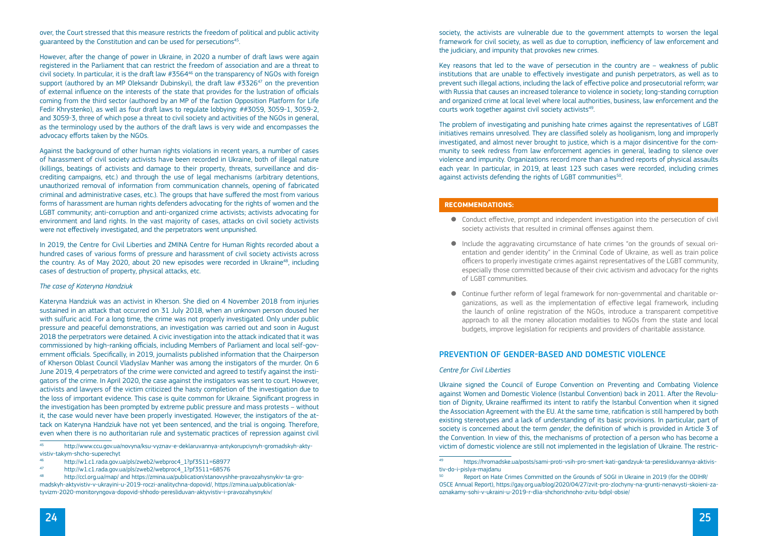over, the Court stressed that this measure restricts the freedom of political and public activity guaranteed by the Constitution and can be used for persecutions[45].

However, after the change of power in Ukraine, in 2020 a number of draft laws were again registered in the Parliament that can restrict the freedom of association and are a threat to civil society. In particular, it is the draft law #3564[46] on the transparency of NGOs with foreign support (authored by an MP Oleksandr Dubinskyi), the draft law #3326[47] on the prevention of external influence on the interests of the state that provides for the lustration of officials coming from the third sector (authored by an MP of the faction Opposition Platform for Life Fedir Khrystenko), as well as four draft laws to regulate lobbying: ##3059, 3059-1, 3059-2, and 3059-3, three of which pose a threat to civil society and activities of the NGOs in general, as the terminology used by the authors of the draft laws is very wide and encompasses the advocacy efforts taken by the NGOs.

Against the background of other human rights violations in recent years, a number of cases of harassment of civil society activists have been recorded in Ukraine, both of illegal nature (killings, beatings of activists and damage to their property, threats, surveillance and discrediting campaigns, etc.) and through the use of legal mechanisms (arbitrary detentions, unauthorized removal of information from communication channels, opening of fabricated criminal and administrative cases, etc.). The groups that have suffered the most from various forms of harassment are human rights defenders advocating for the rights of women and the LGBT community; anti-corruption and anti-organized crime activists; activists advocating for environment and land rights. In the vast majority of cases, attacks on civil society activists were not effectively investigated, and the perpetrators went unpunished.

In 2019, the Centre for Civil Liberties and ZMINA Centre for Human Rights recorded about a hundred cases of various forms of pressure and harassment of civil society activists across the country. As of May 2020, about 20 new episodes were recorded in Ukraine[48], including cases of destruction of property, physical attacks, etc.

*The case of Kateryna Handziuk*

Kateryna Handziuk was an activist in Kherson. She died on 4 November 2018 from injuries sustained in an attack that occurred on 31 July 2018, when an unknown person doused her with sulfuric acid. For a long time, the crime was not properly investigated. Only under public pressure and peaceful demonstrations, an investigation was carried out and soon in August 2018 the perpetrators were detained. A civic investigation into the attack indicated that it was commissioned by high-ranking officials, including Members of Parliament and local self-government officials. Specifically, in 2019, journalists published information that the Chairperson of Kherson Oblast Council Vladyslav Manher was among the instigators of the murder. On 6 June 2019, 4 perpetrators of the crime were convicted and agreed to testify against the instigators of the crime. In April 2020, the case against the instigators was sent to court. However, activists and lawyers of the victim criticized the hasty completion of the investigation due to the loss of important evidence. This case is quite common for Ukraine. Significant progress in the investigation has been prompted by extreme public pressure and mass protests – without it, the case would never have been properly investigated. However, the instigators of the attack on Kateryna Handziuk have not yet been sentenced, and the trial is ongoing. Therefore, even when there is no authoritarian rule and systematic practices of repression against civil society, the activists are vulnerable due to the government attempts to worsen the legal framework for civil society, as well as due to corruption, inefficiency of law enforcement and the judiciary, and impunity that provokes new crimes.

Key reasons that led to the wave of persecution in the country are – weakness of public institutions that are unable to effectively investigate and punish perpetrators, as well as to prevent such illegal actions, including the lack of effective police and prosecutorial reform; war with Russia that causes an increased tolerance to violence in society; long-standing corruption and organized crime at local level where local authorities, business, law enforcement and the courts work together against civil society activists[49].

The problem of investigating and punishing hate crimes against the representatives of LGBT initiatives remains unresolved. They are classified solely as hooliganism, long and improperly investigated, and almost never brought to justice, which is a major disincentive for the community to seek redress from law enforcement agencies in general, leading to silence over violence and impunity. Organizations record more than a hundred reports of physical assaults each year. In particular, in 2019, at least 123 such cases were recorded, including crimes against activists defending the rights of LGBT communities[50].

**RECOMMENDATIONS:**

- Conduct effective, prompt and independent investigation into the persecution of civil society activists that resulted in criminal offenses against them.
- Include the aggravating circumstance of hate crimes "on the grounds of sexual orientation and gender identity" in the Criminal Code of Ukraine, as well as train police officers to properly investigate crimes against representatives of the LGBT community, especially those committed because of their civic activism and advocacy for the rights of LGBT communities.
- Continue further reform of legal framework for non-governmental and charitable organizations, as well as the implementation of effective legal framework, including the launch of online registration of the NGOs, introduce a transparent competitive approach to all the money allocation modalities to NGOs from the state and local budgets, improve legislation for recipients and providers of charitable assistance.

## PREVENTION OF GENDER-BASED AND DOMESTIC VIOLENCE

*Centre for Civil Liberties*

Ukraine signed the Council of Europe Convention on Preventing and Combating Violence against Women and Domestic Violence (Istanbul Convention) back in 2011. After the Revolution of Dignity, Ukraine reaffirmed its intent to ratify the Istanbul Convention when it signed the Association Agreement with the EU. At the same time, ratification is still hampered by both existing stereotypes and a lack of understanding of its basic provisions. In particular, part of society is concerned about the term *gender*, the definition of which is provided in Article 3 of the Convention. In view of this, the mechanisms of protection of a person who has become a victim of domestic violence are still not implemented in the legislation of Ukraine. The restric-

---

[45] http://www.ccu.gov.ua/novyna/ksu-vyznav-e-deklaruvannya-antykorupciynyh-gromadskyh-aktyvistiv-takym-shcho-superechyt

[46] http://w1.c1.rada.gov.ua/pls/zweb2/webproc4_1?pf3511=68977

[47] http://w1.c1.rada.gov.ua/pls/zweb2/webproc4_1?pf3511=68576

[48] http://ccl.org.ua/map/ and https://zmina.ua/publication/stanovyshhe-pravozahysnykiv-ta-gromadskyh-aktyvistiv-v-ukrayini-u-2019-roczi-analitychna-dopovid/, https://zmina.ua/publication/aktyvizm-2020-monitoryngova-dopovid-shhodo-peresliduvan-aktyvistiv-i-pravozahysnykiv/

[49] https://hromadske.ua/posts/sami-proti-vsih-pro-smert-kati-gandzyuk-ta-peresliduvannya-aktyvistiv-do-i-pislya-majdanu

[50] Report on Hate Crimes Committed on the Grounds of SOGI in Ukraine in 2019 (for the ODIHR/OSCE Annual Report), https://gay.org.ua/blog/2020/04/27/zvit-pro-zlochyny-na-grunti-nenavysti-skoieni-za-oznakamy-sohi-v-ukraini-u-2019-r-dlia-shchorichnoho-zvitu-bdipl-obsie/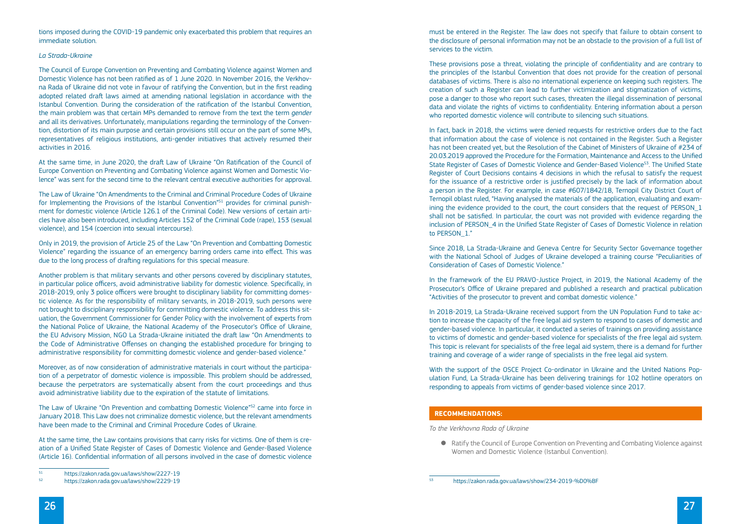tions imposed during the COVID-19 pandemic only exacerbated this problem that requires an immediate solution.

*La Strada-Ukraine*

The Council of Europe Convention on Preventing and Combating Violence against Women and Domestic Violence has not been ratified as of 1 June 2020. In November 2016, the Verkhovna Rada of Ukraine did not vote in favour of ratifying the Convention, but in the first reading adopted related draft laws aimed at amending national legislation in accordance with the Istanbul Convention. During the consideration of the ratification of the Istanbul Convention, the main problem was that certain MPs demanded to remove from the text the term *gender* and all its derivatives. Unfortunately, manipulations regarding the terminology of the Convention, distortion of its main purpose and certain provisions still occur on the part of some MPs, representatives of religious institutions, anti-gender initiatives that actively resumed their activities in 2016.

At the same time, in June 2020, the draft Law of Ukraine "On Ratification of the Council of Europe Convention on Preventing and Combating Violence against Women and Domestic Violence" was sent for the second time to the relevant central executive authorities for approval.

The Law of Ukraine "On Amendments to the Criminal and Criminal Procedure Codes of Ukraine for Implementing the Provisions of the Istanbul Convention"[51] provides for criminal punishment for domestic violence (Article 126.1 of the Criminal Code). New versions of certain articles have also been introduced, including Articles 152 of the Criminal Code (rape), 153 (sexual violence), and 154 (coercion into sexual intercourse).

Only in 2019, the provision of Article 25 of the Law "On Prevention and Combatting Domestic Violence" regarding the issuance of an emergency barring orders came into effect. This was due to the long process of drafting regulations for this special measure.

Another problem is that military servants and other persons covered by disciplinary statutes, in particular police officers, avoid administrative liability for domestic violence. Specifically, in 2018-2019, only 3 police officers were brought to disciplinary liability for committing domestic violence. As for the responsibility of military servants, in 2018-2019, such persons were not brought to disciplinary responsibility for committing domestic violence. To address this situation, the Government Commissioner for Gender Policy with the involvement of experts from the National Police of Ukraine, the National Academy of the Prosecutor's Office of Ukraine, the EU Advisory Mission, NGO La Strada-Ukraine initiated the draft law "On Amendments to the Code of Administrative Offenses on changing the established procedure for bringing to administrative responsibility for committing domestic violence and gender-based violence."

Moreover, as of now consideration of administrative materials in court without the participation of a perpetrator of domestic violence is impossible. This problem should be addressed, because the perpetrators are systematically absent from the court proceedings and thus avoid administrative liability due to the expiration of the statute of limitations.

The Law of Ukraine "On Prevention and combatting Domestic Violence"[52] came into force in January 2018. This Law does not criminalize domestic violence, but the relevant amendments have been made to the Criminal and Criminal Procedure Codes of Ukraine.

At the same time, the Law contains provisions that carry risks for victims. One of them is creation of a Unified State Register of Cases of Domestic Violence and Gender-Based Violence (Article 16). Confidential information of all persons involved in the case of domestic violence must be entered in the Register. The law does not specify that failure to obtain consent to the disclosure of personal information may not be an obstacle to the provision of a full list of services to the victim.

These provisions pose a threat, violating the principle of confidentiality and are contrary to the principles of the Istanbul Convention that does not provide for the creation of personal databases of victims. There is also no international experience on keeping such registers. The creation of such a Register can lead to further victimization and stigmatization of victims, pose a danger to those who report such cases, threaten the illegal dissemination of personal data and violate the rights of victims to confidentiality. Entering information about a person who reported domestic violence will contribute to silencing such situations.

In fact, back in 2018, the victims were denied requests for restrictive orders due to the fact that information about the case of violence is not contained in the Register. Such a Register has not been created yet, but the Resolution of the Cabinet of Ministers of Ukraine of #234 of 20.03.2019 approved the Procedure for the Formation, Maintenance and Access to the Unified State Register of Cases of Domestic Violence and Gender-Based Violence[53]. The Unified State Register of Court Decisions contains 4 decisions in which the refusal to satisfy the request for the issuance of a restrictive order is justified precisely by the lack of information about a person in the Register. For example, in case #607/1842/18, Ternopil City District Court of Ternopil oblast ruled, "Having analysed the materials of the application, evaluating and examining the evidence provided to the court, the court considers that the request of PERSON_1 shall not be satisfied. In particular, the court was not provided with evidence regarding the inclusion of PERSON_4 in the Unified State Register of Cases of Domestic Violence in relation to PERSON_1."

Since 2018, La Strada-Ukraine and Geneva Centre for Security Sector Governance together with the National School of Judges of Ukraine developed a training course "Peculiarities of Consideration of Cases of Domestic Violence."

In the framework of the EU PRAVO-Justice Project, in 2019, the National Academy of the Prosecutor's Office of Ukraine prepared and published a research and practical publication "Activities of the prosecutor to prevent and combat domestic violence."

In 2018-2019, La Strada-Ukraine received support from the UN Population Fund to take action to increase the capacity of the free legal aid system to respond to cases of domestic and gender-based violence. In particular, it conducted a series of trainings on providing assistance to victims of domestic and gender-based violence for specialists of the free legal aid system. This topic is relevant for specialists of the free legal aid system, there is a demand for further training and coverage of a wider range of specialists in the free legal aid system.

With the support of the OSCE Project Co-ordinator in Ukraine and the United Nations Population Fund, La Strada-Ukraine has been delivering trainings for 102 hotline operators on responding to appeals from victims of gender-based violence since 2017.

**RECOMMENDATIONS:**

*To the Verkhovna Rada of Ukraine*

- Ratify the Council of Europe Convention on Preventing and Combating Violence against Women and Domestic Violence (Istanbul Convention).

[51] https://zakon.rada.gov.ua/laws/show/2227-19

[52] https://zakon.rada.gov.ua/laws/show/2229-19

[53] https://zakon.rada.gov.ua/laws/show/234-2019-%D0%BF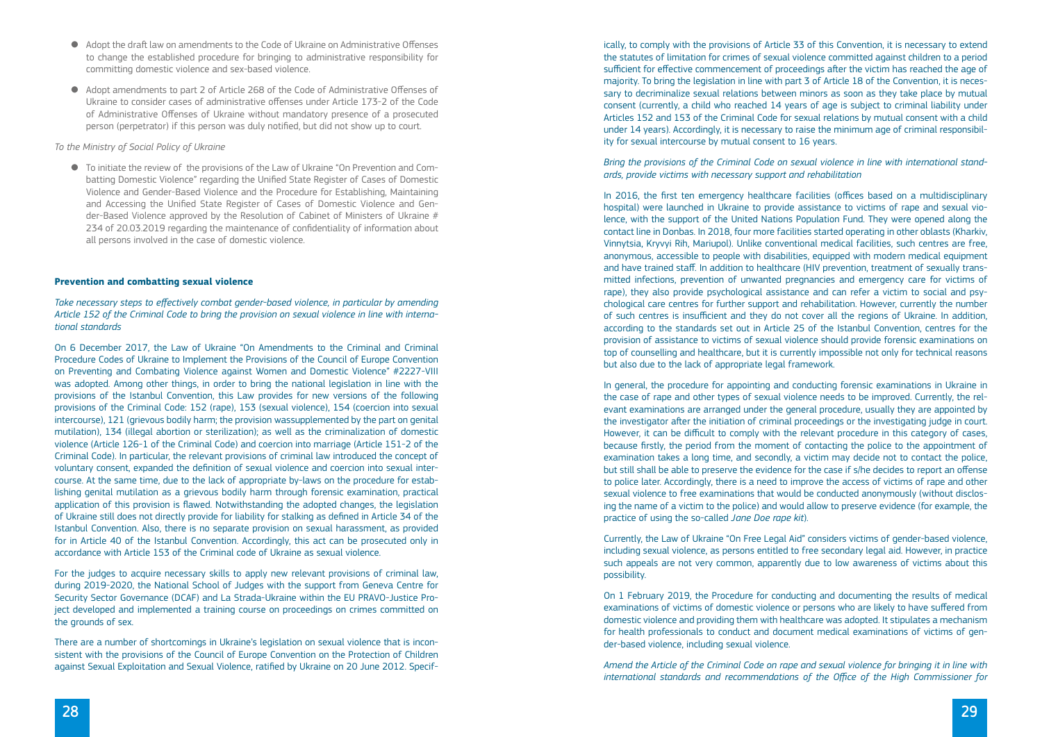- Adopt the draft law on amendments to the Code of Ukraine on Administrative Offenses to change the established procedure for bringing to administrative responsibility for committing domestic violence and sex-based violence.
- Adopt amendments to part 2 of Article 268 of the Code of Administrative Offenses of Ukraine to consider cases of administrative offenses under Article 173-2 of the Code of Administrative Offenses of Ukraine without mandatory presence of a prosecuted person (perpetrator) if this person was duly notified, but did not show up to court.

*To the Ministry of Social Policy of Ukraine*

- To initiate the review of the provisions of the Law of Ukraine "On Prevention and Combatting Domestic Violence" regarding the Unified State Register of Cases of Domestic Violence and Gender-Based Violence and the Procedure for Establishing, Maintaining and Accessing the Unified State Register of Cases of Domestic Violence and Gender-Based Violence approved by the Resolution of Cabinet of Ministers of Ukraine # 234 of 20.03.2019 regarding the maintenance of confidentiality of information about all persons involved in the case of domestic violence.

**Prevention and combatting sexual violence**

*Take necessary steps to effectively combat gender-based violence, in particular by amending Article 152 of the Criminal Code to bring the provision on sexual violence in line with international standards*

On 6 December 2017, the Law of Ukraine "On Amendments to the Criminal and Criminal Procedure Codes of Ukraine to Implement the Provisions of the Council of Europe Convention on Preventing and Combating Violence against Women and Domestic Violence" #2227-VIII was adopted. Among other things, in order to bring the national legislation in line with the provisions of the Istanbul Convention, this Law provides for new versions of the following provisions of the Criminal Code: 152 (rape), 153 (sexual violence), 154 (coercion into sexual intercourse), 121 (grievous bodily harm; the provision wassupplemented by the part on genital mutilation), 134 (illegal abortion or sterilization); as well as the criminalization of domestic violence (Article 126-1 of the Criminal Code) and coercion into marriage (Article 151-2 of the Criminal Code). In particular, the relevant provisions of criminal law introduced the concept of voluntary consent, expanded the definition of sexual violence and coercion into sexual intercourse. At the same time, due to the lack of appropriate by-laws on the procedure for establishing genital mutilation as a grievous bodily harm through forensic examination, practical application of this provision is flawed. Notwithstanding the adopted changes, the legislation of Ukraine still does not directly provide for liability for stalking as defined in Article 34 of the Istanbul Convention. Also, there is no separate provision on sexual harassment, as provided for in Article 40 of the Istanbul Convention. Accordingly, this act can be prosecuted only in accordance with Article 153 of the Criminal code of Ukraine as sexual violence.

For the judges to acquire necessary skills to apply new relevant provisions of criminal law, during 2019-2020, the National School of Judges with the support from Geneva Centre for Security Sector Governance (DCAF) and La Strada-Ukraine within the EU PRAVO-Justice Project developed and implemented a training course on proceedings on crimes committed on the grounds of sex.

There are a number of shortcomings in Ukraine's legislation on sexual violence that is inconsistent with the provisions of the Council of Europe Convention on the Protection of Children against Sexual Exploitation and Sexual Violence, ratified by Ukraine on 20 June 2012. Specifically, to comply with the provisions of Article 33 of this Convention, it is necessary to extend the statutes of limitation for crimes of sexual violence committed against children to a period sufficient for effective commencement of proceedings after the victim has reached the age of majority. To bring the legislation in line with part 3 of Article 18 of the Convention, it is necessary to decriminalize sexual relations between minors as soon as they take place by mutual consent (currently, a child who reached 14 years of age is subject to criminal liability under Articles 152 and 153 of the Criminal Code for sexual relations by mutual consent with a child under 14 years). Accordingly, it is necessary to raise the minimum age of criminal responsibility for sexual intercourse by mutual consent to 16 years.

*Bring the provisions of the Criminal Code on sexual violence in line with international standards, provide victims with necessary support and rehabilitation*

In 2016, the first ten emergency healthcare facilities (offices based on a multidisciplinary hospital) were launched in Ukraine to provide assistance to victims of rape and sexual violence, with the support of the United Nations Population Fund. They were opened along the contact line in Donbas. In 2018, four more facilities started operating in other oblasts (Kharkiv, Vinnytsia, Kryvyi Rih, Mariupol). Unlike conventional medical facilities, such centres are free, anonymous, accessible to people with disabilities, equipped with modern medical equipment and have trained staff. In addition to healthcare (HIV prevention, treatment of sexually transmitted infections, prevention of unwanted pregnancies and emergency care for victims of rape), they also provide psychological assistance and can refer a victim to social and psychological care centres for further support and rehabilitation. However, currently the number of such centres is insufficient and they do not cover all the regions of Ukraine. In addition, according to the standards set out in Article 25 of the Istanbul Convention, centres for the provision of assistance to victims of sexual violence should provide forensic examinations on top of counselling and healthcare, but it is currently impossible not only for technical reasons but also due to the lack of appropriate legal framework.

In general, the procedure for appointing and conducting forensic examinations in Ukraine in the case of rape and other types of sexual violence needs to be improved. Currently, the relevant examinations are arranged under the general procedure, usually they are appointed by the investigator after the initiation of criminal proceedings or the investigating judge in court. However, it can be difficult to comply with the relevant procedure in this category of cases, because firstly, the period from the moment of contacting the police to the appointment of examination takes a long time, and secondly, a victim may decide not to contact the police, but still shall be able to preserve the evidence for the case if s/he decides to report an offense to police later. Accordingly, there is a need to improve the access of victims of rape and other sexual violence to free examinations that would be conducted anonymously (without disclosing the name of a victim to the police) and would allow to preserve evidence (for example, the practice of using the so-called *Jane Doe rape kit*).

Currently, the Law of Ukraine "On Free Legal Aid" considers victims of gender-based violence, including sexual violence, as persons entitled to free secondary legal aid. However, in practice such appeals are not very common, apparently due to low awareness of victims about this possibility.

On 1 February 2019, the Procedure for conducting and documenting the results of medical examinations of victims of domestic violence or persons who are likely to have suffered from domestic violence and providing them with healthcare was adopted. It stipulates a mechanism for health professionals to conduct and document medical examinations of victims of gender-based violence, including sexual violence.

*Amend the Article of the Criminal Code on rape and sexual violence for bringing it in line with international standards and recommendations of the Office of the High Commissioner for*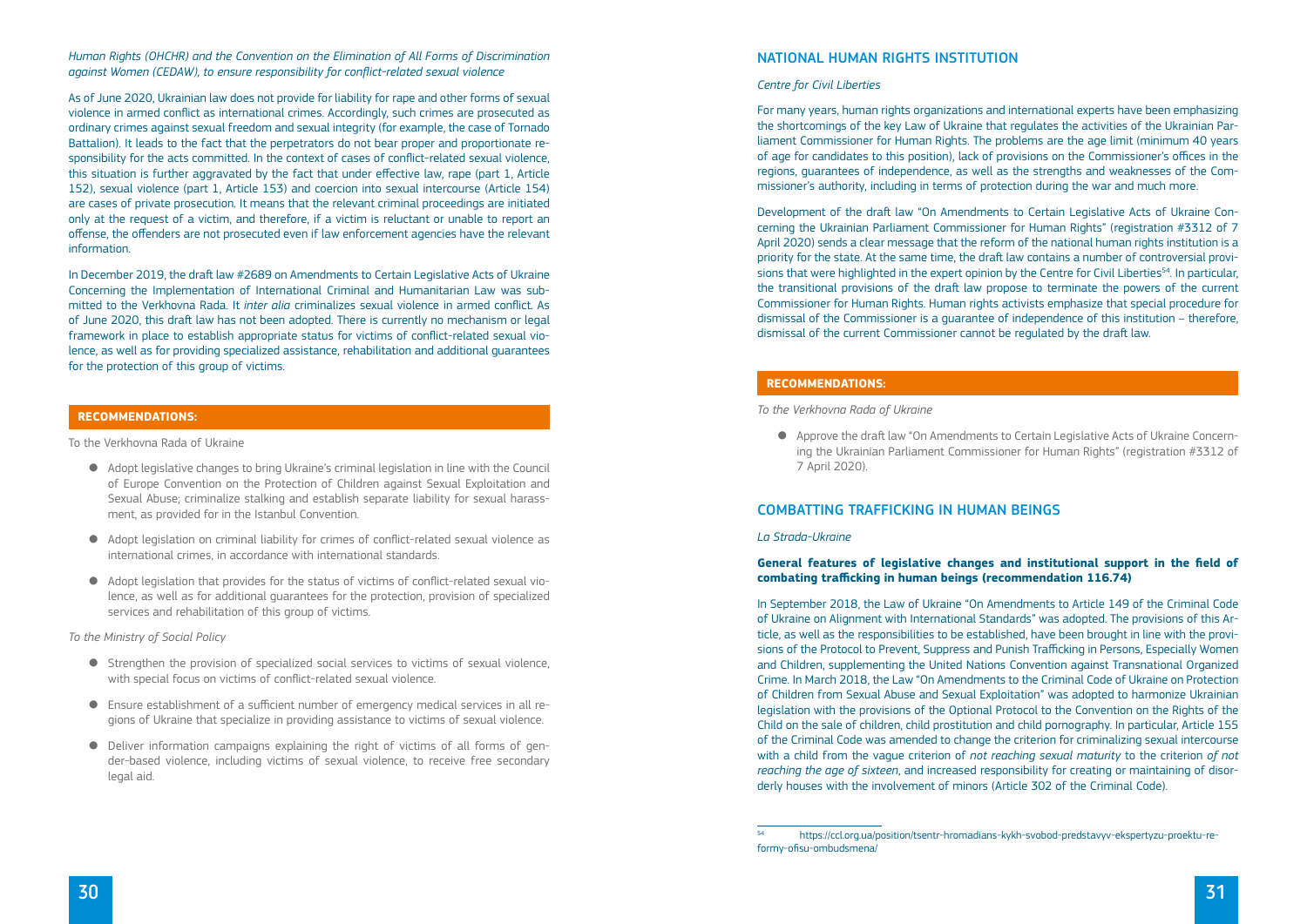*Human Rights (OHCHR) and the Convention on the Elimination of All Forms of Discrimination against Women (CEDAW), to ensure responsibility for conflict-related sexual violence*

As of June 2020, Ukrainian law does not provide for liability for rape and other forms of sexual violence in armed conflict as international crimes. Accordingly, such crimes are prosecuted as ordinary crimes against sexual freedom and sexual integrity (for example, the case of Tornado Battalion). It leads to the fact that the perpetrators do not bear proper and proportionate responsibility for the acts committed. In the context of cases of conflict-related sexual violence, this situation is further aggravated by the fact that under effective law, rape (part 1, Article 152), sexual violence (part 1, Article 153) and coercion into sexual intercourse (Article 154) are cases of private prosecution. It means that the relevant criminal proceedings are initiated only at the request of a victim, and therefore, if a victim is reluctant or unable to report an offense, the offenders are not prosecuted even if law enforcement agencies have the relevant information.

In December 2019, the draft law #2689 on Amendments to Certain Legislative Acts of Ukraine Concerning the Implementation of International Criminal and Humanitarian Law was submitted to the Verkhovna Rada. It *inter alia* criminalizes sexual violence in armed conflict. As of June 2020, this draft law has not been adopted. There is currently no mechanism or legal framework in place to establish appropriate status for victims of conflict-related sexual violence, as well as for providing specialized assistance, rehabilitation and additional guarantees for the protection of this group of victims.

**RECOMMENDATIONS:**

To the Verkhovna Rada of Ukraine

- Adopt legislative changes to bring Ukraine's criminal legislation in line with the Council of Europe Convention on the Protection of Children against Sexual Exploitation and Sexual Abuse; criminalize stalking and establish separate liability for sexual harassment, as provided for in the Istanbul Convention.
- Adopt legislation on criminal liability for crimes of conflict-related sexual violence as international crimes, in accordance with international standards.
- Adopt legislation that provides for the status of victims of conflict-related sexual violence, as well as for additional guarantees for the protection, provision of specialized services and rehabilitation of this group of victims.

*To the Ministry of Social Policy*

- Strengthen the provision of specialized social services to victims of sexual violence, with special focus on victims of conflict-related sexual violence.
- Ensure establishment of a sufficient number of emergency medical services in all regions of Ukraine that specialize in providing assistance to victims of sexual violence.
- Deliver information campaigns explaining the right of victims of all forms of gender-based violence, including victims of sexual violence, to receive free secondary legal aid.

## NATIONAL HUMAN RIGHTS INSTITUTION

*Centre for Civil Liberties*

For many years, human rights organizations and international experts have been emphasizing the shortcomings of the key Law of Ukraine that regulates the activities of the Ukrainian Parliament Commissioner for Human Rights. The problems are the age limit (minimum 40 years of age for candidates to this position), lack of provisions on the Commissioner's offices in the regions, guarantees of independence, as well as the strengths and weaknesses of the Commissioner's authority, including in terms of protection during the war and much more.

Development of the draft law "On Amendments to Certain Legislative Acts of Ukraine Concerning the Ukrainian Parliament Commissioner for Human Rights" (registration #3312 of 7 April 2020) sends a clear message that the reform of the national human rights institution is a priority for the state. At the same time, the draft law contains a number of controversial provisions that were highlighted in the expert opinion by the Centre for Civil Liberties[54]. In particular, the transitional provisions of the draft law propose to terminate the powers of the current Commissioner for Human Rights. Human rights activists emphasize that special procedure for dismissal of the Commissioner is a guarantee of independence of this institution – therefore, dismissal of the current Commissioner cannot be regulated by the draft law.

**RECOMMENDATIONS:**

*To the Verkhovna Rada of Ukraine*

- Approve the draft law "On Amendments to Certain Legislative Acts of Ukraine Concerning the Ukrainian Parliament Commissioner for Human Rights" (registration #3312 of 7 April 2020).

## COMBATTING TRAFFICKING IN HUMAN BEINGS

*La Strada-Ukraine*

**General features of legislative changes and institutional support in the field of combating trafficking in human beings (recommendation 116.74)**

In September 2018, the Law of Ukraine "On Amendments to Article 149 of the Criminal Code of Ukraine on Alignment with International Standards" was adopted. The provisions of this Article, as well as the responsibilities to be established, have been brought in line with the provisions of the Protocol to Prevent, Suppress and Punish Trafficking in Persons, Especially Women and Children, supplementing the United Nations Convention against Transnational Organized Crime. In March 2018, the Law "On Amendments to the Criminal Code of Ukraine on Protection of Children from Sexual Abuse and Sexual Exploitation" was adopted to harmonize Ukrainian legislation with the provisions of the Optional Protocol to the Convention on the Rights of the Child on the sale of children, child prostitution and child pornography. In particular, Article 155 of the Criminal Code was amended to change the criterion for criminalizing sexual intercourse with a child from the vague criterion of *not reaching sexual maturity* to the criterion *of not reaching the age of sixteen*, and increased responsibility for creating or maintaining of disorderly houses with the involvement of minors (Article 302 of the Criminal Code).

[54] https://ccl.org.ua/position/tsentr-hromadians-kykh-svobod-predstavyv-ekspertyzu-proektu-reformy-ofisu-ombudsmena/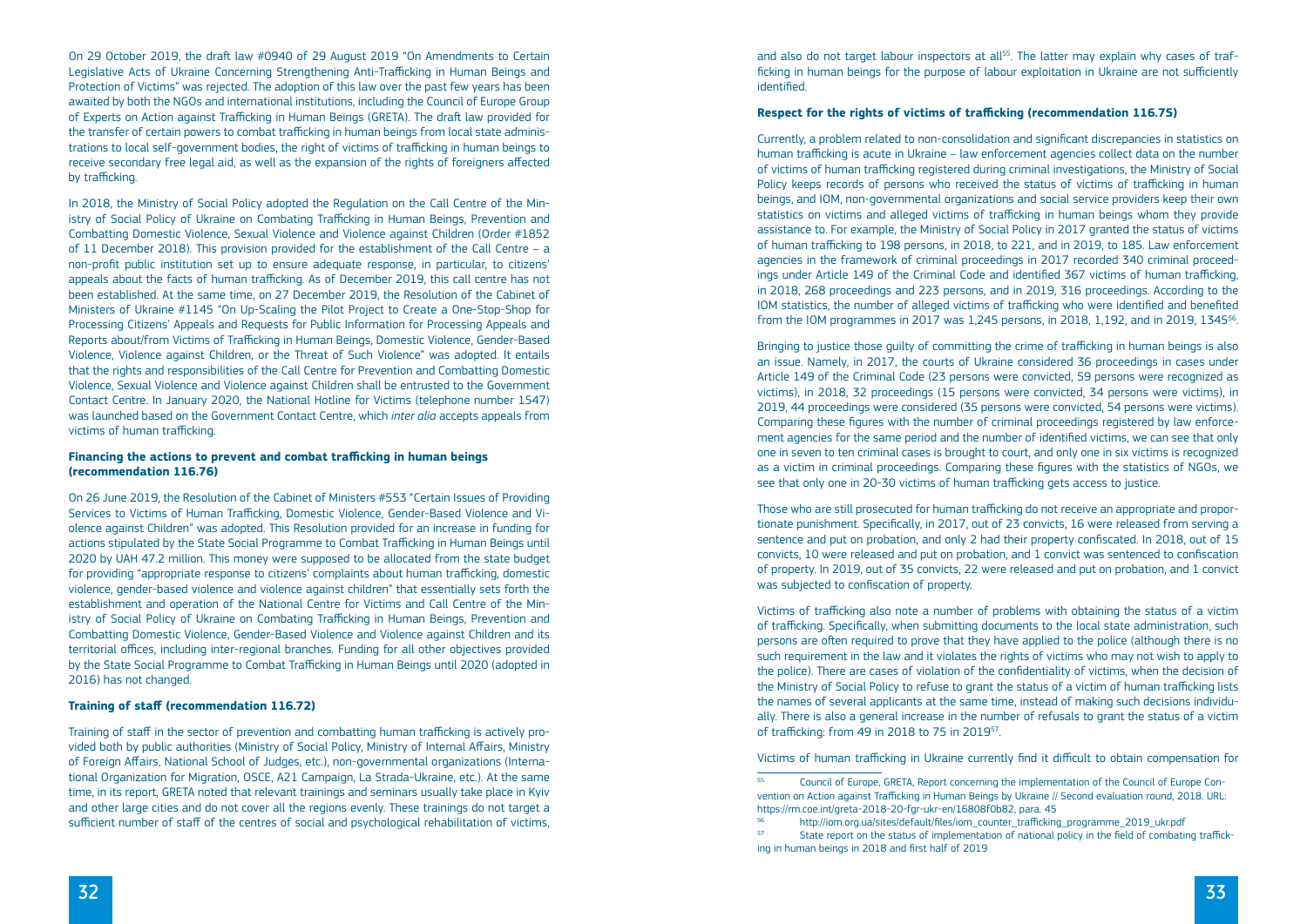On 29 October 2019, the draft law #0940 of 29 August 2019 "On Amendments to Certain Legislative Acts of Ukraine Concerning Strengthening Anti-Trafficking in Human Beings and Protection of Victims" was rejected. The adoption of this law over the past few years has been awaited by both the NGOs and international institutions, including the Council of Europe Group of Experts on Action against Trafficking in Human Beings (GRETA). The draft law provided for the transfer of certain powers to combat trafficking in human beings from local state administrations to local self-government bodies, the right of victims of trafficking in human beings to receive secondary free legal aid, as well as the expansion of the rights of foreigners affected by trafficking.

In 2018, the Ministry of Social Policy adopted the Regulation on the Call Centre of the Ministry of Social Policy of Ukraine on Combating Trafficking in Human Beings, Prevention and Combatting Domestic Violence, Sexual Violence and Violence against Children (Order #1852 of 11 December 2018). This provision provided for the establishment of the Call Centre – a non-profit public institution set up to ensure adequate response, in particular, to citizens' appeals about the facts of human trafficking. As of December 2019, this call centre has not been established. At the same time, on 27 December 2019, the Resolution of the Cabinet of Ministers of Ukraine #1145 "On Up-Scaling the Pilot Project to Create a One-Stop-Shop for Processing Citizens' Appeals and Requests for Public Information for Processing Appeals and Reports about/from Victims of Trafficking in Human Beings, Domestic Violence, Gender-Based Violence, Violence against Children, or the Threat of Such Violence" was adopted. It entails that the rights and responsibilities of the Call Centre for Prevention and Combatting Domestic Violence, Sexual Violence and Violence against Children shall be entrusted to the Government Contact Centre. In January 2020, the National Hotline for Victims (telephone number 1547) was launched based on the Government Contact Centre, which *inter alia* accepts appeals from victims of human trafficking.

**Financing the actions to prevent and combat trafficking in human beings (recommendation 116.76)**

On 26 June 2019, the Resolution of the Cabinet of Ministers #553 "Certain Issues of Providing Services to Victims of Human Trafficking, Domestic Violence, Gender-Based Violence and Violence against Children" was adopted. This Resolution provided for an increase in funding for actions stipulated by the State Social Programme to Combat Trafficking in Human Beings until 2020 by UAH 47.2 million. This money were supposed to be allocated from the state budget for providing "appropriate response to citizens' complaints about human trafficking, domestic violence, gender-based violence and violence against children" that essentially sets forth the establishment and operation of the National Centre for Victims and Call Centre of the Ministry of Social Policy of Ukraine on Combating Trafficking in Human Beings, Prevention and Combatting Domestic Violence, Gender-Based Violence and Violence against Children and its territorial offices, including inter-regional branches. Funding for all other objectives provided by the State Social Programme to Combat Trafficking in Human Beings until 2020 (adopted in 2016) has not changed.

**Training of staff (recommendation 116.72)**

Training of staff in the sector of prevention and combatting human trafficking is actively provided both by public authorities (Ministry of Social Policy, Ministry of Internal Affairs, Ministry of Foreign Affairs, National School of Judges, etc.), non-governmental organizations (International Organization for Migration, OSCE, A21 Campaign, La Strada-Ukraine, etc.). At the same time, in its report, GRETA noted that relevant trainings and seminars usually take place in Kyiv and other large cities and do not cover all the regions evenly. These trainings do not target a sufficient number of staff of the centres of social and psychological rehabilitation of victims, and also do not target labour inspectors at all[55]. The latter may explain why cases of trafficking in human beings for the purpose of labour exploitation in Ukraine are not sufficiently identified.

**Respect for the rights of victims of trafficking (recommendation 116.75)**

Currently, a problem related to non-consolidation and significant discrepancies in statistics on human trafficking is acute in Ukraine – law enforcement agencies collect data on the number of victims of human trafficking registered during criminal investigations, the Ministry of Social Policy keeps records of persons who received the status of victims of trafficking in human beings, and IOM, non-governmental organizations and social service providers keep their own statistics on victims and alleged victims of trafficking in human beings whom they provide assistance to. For example, the Ministry of Social Policy in 2017 granted the status of victims of human trafficking to 198 persons, in 2018, to 221, and in 2019, to 185. Law enforcement agencies in the framework of criminal proceedings in 2017 recorded 340 criminal proceedings under Article 149 of the Criminal Code and identified 367 victims of human trafficking, in 2018, 268 proceedings and 223 persons, and in 2019, 316 proceedings. According to the IOM statistics, the number of alleged victims of trafficking who were identified and benefited from the IOM programmes in 2017 was 1,245 persons, in 2018, 1,192, and in 2019, 1345[56].

Bringing to justice those guilty of committing the crime of trafficking in human beings is also an issue. Namely, in 2017, the courts of Ukraine considered 36 proceedings in cases under Article 149 of the Criminal Code (23 persons were convicted, 59 persons were recognized as victims), in 2018, 32 proceedings (15 persons were convicted, 34 persons were victims), in 2019, 44 proceedings were considered (35 persons were convicted, 54 persons were victims). Comparing these figures with the number of criminal proceedings registered by law enforcement agencies for the same period and the number of identified victims, we can see that only one in seven to ten criminal cases is brought to court, and only one in six victims is recognized as a victim in criminal proceedings. Comparing these figures with the statistics of NGOs, we see that only one in 20-30 victims of human trafficking gets access to justice.

Those who are still prosecuted for human trafficking do not receive an appropriate and proportionate punishment. Specifically, in 2017, out of 23 convicts, 16 were released from serving a sentence and put on probation, and only 2 had their property confiscated. In 2018, out of 15 convicts, 10 were released and put on probation, and 1 convict was sentenced to confiscation of property. In 2019, out of 35 convicts, 22 were released and put on probation, and 1 convict was subjected to confiscation of property.

Victims of trafficking also note a number of problems with obtaining the status of a victim of trafficking. Specifically, when submitting documents to the local state administration, such persons are often required to prove that they have applied to the police (although there is no such requirement in the law and it violates the rights of victims who may not wish to apply to the police). There are cases of violation of the confidentiality of victims, when the decision of the Ministry of Social Policy to refuse to grant the status of a victim of human trafficking lists the names of several applicants at the same time, instead of making such decisions individually. There is also a general increase in the number of refusals to grant the status of a victim of trafficking: from 49 in 2018 to 75 in 2019[57].

Victims of human trafficking in Ukraine currently find it difficult to obtain compensation for

---

[55] Council of Europe, GRETA, Report concerning the implementation of the Council of Europe Convention on Action against Trafficking in Human Beings by Ukraine // Second evaluation round, 2018. URL: https://rm.coe.int/greta-2018-20-fgr-ukr-en/16808f0b82, para. 45

[56] http://iom.org.ua/sites/default/files/iom_counter_trafficking_programme_2019_ukr.pdf

[57] State report on the status of implementation of national policy in the field of combating trafficking in human beings in 2018 and first half of 2019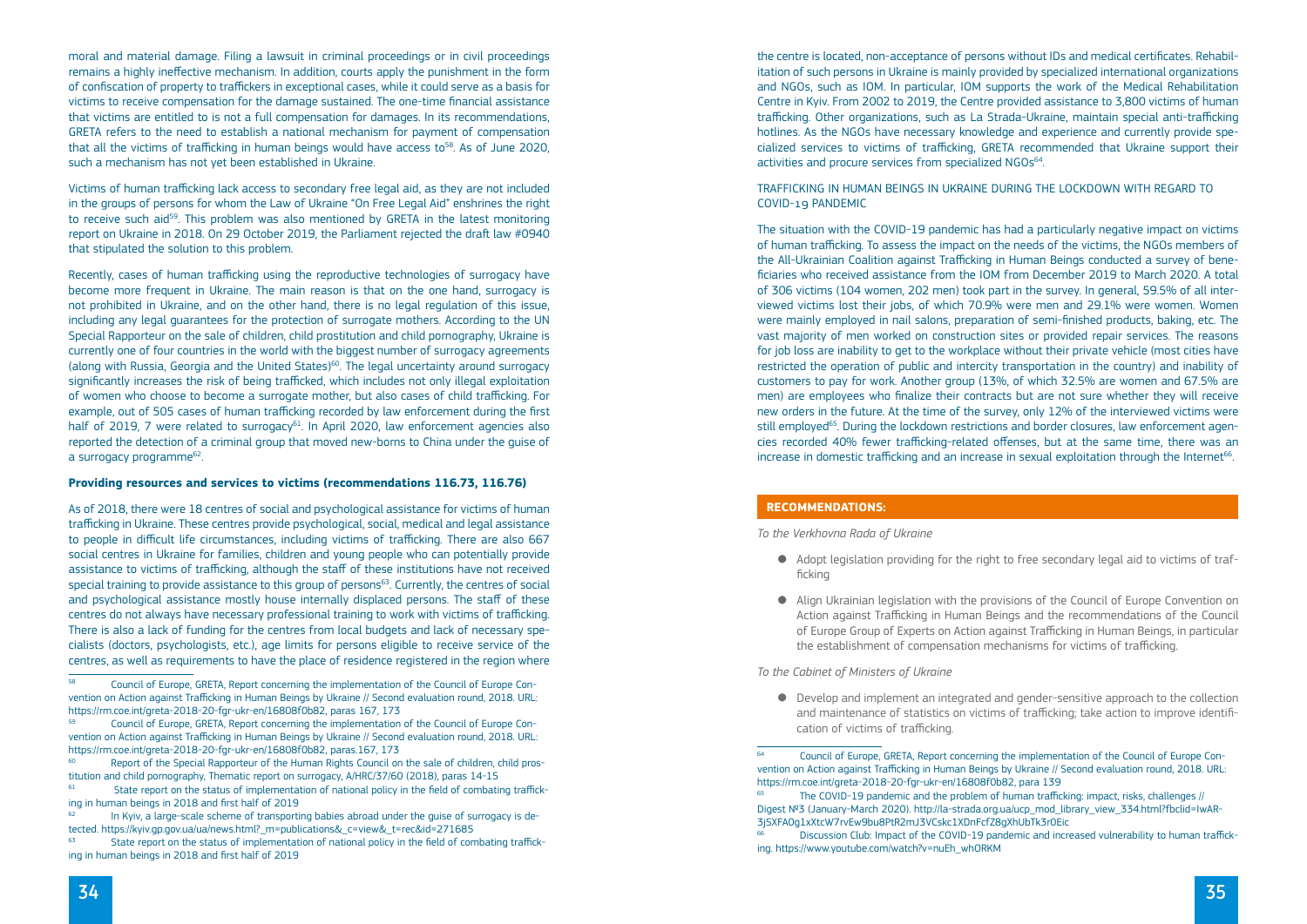moral and material damage. Filing a lawsuit in criminal proceedings or in civil proceedings remains a highly ineffective mechanism. In addition, courts apply the punishment in the form of confiscation of property to traffickers in exceptional cases, while it could serve as a basis for victims to receive compensation for the damage sustained. The one-time financial assistance that victims are entitled to is not a full compensation for damages. In its recommendations, GRETA refers to the need to establish a national mechanism for payment of compensation that all the victims of trafficking in human beings would have access to[58]. As of June 2020, such a mechanism has not yet been established in Ukraine.

Victims of human trafficking lack access to secondary free legal aid, as they are not included in the groups of persons for whom the Law of Ukraine "On Free Legal Aid" enshrines the right to receive such aid[59]. This problem was also mentioned by GRETA in the latest monitoring report on Ukraine in 2018. On 29 October 2019, the Parliament rejected the draft law #0940 that stipulated the solution to this problem.

Recently, cases of human trafficking using the reproductive technologies of surrogacy have become more frequent in Ukraine. The main reason is that on the one hand, surrogacy is not prohibited in Ukraine, and on the other hand, there is no legal regulation of this issue, including any legal guarantees for the protection of surrogate mothers. According to the UN Special Rapporteur on the sale of children, child prostitution and child pornography, Ukraine is currently one of four countries in the world with the biggest number of surrogacy agreements (along with Russia, Georgia and the United States)[60]. The legal uncertainty around surrogacy significantly increases the risk of being trafficked, which includes not only illegal exploitation of women who choose to become a surrogate mother, but also cases of child trafficking. For example, out of 505 cases of human trafficking recorded by law enforcement during the first half of 2019, 7 were related to surrogacy[61]. In April 2020, law enforcement agencies also reported the detection of a criminal group that moved new-borns to China under the guise of a surrogacy programme[62].

**Providing resources and services to victims (recommendations 116.73, 116.76)**

As of 2018, there were 18 centres of social and psychological assistance for victims of human trafficking in Ukraine. These centres provide psychological, social, medical and legal assistance to people in difficult life circumstances, including victims of trafficking. There are also 667 social centres in Ukraine for families, children and young people who can potentially provide assistance to victims of trafficking, although the staff of these institutions have not received special training to provide assistance to this group of persons[63]. Currently, the centres of social and psychological assistance mostly house internally displaced persons. The staff of these centres do not always have necessary professional training to work with victims of trafficking. There is also a lack of funding for the centres from local budgets and lack of necessary specialists (doctors, psychologists, etc.), age limits for persons eligible to receive service of the centres, as well as requirements to have the place of residence registered in the region where the centre is located, non-acceptance of persons without IDs and medical certificates. Rehabilitation of such persons in Ukraine is mainly provided by specialized international organizations and NGOs, such as IOM. In particular, IOM supports the work of the Medical Rehabilitation Centre in Kyiv. From 2002 to 2019, the Centre provided assistance to 3,800 victims of human trafficking. Other organizations, such as La Strada-Ukraine, maintain special anti-trafficking hotlines. As the NGOs have necessary knowledge and experience and currently provide specialized services to victims of trafficking, GRETA recommended that Ukraine support their activities and procure services from specialized NGOs[64].

TRAFFICKING IN HUMAN BEINGS IN UKRAINE DURING THE LOCKDOWN WITH REGARD TO COVID-19 PANDEMIC

The situation with the COVID-19 pandemic has had a particularly negative impact on victims of human trafficking. To assess the impact on the needs of the victims, the NGOs members of the All-Ukrainian Coalition against Trafficking in Human Beings conducted a survey of beneficiaries who received assistance from the IOM from December 2019 to March 2020. A total of 306 victims (104 women, 202 men) took part in the survey. In general, 59.5% of all interviewed victims lost their jobs, of which 70.9% were men and 29.1% were women. Women were mainly employed in nail salons, preparation of semi-finished products, baking, etc. The vast majority of men worked on construction sites or provided repair services. The reasons for job loss are inability to get to the workplace without their private vehicle (most cities have restricted the operation of public and intercity transportation in the country) and inability of customers to pay for work. Another group (13%, of which 32.5% are women and 67.5% are men) are employees who finalize their contracts but are not sure whether they will receive new orders in the future. At the time of the survey, only 12% of the interviewed victims were still employed[65]. During the lockdown restrictions and border closures, law enforcement agencies recorded 40% fewer trafficking-related offenses, but at the same time, there was an increase in domestic trafficking and an increase in sexual exploitation through the Internet[66].

**RECOMMENDATIONS:**

*To the Verkhovna Rada of Ukraine*

- Adopt legislation providing for the right to free secondary legal aid to victims of trafficking
- Align Ukrainian legislation with the provisions of the Council of Europe Convention on Action against Trafficking in Human Beings and the recommendations of the Council of Europe Group of Experts on Action against Trafficking in Human Beings, in particular the establishment of compensation mechanisms for victims of trafficking.

*To the Cabinet of Ministers of Ukraine*

- Develop and implement an integrated and gender-sensitive approach to the collection and maintenance of statistics on victims of trafficking; take action to improve identification of victims of trafficking.

---

[58] Council of Europe, GRETA, Report concerning the implementation of the Council of Europe Convention on Action against Trafficking in Human Beings by Ukraine // Second evaluation round, 2018. URL: https://rm.coe.int/greta-2018-20-fgr-ukr-en/16808f0b82, paras 167, 173

[59] Council of Europe, GRETA, Report concerning the implementation of the Council of Europe Convention on Action against Trafficking in Human Beings by Ukraine // Second evaluation round, 2018. URL: https://rm.coe.int/greta-2018-20-fgr-ukr-en/16808f0b82, paras.167, 173

[60] Report of the Special Rapporteur of the Human Rights Council on the sale of children, child prostitution and child pornography, Thematic report on surrogacy, A/HRC/37/60 (2018), paras 14-15

[61] State report on the status of implementation of national policy in the field of combating trafficking in human beings in 2018 and first half of 2019

[62] In Kyiv, a large-scale scheme of transporting babies abroad under the guise of surrogacy is detected. https://kyiv.gp.gov.ua/ua/news.html?_m=publications&_c=view&_t=rec&id=271685

[63] State report on the status of implementation of national policy in the field of combating trafficking in human beings in 2018 and first half of 2019

[64] Council of Europe, GRETA, Report concerning the implementation of the Council of Europe Convention on Action against Trafficking in Human Beings by Ukraine // Second evaluation round, 2018. URL: https://rm.coe.int/greta-2018-20-fgr-ukr-en/16808f0b82, para 139

[65] The COVID-19 pandemic and the problem of human trafficking: impact, risks, challenges // Digest №3 (January-March 2020). http://la-strada.org.ua/ucp_mod_library_view_334.html?fbclid=IwAR-3jSXFA0g1xXtcW7rvEw9bu8PtR2mJ3VCskc1XDnFcfZ8gXhUbTk3r0Eic

[66] Discussion Club: Impact of the COVID-19 pandemic and increased vulnerability to human trafficking. https://www.youtube.com/watch?v=nuEh_whORKM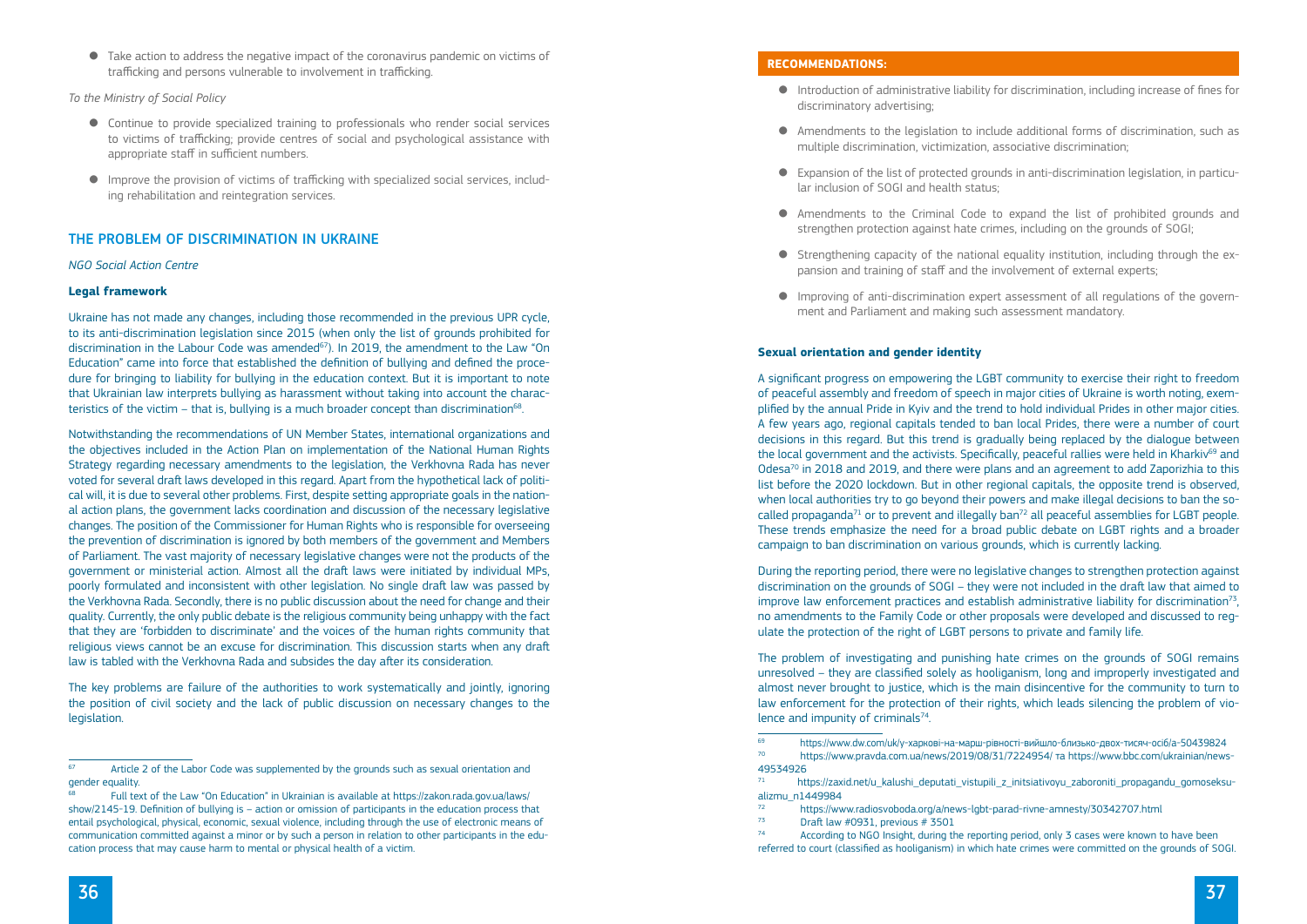- Take action to address the negative impact of the coronavirus pandemic on victims of trafficking and persons vulnerable to involvement in trafficking.

*To the Ministry of Social Policy*

- Continue to provide specialized training to professionals who render social services to victims of trafficking; provide centres of social and psychological assistance with appropriate staff in sufficient numbers.
- Improve the provision of victims of trafficking with specialized social services, including rehabilitation and reintegration services.

## THE PROBLEM OF DISCRIMINATION IN UKRAINE

*NGO Social Action Centre*

**Legal framework**

Ukraine has not made any changes, including those recommended in the previous UPR cycle, to its anti-discrimination legislation since 2015 (when only the list of grounds prohibited for discrimination in the Labour Code was amended[67]). In 2019, the amendment to the Law "On Education" came into force that established the definition of bullying and defined the procedure for bringing to liability for bullying in the education context. But it is important to note that Ukrainian law interprets bullying as harassment without taking into account the characteristics of the victim – that is, bullying is a much broader concept than discrimination[68].

Notwithstanding the recommendations of UN Member States, international organizations and the objectives included in the Action Plan on implementation of the National Human Rights Strategy regarding necessary amendments to the legislation, the Verkhovna Rada has never voted for several draft laws developed in this regard. Apart from the hypothetical lack of political will, it is due to several other problems. First, despite setting appropriate goals in the national action plans, the government lacks coordination and discussion of the necessary legislative changes. The position of the Commissioner for Human Rights who is responsible for overseeing the prevention of discrimination is ignored by both members of the government and Members of Parliament. The vast majority of necessary legislative changes were not the products of the government or ministerial action. Almost all the draft laws were initiated by individual MPs, poorly formulated and inconsistent with other legislation. No single draft law was passed by the Verkhovna Rada. Secondly, there is no public discussion about the need for change and their quality. Currently, the only public debate is the religious community being unhappy with the fact that they are 'forbidden to discriminate' and the voices of the human rights community that religious views cannot be an excuse for discrimination. This discussion starts when any draft law is tabled with the Verkhovna Rada and subsides the day after its consideration.

The key problems are failure of the authorities to work systematically and jointly, ignoring the position of civil society and the lack of public discussion on necessary changes to the legislation.

**RECOMMENDATIONS:**

- Introduction of administrative liability for discrimination, including increase of fines for discriminatory advertising;
- Amendments to the legislation to include additional forms of discrimination, such as multiple discrimination, victimization, associative discrimination;
- Expansion of the list of protected grounds in anti-discrimination legislation, in particular inclusion of SOGI and health status;
- Amendments to the Criminal Code to expand the list of prohibited grounds and strengthen protection against hate crimes, including on the grounds of SOGI;
- Strengthening capacity of the national equality institution, including through the expansion and training of staff and the involvement of external experts;
- Improving of anti-discrimination expert assessment of all regulations of the government and Parliament and making such assessment mandatory.

**Sexual orientation and gender identity**

A significant progress on empowering the LGBT community to exercise their right to freedom of peaceful assembly and freedom of speech in major cities of Ukraine is worth noting, exemplified by the annual Pride in Kyiv and the trend to hold individual Prides in other major cities. A few years ago, regional capitals tended to ban local Prides, there were a number of court decisions in this regard. But this trend is gradually being replaced by the dialogue between the local government and the activists. Specifically, peaceful rallies were held in Kharkiv[69] and Odesa[70] in 2018 and 2019, and there were plans and an agreement to add Zaporizhia to this list before the 2020 lockdown. But in other regional capitals, the opposite trend is observed, when local authorities try to go beyond their powers and make illegal decisions to ban the so-called propaganda[71] or to prevent and illegally ban[72] all peaceful assemblies for LGBT people. These trends emphasize the need for a broad public debate on LGBT rights and a broader campaign to ban discrimination on various grounds, which is currently lacking.

During the reporting period, there were no legislative changes to strengthen protection against discrimination on the grounds of SOGI – they were not included in the draft law that aimed to improve law enforcement practices and establish administrative liability for discrimination[73], no amendments to the Family Code or other proposals were developed and discussed to regulate the protection of the right of LGBT persons to private and family life.

The problem of investigating and punishing hate crimes on the grounds of SOGI remains unresolved – they are classified solely as hooliganism, long and improperly investigated and almost never brought to justice, which is the main disincentive for the community to turn to law enforcement for the protection of their rights, which leads silencing the problem of violence and impunity of criminals[74].

---

[67] Article 2 of the Labor Code was supplemented by the grounds such as sexual orientation and gender equality.

[68] Full text of the Law "On Education" in Ukrainian is available at https://zakon.rada.gov.ua/laws/show/2145-19. Definition of bullying is – action or omission of participants in the education process that entail psychological, physical, economic, sexual violence, including through the use of electronic means of communication committed against a minor or by such a person in relation to other participants in the education process that may cause harm to mental or physical health of a victim.

[69] https://www.dw.com/uk/у-харкові-на-марш-рівності-вийшло-близько-двох-тисяч-осіб/a-50439824

[70] https://www.pravda.com.ua/news/2019/08/31/7224954/ та https://www.bbc.com/ukrainian/news-49534926

[71] https://zaxid.net/u_kalushi_deputati_vistupili_z_initsiativoyu_zaboroniti_propagandu_gomoseksualizmu_n1449984

[72] https://www.radiosvoboda.org/a/news-lgbt-parad-rivne-amnesty/30342707.html

[73] Draft law #0931, previous # 3501

[74] According to NGO Insight, during the reporting period, only 3 cases were known to have been referred to court (classified as hooliganism) in which hate crimes were committed on the grounds of SOGI.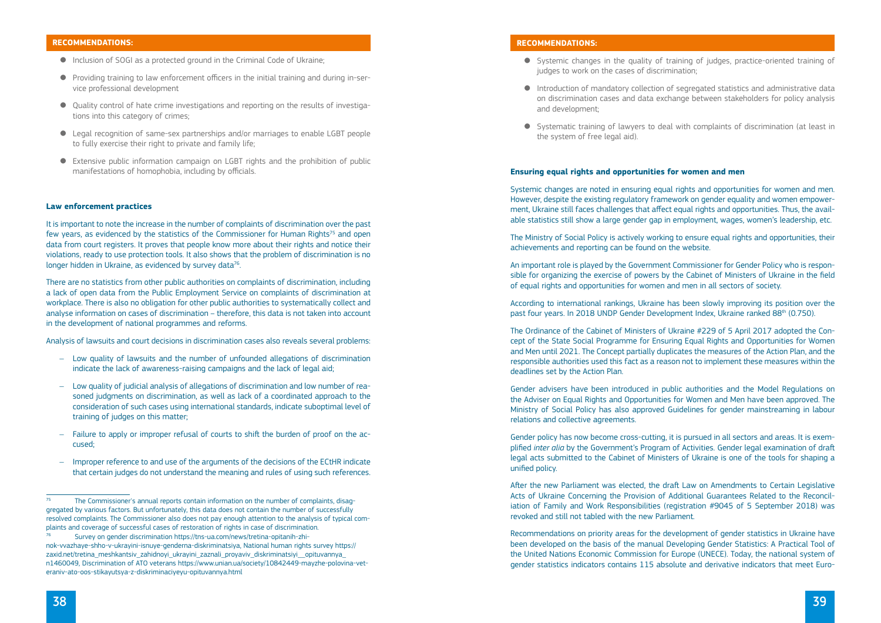## RECOMMENDATIONS:

- Inclusion of SOGI as a protected ground in the Criminal Code of Ukraine;
- Providing training to law enforcement officers in the initial training and during in-service professional development
- Quality control of hate crime investigations and reporting on the results of investigations into this category of crimes;
- Legal recognition of same-sex partnerships and/or marriages to enable LGBT people to fully exercise their right to private and family life;
- Extensive public information campaign on LGBT rights and the prohibition of public manifestations of homophobia, including by officials.

### Law enforcement practices

It is important to note the increase in the number of complaints of discrimination over the past few years, as evidenced by the statistics of the Commissioner for Human Rights[75] and open data from court registers. It proves that people know more about their rights and notice their violations, ready to use protection tools. It also shows that the problem of discrimination is no longer hidden in Ukraine, as evidenced by survey data[76].

There are no statistics from other public authorities on complaints of discrimination, including a lack of open data from the Public Employment Service on complaints of discrimination at workplace. There is also no obligation for other public authorities to systematically collect and analyse information on cases of discrimination – therefore, this data is not taken into account in the development of national programmes and reforms.

Analysis of lawsuits and court decisions in discrimination cases also reveals several problems:

– Low quality of lawsuits and the number of unfounded allegations of discrimination indicate the lack of awareness-raising campaigns and the lack of legal aid;

– Low quality of judicial analysis of allegations of discrimination and low number of reasoned judgments on discrimination, as well as lack of a coordinated approach to the consideration of such cases using international standards, indicate suboptimal level of training of judges on this matter;

– Failure to apply or improper refusal of courts to shift the burden of proof on the accused;

– Improper reference to and use of the arguments of the decisions of the ECtHR indicate that certain judges do not understand the meaning and rules of using such references.

[75] The Commissioner's annual reports contain information on the number of complaints, disaggregated by various factors. But unfortunately, this data does not contain the number of successfully resolved complaints. The Commissioner also does not pay enough attention to the analysis of typical complaints and coverage of successful cases of restoration of rights in case of discrimination.

[76] Survey on gender discrimination https://tns-ua.com/news/tretina-opitanih-zhinok-vvazhaye-shho-v-ukrayini-isnuye-genderna-diskriminatsiya, National human rights survey https://zaxid.net/tretina_meshkantsiv_zahidnoyi_ukrayini_zaznali_proyaviv_diskriminatsiyi__opituvannya_n1460049, Discrimination of ATO veterans https://www.unian.ua/society/10842449-mayzhe-polovina-veteraniv-ato-oos-stikayutsya-z-diskriminaciyeyu-opituvannya.html

## RECOMMENDATIONS:

- Systemic changes in the quality of training of judges, practice-oriented training of judges to work on the cases of discrimination;
- Introduction of mandatory collection of segregated statistics and administrative data on discrimination cases and data exchange between stakeholders for policy analysis and development;
- Systematic training of lawyers to deal with complaints of discrimination (at least in the system of free legal aid).

### Ensuring equal rights and opportunities for women and men

Systemic changes are noted in ensuring equal rights and opportunities for women and men. However, despite the existing regulatory framework on gender equality and women empowerment, Ukraine still faces challenges that affect equal rights and opportunities. Thus, the available statistics still show a large gender gap in employment, wages, women's leadership, etc.

The Ministry of Social Policy is actively working to ensure equal rights and opportunities, their achievements and reporting can be found on the website.

An important role is played by the Government Commissioner for Gender Policy who is responsible for organizing the exercise of powers by the Cabinet of Ministers of Ukraine in the field of equal rights and opportunities for women and men in all sectors of society.

According to international rankings, Ukraine has been slowly improving its position over the past four years. In 2018 UNDP Gender Development Index, Ukraine ranked 88th (0.750).

The Ordinance of the Cabinet of Ministers of Ukraine #229 of 5 April 2017 adopted the Concept of the State Social Programme for Ensuring Equal Rights and Opportunities for Women and Men until 2021. The Concept partially duplicates the measures of the Action Plan, and the responsible authorities used this fact as a reason not to implement these measures within the deadlines set by the Action Plan.

Gender advisers have been introduced in public authorities and the Model Regulations on the Adviser on Equal Rights and Opportunities for Women and Men have been approved. The Ministry of Social Policy has also approved Guidelines for gender mainstreaming in labour relations and collective agreements.

Gender policy has now become cross-cutting, it is pursued in all sectors and areas. It is exemplified *inter alia* by the Government's Program of Activities. Gender legal examination of draft legal acts submitted to the Cabinet of Ministers of Ukraine is one of the tools for shaping a unified policy.

After the new Parliament was elected, the draft Law on Amendments to Certain Legislative Acts of Ukraine Concerning the Provision of Additional Guarantees Related to the Reconciliation of Family and Work Responsibilities (registration #9045 of 5 September 2018) was revoked and still not tabled with the new Parliament.

Recommendations on priority areas for the development of gender statistics in Ukraine have been developed on the basis of the manual Developing Gender Statistics: A Practical Tool of the United Nations Economic Commission for Europe (UNECE). Today, the national system of gender statistics indicators contains 115 absolute and derivative indicators that meet Euro-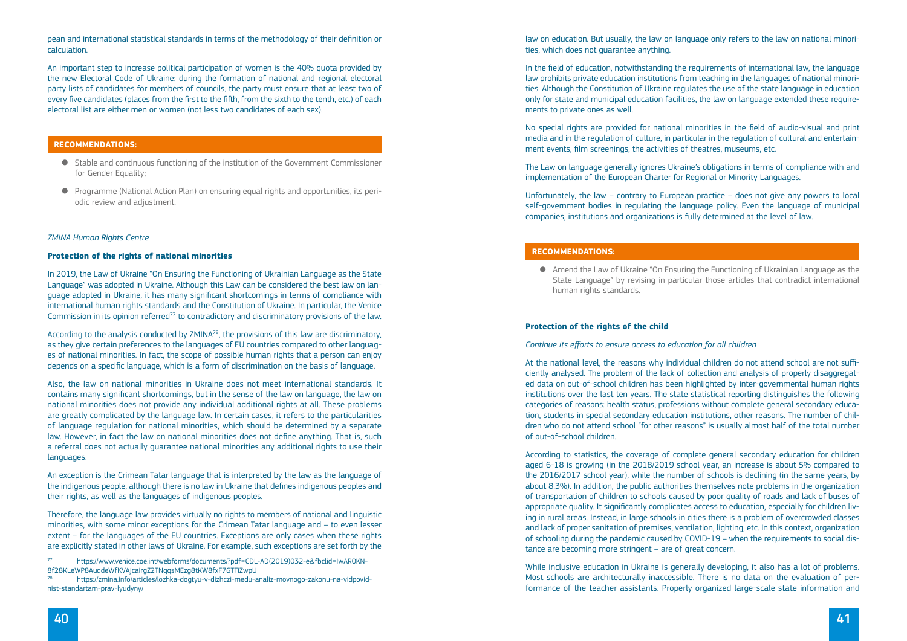pean and international statistical standards in terms of the methodology of their definition or calculation.

An important step to increase political participation of women is the 40% quota provided by the new Electoral Code of Ukraine: during the formation of national and regional electoral party lists of candidates for members of councils, the party must ensure that at least two of every five candidates (places from the first to the fifth, from the sixth to the tenth, etc.) of each electoral list are either men or women (not less two candidates of each sex).

**RECOMMENDATIONS:**

- Stable and continuous functioning of the institution of the Government Commissioner for Gender Equality;
- Programme (National Action Plan) on ensuring equal rights and opportunities, its periodic review and adjustment.

*ZMINA Human Rights Centre*

### Protection of the rights of national minorities

In 2019, the Law of Ukraine "On Ensuring the Functioning of Ukrainian Language as the State Language" was adopted in Ukraine. Although this Law can be considered the best law on language adopted in Ukraine, it has many significant shortcomings in terms of compliance with international human rights standards and the Constitution of Ukraine. In particular, the Venice Commission in its opinion referred[77] to contradictory and discriminatory provisions of the law.

According to the analysis conducted by ZMINA[78], the provisions of this law are discriminatory, as they give certain preferences to the languages of EU countries compared to other languages of national minorities. In fact, the scope of possible human rights that a person can enjoy depends on a specific language, which is a form of discrimination on the basis of language.

Also, the law on national minorities in Ukraine does not meet international standards. It contains many significant shortcomings, but in the sense of the law on language, the law on national minorities does not provide any individual additional rights at all. These problems are greatly complicated by the language law. In certain cases, it refers to the particularities of language regulation for national minorities, which should be determined by a separate law. However, in fact the law on national minorities does not define anything. That is, such a referral does not actually guarantee national minorities any additional rights to use their languages.

An exception is the Crimean Tatar language that is interpreted by the law as the language of the indigenous people, although there is no law in Ukraine that defines indigenous peoples and their rights, as well as the languages of indigenous peoples.

Therefore, the language law provides virtually no rights to members of national and linguistic minorities, with some minor exceptions for the Crimean Tatar language and – to even lesser extent – for the languages of the EU countries. Exceptions are only cases when these rights are explicitly stated in other laws of Ukraine. For example, such exceptions are set forth by the law on education. But usually, the law on language only refers to the law on national minorities, which does not guarantee anything.

In the field of education, notwithstanding the requirements of international law, the language law prohibits private education institutions from teaching in the languages of national minorities. Although the Constitution of Ukraine regulates the use of the state language in education only for state and municipal education facilities, the law on language extended these requirements to private ones as well.

No special rights are provided for national minorities in the field of audio-visual and print media and in the regulation of culture, in particular in the regulation of cultural and entertainment events, film screenings, the activities of theatres, museums, etc.

The Law on language generally ignores Ukraine's obligations in terms of compliance with and implementation of the European Charter for Regional or Minority Languages.

Unfortunately, the law – contrary to European practice – does not give any powers to local self-government bodies in regulating the language policy. Even the language of municipal companies, institutions and organizations is fully determined at the level of law.

**RECOMMENDATIONS:**

- Amend the Law of Ukraine "On Ensuring the Functioning of Ukrainian Language as the State Language" by revising in particular those articles that contradict international human rights standards.

### Protection of the rights of the child

*Continue its efforts to ensure access to education for all children*

At the national level, the reasons why individual children do not attend school are not sufficiently analysed. The problem of the lack of collection and analysis of properly disaggregated data on out-of-school children has been highlighted by inter-governmental human rights institutions over the last ten years. The state statistical reporting distinguishes the following categories of reasons: health status, professions without complete general secondary education, students in special secondary education institutions, other reasons. The number of children who do not attend school "for other reasons" is usually almost half of the total number of out-of-school children.

According to statistics, the coverage of complete general secondary education for children aged 6-18 is growing (in the 2018/2019 school year, an increase is about 5% compared to the 2016/2017 school year), while the number of schools is declining (in the same years, by about 8.3%). In addition, the public authorities themselves note problems in the organization of transportation of children to schools caused by poor quality of roads and lack of buses of appropriate quality. It significantly complicates access to education, especially for children living in rural areas. Instead, in large schools in cities there is a problem of overcrowded classes and lack of proper sanitation of premises, ventilation, lighting, etc. In this context, organization of schooling during the pandemic caused by COVID-19 – when the requirements to social distance are becoming more stringent – are of great concern.

While inclusive education in Ukraine is generally developing, it also has a lot of problems. Most schools are architecturally inaccessible. There is no data on the evaluation of performance of the teacher assistants. Properly organized large-scale state information and

---

[77] https://www.venice.coe.int/webforms/documents/?pdf=CDL-AD(2019)032-e&fbclid=IwAR0KN-8f28KLeWP8AuddeWfKVAjcairgZ2TNqqsMEzg8tKW8fxF76TTiZwpU

[78] https://zmina.info/articles/lozhka-dogtyu-v-dizhczi-medu-analiz-movnogo-zakonu-na-vidpovidnist-standartam-prav-lyudyny/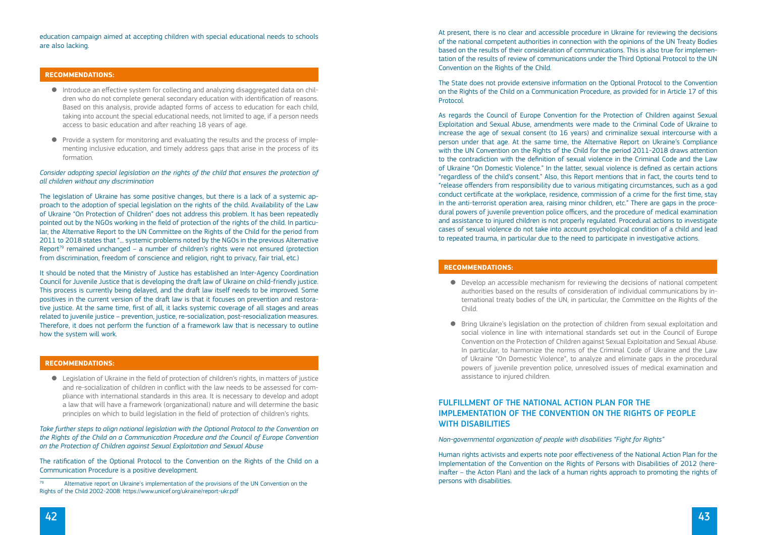education campaign aimed at accepting children with special educational needs to schools are also lacking.

**RECOMMENDATIONS:**

- Introduce an effective system for collecting and analyzing disaggregated data on children who do not complete general secondary education with identification of reasons. Based on this analysis, provide adapted forms of access to education for each child, taking into account the special educational needs, not limited to age, if a person needs access to basic education and after reaching 18 years of age.
- Provide a system for monitoring and evaluating the results and the process of implementing inclusive education, and timely address gaps that arise in the process of its formation.

*Consider adopting special legislation on the rights of the child that ensures the protection of all children without any discrimination*

The legislation of Ukraine has some positive changes, but there is a lack of a systemic approach to the adoption of special legislation on the rights of the child. Availability of the Law of Ukraine "On Protection of Children" does not address this problem. It has been repeatedly pointed out by the NGOs working in the field of protection of the rights of the child. In particular, the Alternative Report to the UN Committee on the Rights of the Child for the period from 2011 to 2018 states that "... systemic problems noted by the NGOs in the previous Alternative Report[79] remained unchanged – a number of children's rights were not ensured (protection from discrimination, freedom of conscience and religion, right to privacy, fair trial, etc.)

It should be noted that the Ministry of Justice has established an Inter-Agency Coordination Council for Juvenile Justice that is developing the draft law of Ukraine on child-friendly justice. This process is currently being delayed, and the draft law itself needs to be improved. Some positives in the current version of the draft law is that it focuses on prevention and restorative justice. At the same time, first of all, it lacks systemic coverage of all stages and areas related to juvenile justice – prevention, justice, re-socialization, post-resocialization measures. Therefore, it does not perform the function of a framework law that is necessary to outline how the system will work.

**RECOMMENDATIONS:**

- Legislation of Ukraine in the field of protection of children's rights, in matters of justice and re-socialization of children in conflict with the law needs to be assessed for compliance with international standards in this area. It is necessary to develop and adopt a law that will have a framework (organizational) nature and will determine the basic principles on which to build legislation in the field of protection of children's rights.

*Take further steps to align national legislation with the Optional Protocol to the Convention on the Rights of the Child on a Communication Procedure and the Council of Europe Convention on the Protection of Children against Sexual Exploitation and Sexual Abuse*

The ratification of the Optional Protocol to the Convention on the Rights of the Child on a Communication Procedure is a positive development.

[79] Alternative report on Ukraine's implementation of the provisions of the UN Convention on the Rights of the Child 2002-2008: https://www.unicef.org/ukraine/report-ukr.pdf

At present, there is no clear and accessible procedure in Ukraine for reviewing the decisions of the national competent authorities in connection with the opinions of the UN Treaty Bodies based on the results of their consideration of communications. This is also true for implementation of the results of review of communications under the Third Optional Protocol to the UN Convention on the Rights of the Child.

The State does not provide extensive information on the Optional Protocol to the Convention on the Rights of the Child on a Communication Procedure, as provided for in Article 17 of this Protocol.

As regards the Council of Europe Convention for the Protection of Children against Sexual Exploitation and Sexual Abuse, amendments were made to the Criminal Code of Ukraine to increase the age of sexual consent (to 16 years) and criminalize sexual intercourse with a person under that age. At the same time, the Alternative Report on Ukraine's Compliance with the UN Convention on the Rights of the Child for the period 2011-2018 draws attention to the contradiction with the definition of sexual violence in the Criminal Code and the Law of Ukraine "On Domestic Violence." In the latter, sexual violence is defined as certain actions "regardless of the child's consent." Also, this Report mentions that in fact, the courts tend to "release offenders from responsibility due to various mitigating circumstances, such as a god conduct certificate at the workplace, residence, commission of a crime for the first time, stay in the anti-terrorist operation area, raising minor children, etc." There are gaps in the procedural powers of juvenile prevention police officers, and the procedure of medical examination and assistance to injured children is not properly regulated. Procedural actions to investigate cases of sexual violence do not take into account psychological condition of a child and lead to repeated trauma, in particular due to the need to participate in investigative actions.

**RECOMMENDATIONS:**

- Develop an accessible mechanism for reviewing the decisions of national competent authorities based on the results of consideration of individual communications by international treaty bodies of the UN, in particular, the Committee on the Rights of the Child.
- Bring Ukraine's legislation on the protection of children from sexual exploitation and social violence in line with international standards set out in the Council of Europe Convention on the Protection of Children against Sexual Exploitation and Sexual Abuse. In particular, to harmonize the norms of the Criminal Code of Ukraine and the Law of Ukraine "On Domestic Violence", to analyze and eliminate gaps in the procedural powers of juvenile prevention police, unresolved issues of medical examination and assistance to injured children.

## FULFILLMENT OF THE NATIONAL ACTION PLAN FOR THE IMPLEMENTATION OF THE CONVENTION ON THE RIGHTS OF PEOPLE WITH DISABILITIES

*Non-governmental organization of people with disabilities "Fight for Rights"*

Human rights activists and experts note poor effectiveness of the National Action Plan for the Implementation of the Convention on the Rights of Persons with Disabilities of 2012 (hereinafter – the Acton Plan) and the lack of a human rights approach to promoting the rights of persons with disabilities.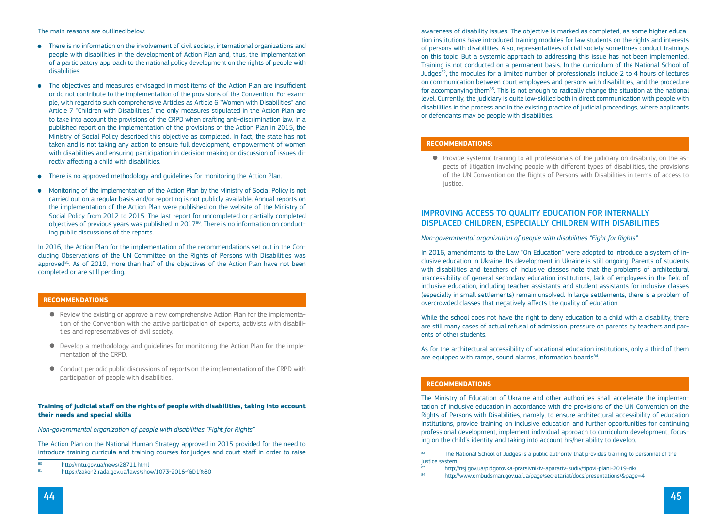The main reasons are outlined below:

- There is no information on the involvement of civil society, international organizations and people with disabilities in the development of Action Plan and, thus, the implementation of a participatory approach to the national policy development on the rights of people with disabilities.
- The objectives and measures envisaged in most items of the Action Plan are insufficient or do not contribute to the implementation of the provisions of the Convention. For example, with regard to such comprehensive Articles as Article 6 "Women with Disabilities" and Article 7 "Children with Disabilities," the only measures stipulated in the Action Plan are to take into account the provisions of the CRPD when drafting anti-discrimination law. In a published report on the implementation of the provisions of the Action Plan in 2015, the Ministry of Social Policy described this objective as completed. In fact, the state has not taken and is not taking any action to ensure full development, empowerment of women with disabilities and ensuring participation in decision-making or discussion of issues directly affecting a child with disabilities.
- There is no approved methodology and guidelines for monitoring the Action Plan.
- Monitoring of the implementation of the Action Plan by the Ministry of Social Policy is not carried out on a regular basis and/or reporting is not publicly available. Annual reports on the implementation of the Action Plan were published on the website of the Ministry of Social Policy from 2012 to 2015. The last report for uncompleted or partially completed objectives of previous years was published in 2017[80]. There is no information on conducting public discussions of the reports.

In 2016, the Action Plan for the implementation of the recommendations set out in the Concluding Observations of the UN Committee on the Rights of Persons with Disabilities was approved[81]. As of 2019, more than half of the objectives of the Action Plan have not been completed or are still pending.

**RECOMMENDATIONS**

- Review the existing or approve a new comprehensive Action Plan for the implementation of the Convention with the active participation of experts, activists with disabilities and representatives of civil society.
- Develop a methodology and guidelines for monitoring the Action Plan for the implementation of the CRPD.
- Conduct periodic public discussions of reports on the implementation of the CRPD with participation of people with disabilities.

### Training of judicial staff on the rights of people with disabilities, taking into account their needs and special skills

*Non-governmental organization of people with disabilities "Fight for Rights"*

The Action Plan on the National Human Strategy approved in 2015 provided for the need to introduce training curricula and training courses for judges and court staff in order to raise awareness of disability issues. The objective is marked as completed, as some higher education institutions have introduced training modules for law students on the rights and interests of persons with disabilities. Also, representatives of civil society sometimes conduct trainings on this topic. But a systemic approach to addressing this issue has not been implemented. Training is not conducted on a permanent basis. In the curriculum of the National School of Judges[82], the modules for a limited number of professionals include 2 to 4 hours of lectures on communication between court employees and persons with disabilities, and the procedure for accompanying them[83]. This is not enough to radically change the situation at the national level. Currently, the judiciary is quite low-skilled both in direct communication with people with disabilities in the process and in the existing practice of judicial proceedings, where applicants or defendants may be people with disabilities.

**RECOMMENDATIONS:**

- Provide systemic training to all professionals of the judiciary on disability, on the aspects of litigation involving people with different types of disabilities, the provisions of the UN Convention on the Rights of Persons with Disabilities in terms of access to justice.

## IMPROVING ACCESS TO QUALITY EDUCATION FOR INTERNALLY DISPLACED CHILDREN, ESPECIALLY CHILDREN WITH DISABILITIES

*Non-governmental organization of people with disabilities "Fight for Rights"*

In 2016, amendments to the Law "On Education" were adopted to introduce a system of inclusive education in Ukraine. Its development in Ukraine is still ongoing. Parents of students with disabilities and teachers of inclusive classes note that the problems of architectural inaccessibility of general secondary education institutions, lack of employees in the field of inclusive education, including teacher assistants and student assistants for inclusive classes (especially in small settlements) remain unsolved. In large settlements, there is a problem of overcrowded classes that negatively affects the quality of education.

While the school does not have the right to deny education to a child with a disability, there are still many cases of actual refusal of admission, pressure on parents by teachers and parents of other students.

As for the architectural accessibility of vocational education institutions, only a third of them are equipped with ramps, sound alarms, information boards[84].

**RECOMMENDATIONS**

The Ministry of Education of Ukraine and other authorities shall accelerate the implementation of inclusive education in accordance with the provisions of the UN Convention on the Rights of Persons with Disabilities, namely, to ensure architectural accessibility of education institutions, provide training on inclusive education and further opportunities for continuing professional development, implement individual approach to curriculum development, focusing on the child's identity and taking into account his/her ability to develop.

---

[80] http://mtu.gov.ua/news/28711.html

[81] https://zakon2.rada.gov.ua/laws/show/1073-2016-%D1%80

[82] The National School of Judges is a public authority that provides training to personnel of the justice system.

[83] http://nsj.gov.ua/pidgotovka-pratsivnikiv-aparativ-sudiv/tipovi-plani-2019-rik/

[84] http://www.ombudsman.gov.ua/ua/page/secretariat/docs/presentations/&page=4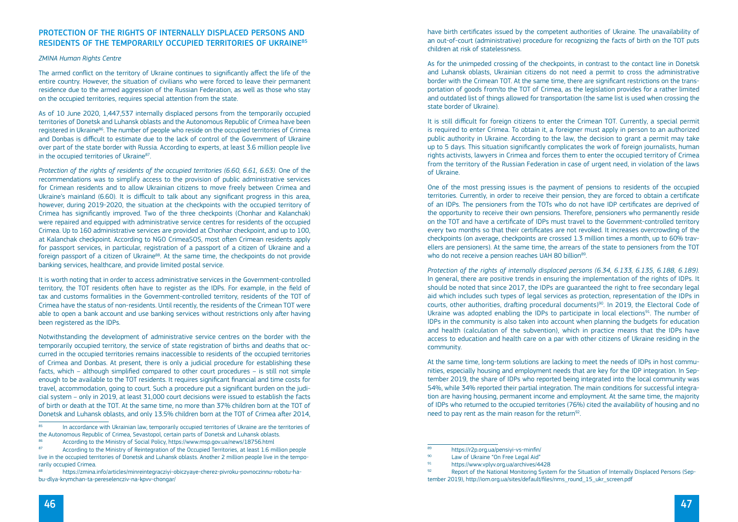## PROTECTION OF THE RIGHTS OF INTERNALLY DISPLACED PERSONS AND RESIDENTS OF THE TEMPORARILY OCCUPIED TERRITORIES OF UKRAINE[85]

*ZMINA Human Rights Centre*

The armed conflict on the territory of Ukraine continues to significantly affect the life of the entire country. However, the situation of civilians who were forced to leave their permanent residence due to the armed aggression of the Russian Federation, as well as those who stay on the occupied territories, requires special attention from the state.

As of 10 June 2020, 1,447,537 internally displaced persons from the temporarily occupied territories of Donetsk and Luhansk oblasts and the Autonomous Republic of Crimea have been registered in Ukraine[86]. The number of people who reside on the occupied territories of Crimea and Donbas is difficult to estimate due to the lack of control of the Government of Ukraine over part of the state border with Russia. According to experts, at least 3.6 million people live in the occupied territories of Ukraine[87].

*Protection of the rights of residents of the occupied territories (6.60, 6.61, 6.63).* One of the recommendations was to simplify access to the provision of public administrative services for Crimean residents and to allow Ukrainian citizens to move freely between Crimea and Ukraine's mainland (6.60). It is difficult to talk about any significant progress in this area, however, during 2019-2020, the situation at the checkpoints with the occupied territory of Crimea has significantly improved. Two of the three checkpoints (Chonhar and Kalanchak) were repaired and equipped with administrative service centres for residents of the occupied Crimea. Up to 160 administrative services are provided at Chonhar checkpoint, and up to 100, at Kalanchak checkpoint. According to NGO CrimeaSOS, most often Crimean residents apply for passport services, in particular, registration of a passport of a citizen of Ukraine and a foreign passport of a citizen of Ukraine[88]. At the same time, the checkpoints do not provide banking services, healthcare, and provide limited postal service.

It is worth noting that in order to access administrative services in the Government-controlled territory, the TOT residents often have to register as the IDPs. For example, in the field of tax and customs formalities in the Government-controlled territory, residents of the TOT of Crimea have the status of non-residents. Until recently, the residents of the Crimean TOT were able to open a bank account and use banking services without restrictions only after having been registered as the IDPs.

Notwithstanding the development of administrative service centres on the border with the temporarily occupied territory, the service of state registration of births and deaths that occurred in the occupied territories remains inaccessible to residents of the occupied territories of Crimea and Donbas. At present, there is only a judicial procedure for establishing these facts, which – although simplified compared to other court procedures – is still not simple enough to be available to the TOT residents. It requires significant financial and time costs for travel, accommodation, going to court. Such a procedure put a significant burden on the judicial system – only in 2019, at least 31,000 court decisions were issued to establish the facts of birth or death at the TOT. At the same time, no more than 37% children born at the TOT of Donetsk and Luhansk oblasts, and only 13.5% children born at the TOT of Crimea after 2014, have birth certificates issued by the competent authorities of Ukraine. The unavailability of an out-of-court (administrative) procedure for recognizing the facts of birth on the TOT puts children at risk of statelessness.

As for the unimpeded crossing of the checkpoints, in contrast to the contact line in Donetsk and Luhansk oblasts, Ukrainian citizens do not need a permit to cross the administrative border with the Crimean TOT. At the same time, there are significant restrictions on the transportation of goods from/to the TOT of Crimea, as the legislation provides for a rather limited and outdated list of things allowed for transportation (the same list is used when crossing the state border of Ukraine).

It is still difficult for foreign citizens to enter the Crimean TOT. Currently, a special permit is required to enter Crimea. To obtain it, a foreigner must apply in person to an authorized public authority in Ukraine. According to the law, the decision to grant a permit may take up to 5 days. This situation significantly complicates the work of foreign journalists, human rights activists, lawyers in Crimea and forces them to enter the occupied territory of Crimea from the territory of the Russian Federation in case of urgent need, in violation of the laws of Ukraine.

One of the most pressing issues is the payment of pensions to residents of the occupied territories. Currently, in order to receive their pension, they are forced to obtain a certificate of an IDPs. The pensioners from the TOTs who do not have IDP certificates are deprived of the opportunity to receive their own pensions. Therefore, pensioners who permanently reside on the TOT and have a certificate of IDPs must travel to the Government-controlled territory every two months so that their certificates are not revoked. It increases overcrowding of the checkpoints (on average, checkpoints are crossed 1.3 million times a month, up to 60% travellers are pensioners). At the same time, the arrears of the state to pensioners from the TOT who do not receive a pension reaches UAH 80 billion[89].

*Protection of the rights of internally displaced persons (6.34, 6.133, 6.135, 6.188, 6.189).* In general, there are positive trends in ensuring the implementation of the rights of IDPs. It should be noted that since 2017, the IDPs are guaranteed the right to free secondary legal aid which includes such types of legal services as protection, representation of the IDPs in courts, other authorities, drafting procedural documents)[90]. In 2019, the Electoral Code of Ukraine was adopted enabling the IDPs to participate in local elections[91]. The number of IDPs in the community is also taken into account when planning the budgets for education and health (calculation of the subvention), which in practice means that the IDPs have access to education and health care on a par with other citizens of Ukraine residing in the community.

At the same time, long-term solutions are lacking to meet the needs of IDPs in host communities, especially housing and employment needs that are key for the IDP integration. In September 2019, the share of IDPs who reported being integrated into the local community was 54%, while 34% reported their partial integration. The main conditions for successful integration are having housing, permanent income and employment. At the same time, the majority of IDPs who returned to the occupied territories (76%) cited the availability of housing and no need to pay rent as the main reason for the return[92].

---

[85] In accordance with Ukrainian law, temporarily occupied territories of Ukraine are the territories of the Autonomous Republic of Crimea, Sevastopol, certain parts of Donetsk and Luhansk oblasts.

[86] According to the Ministry of Social Policy, https://www.msp.gov.ua/news/18756.html

[87] According to the Ministry of Reintegration of the Occupied Territories, at least 1.6 million people live in the occupied territories of Donetsk and Luhansk oblasts. Another 2 million people live in the temporarily occupied Crimea.

[88] https://zmina.info/articles/minreintegracziyi-obiczyaye-cherez-pivroku-povnoczinnu-robotu-habu-dlya-krymchan-ta-pereselencziv-na-kpvv-chongar/

[89] https://r2p.org.ua/pensiyi-vs-minfin/

[90] Law of Ukraine "On Free Legal Aid"

[91] https://www.vplyv.org.ua/archives/4428

[92] Report of the National Monitoring System for the Situation of Internally Displaced Persons (September 2019), http://iom.org.ua/sites/default/files/nms_round_15_ukr_screen.pdf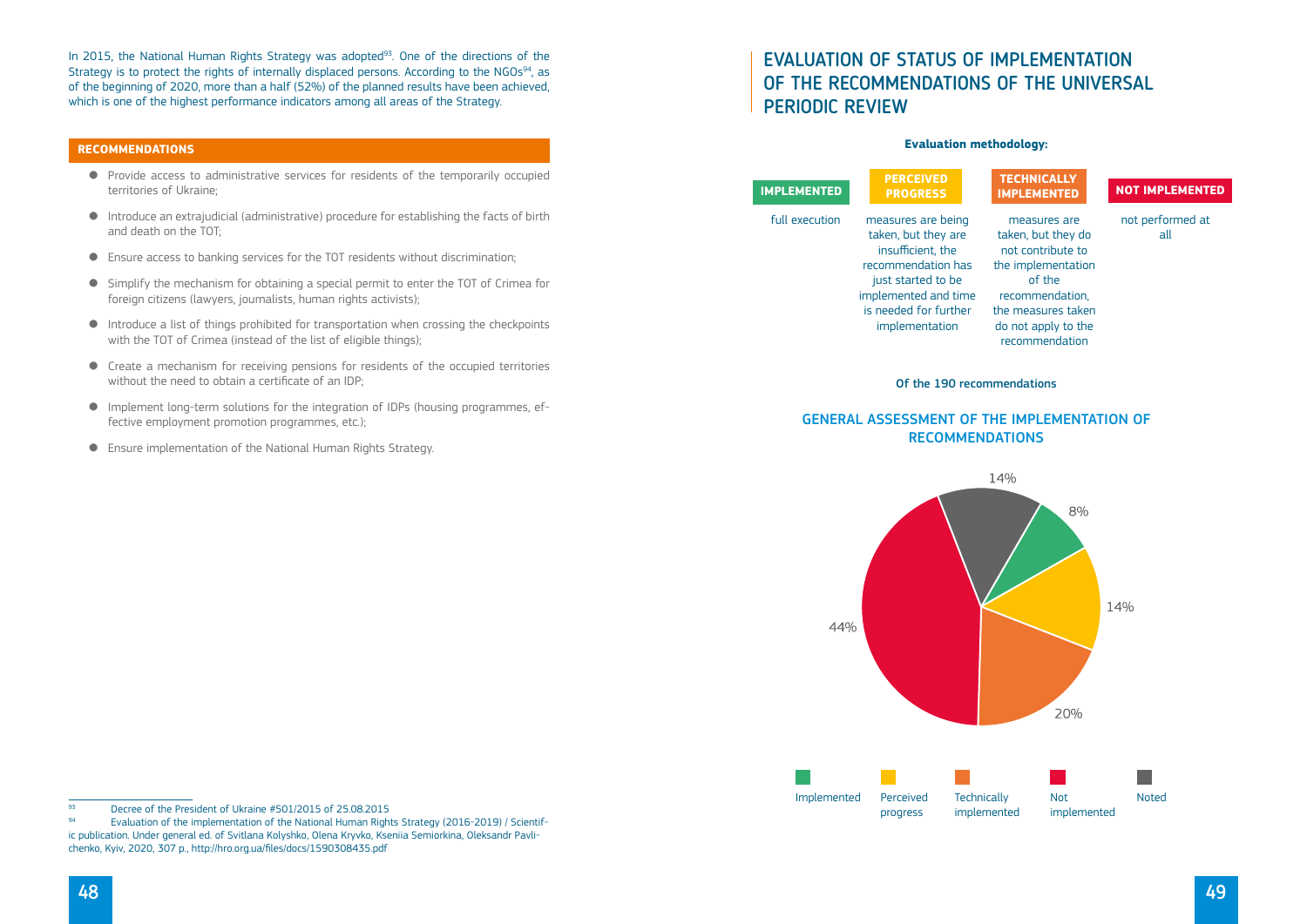In 2015, the National Human Rights Strategy was adopted[93]. One of the directions of the Strategy is to protect the rights of internally displaced persons. According to the NGOs[94], as of the beginning of 2020, more than a half (52%) of the planned results have been achieved, which is one of the highest performance indicators among all areas of the Strategy.

### RECOMMENDATIONS

- Provide access to administrative services for residents of the temporarily occupied territories of Ukraine;
- Introduce an extrajudicial (administrative) procedure for establishing the facts of birth and death on the TOT;
- Ensure access to banking services for the TOT residents without discrimination;
- Simplify the mechanism for obtaining a special permit to enter the TOT of Crimea for foreign citizens (lawyers, journalists, human rights activists);
- Introduce a list of things prohibited for transportation when crossing the checkpoints with the TOT of Crimea (instead of the list of eligible things);
- Create a mechanism for receiving pensions for residents of the occupied territories without the need to obtain a certificate of an IDP;
- Implement long-term solutions for the integration of IDPs (housing programmes, effective employment promotion programmes, etc.);
- Ensure implementation of the National Human Rights Strategy.

[93] Decree of the President of Ukraine #501/2015 of 25.08.2015

[94] Evaluation of the implementation of the National Human Rights Strategy (2016-2019) / Scientific publication. Under general ed. of Svitlana Kolyshko, Olena Kryvko, Kseniia Semiorkina, Oleksandr Pavlichenko, Kyiv, 2020, 307 p., http://hro.org.ua/files/docs/1590308435.pdf

# EVALUATION OF STATUS OF IMPLEMENTATION OF THE RECOMMENDATIONS OF THE UNIVERSAL PERIODIC REVIEW

**Evaluation methodology:**

| IMPLEMENTED | PERCEIVED PROGRESS | TECHNICALLY IMPLEMENTED | NOT IMPLEMENTED |
|---|---|---|---|
| full execution | measures are being taken, but they are insufficient, the recommendation has just started to be implemented and time is needed for further implementation | measures are taken, but they do not contribute to the implementation of the recommendation, the measures taken do not apply to the recommendation | not performed at all |

Of the 190 recommendations

## GENERAL ASSESSMENT OF THE IMPLEMENTATION OF RECOMMENDATIONS

| Category | Share |
|---|---|
| Implemented | 8% |
| Perceived progress | 14% |
| Technically implemented | 20% |
| Not implemented | 44% |
| Noted | 14% |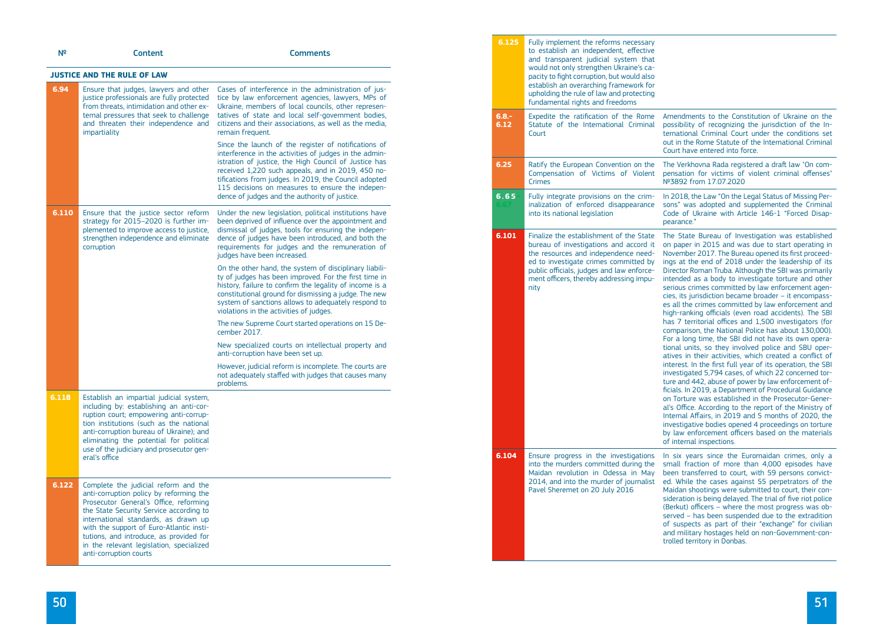| № | Content | Comments |
|---|---|---|
| **JUSTICE AND THE RULE OF LAW** | | |
| 6.94 | Ensure that judges, lawyers and other justice professionals are fully protected from threats, intimidation and other external pressures that seek to challenge and threaten their independence and impartiality | Cases of interference in the administration of justice by law enforcement agencies, lawyers, MPs of Ukraine, members of local councils, other representatives of state and local self-government bodies, citizens and their associations, as well as the media, remain frequent.<br><br>Since the launch of the register of notifications of interference in the activities of judges in the administration of justice, the High Council of Justice has received 1,220 such appeals, and in 2019, 450 notifications from judges. In 2019, the Council adopted 115 decisions on measures to ensure the independence of judges and the authority of justice. |
| 6.110 | Ensure that the justice sector reform strategy for 2015–2020 is further implemented to improve access to justice, strengthen independence and eliminate corruption | Under the new legislation, political institutions have been deprived of influence over the appointment and dismissal of judges, tools for ensuring the independence of judges have been introduced, and both the requirements for judges and the remuneration of judges have been increased.<br><br>On the other hand, the system of disciplinary liability of judges has been improved. For the first time in history, failure to confirm the legality of income is a constitutional ground for dismissing a judge. The new system of sanctions allows to adequately respond to violations in the activities of judges.<br><br>The new Supreme Court started operations on 15 December 2017.<br><br>New specialized courts on intellectual property and anti-corruption have been set up.<br><br>However, judicial reform is incomplete. The courts are not adequately staffed with judges that causes many problems. |
| 6.118 | Establish an impartial judicial system, including by: establishing an anti-corruption court; empowering anti-corruption institutions (such as the national anti-corruption bureau of Ukraine); and eliminating the potential for political use of the judiciary and prosecutor general's office | |
| 6.122 | Complete the judicial reform and the anti-corruption policy by reforming the Prosecutor General's Office, reforming the State Security Service according to international standards, as drawn up with the support of Euro-Atlantic institutions, and introduce, as provided for in the relevant legislation, specialized anti-corruption courts | |
| 6.125 | Fully implement the reforms necessary to establish an independent, effective and transparent judicial system that would not only strengthen Ukraine's capacity to fight corruption, but would also establish an overarching framework for upholding the rule of law and protecting fundamental rights and freedoms | |
| 6.8.–6.12 | Expedite the ratification of the Rome Statute of the International Criminal Court | Amendments to the Constitution of Ukraine on the possibility of recognizing the jurisdiction of the International Criminal Court under the conditions set out in the Rome Statute of the International Criminal Court have entered into force. |
| 6.25 | Ratify the European Convention on the Compensation of Victims of Violent Crimes | The Verkhovna Rada registered a draft law "On compensation for victims of violent criminal offenses" №3892 from 17.07.2020 |
| 6.65<br>6.67 | Fully integrate provisions on the criminalization of enforced disappearance into its national legislation | In 2018, the Law "On the Legal Status of Missing Persons" was adopted and supplemented the Criminal Code of Ukraine with Article 146-1 "Forced Disappearance." |
| 6.101 | Finalize the establishment of the State bureau of investigations and accord it the resources and independence needed to investigate crimes committed by public officials, judges and law enforcement officers, thereby addressing impunity | The State Bureau of Investigation was established on paper in 2015 and was due to start operating in November 2017. The Bureau opened its first proceedings at the end of 2018 under the leadership of its Director Roman Truba. Although the SBI was primarily intended as a body to investigate torture and other serious crimes committed by law enforcement agencies, its jurisdiction became broader – it encompasses all the crimes committed by law enforcement and high-ranking officials (even road accidents). The SBI has 7 territorial offices and 1,500 investigators (for comparison, the National Police has about 130,000). For a long time, the SBI did not have its own operational units, so they involved police and SBU operatives in their activities, which created a conflict of interest. In the first full year of its operation, the SBI investigated 5,794 cases, of which 22 concerned torture and 442, abuse of power by law enforcement officials. In 2019, a Department of Procedural Guidance on Torture was established in the Prosecutor-General's Office. According to the report of the Ministry of Internal Affairs, in 2019 and 5 months of 2020, the investigative bodies opened 4 proceedings on torture by law enforcement officers based on the materials of internal inspections. |
| 6.104 | Ensure progress in the investigations into the murders committed during the Maidan revolution in Odessa in May 2014, and into the murder of journalist Pavel Sheremet on 20 July 2016 | In six years since the Euromaidan crimes, only a small fraction of more than 4,000 episodes have been transferred to court, with 59 persons convicted. While the cases against 55 perpetrators of the Maidan shootings were submitted to court, their consideration is being delayed. The trial of five riot police (Berkut) officers – where the most progress was observed – has been suspended due to the extradition of suspects as part of their "exchange" for civilian and military hostages held on non-Government-controlled territory in Donbas. |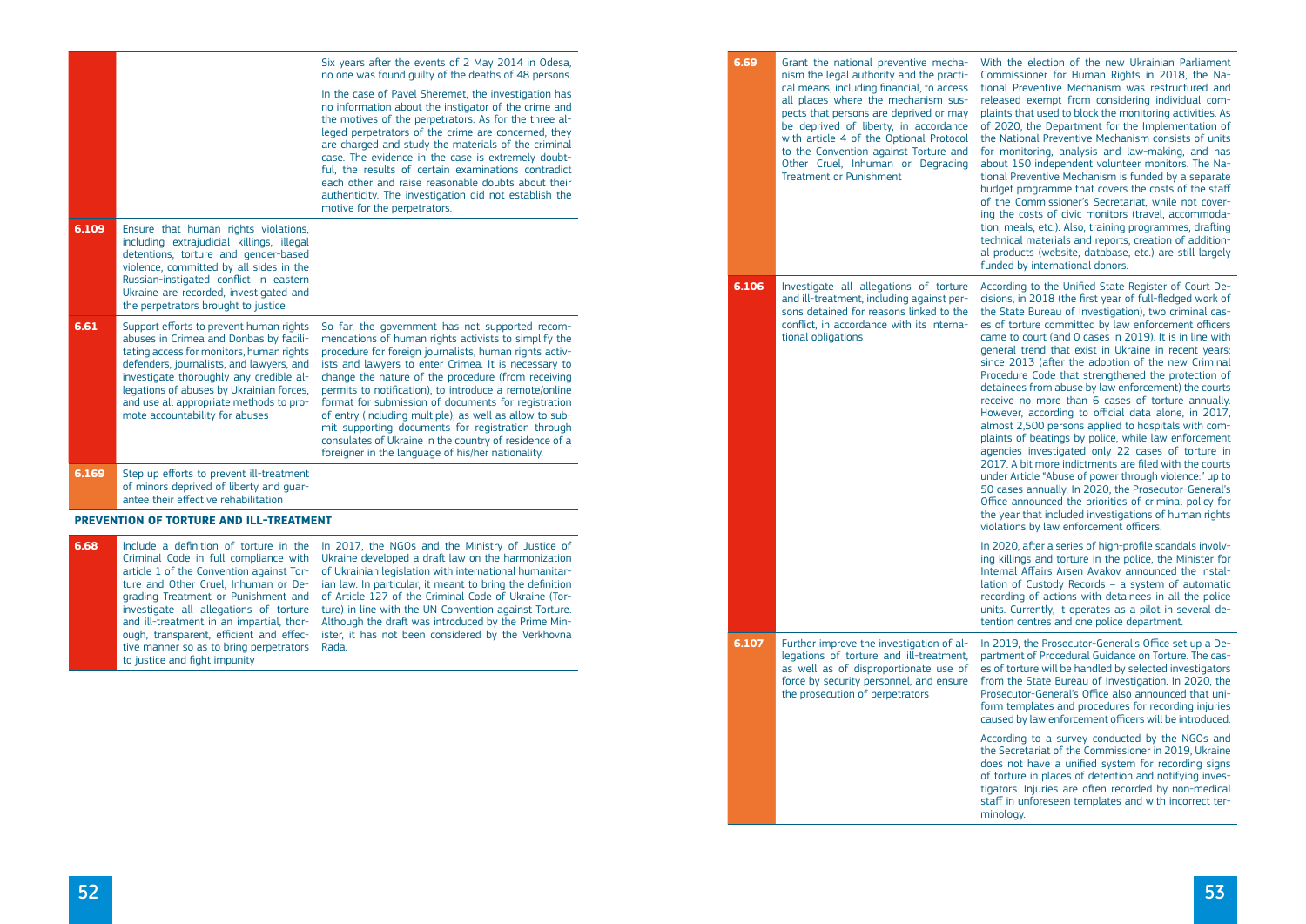| | | |
|---|---|---|
| | | Six years after the events of 2 May 2014 in Odesa, no one was found guilty of the deaths of 48 persons.<br><br>In the case of Pavel Sheremet, the investigation has no information about the instigator of the crime and the motives of the perpetrators. As for the three alleged perpetrators of the crime are concerned, they are charged and study the materials of the criminal case. The evidence in the case is extremely doubtful, the results of certain examinations contradict each other and raise reasonable doubts about their authenticity. The investigation did not establish the motive for the perpetrators. |
| **6.109** | Ensure that human rights violations, including extrajudicial killings, illegal detentions, torture and gender-based violence, committed by all sides in the Russian-instigated conflict in eastern Ukraine are recorded, investigated and the perpetrators brought to justice | |
| **6.61** | Support efforts to prevent human rights abuses in Crimea and Donbas by facilitating access for monitors, human rights defenders, journalists, and lawyers, and investigate thoroughly any credible allegations of abuses by Ukrainian forces, and use all appropriate methods to promote accountability for abuses | So far, the government has not supported recommendations of human rights activists to simplify the procedure for foreign journalists, human rights activists and lawyers to enter Crimea. It is necessary to change the nature of the procedure (from receiving permits to notification), to introduce a remote/online format for submission of documents for registration of entry (including multiple), as well as allow to submit supporting documents for registration through consulates of Ukraine in the country of residence of a foreigner in the language of his/her nationality. |
| **6.169** | Step up efforts to prevent ill-treatment of minors deprived of liberty and guarantee their effective rehabilitation | |

**PREVENTION OF TORTURE AND ILL-TREATMENT**

| | | |
|---|---|---|
| **6.68** | Include a definition of torture in the Criminal Code in full compliance with article 1 of the Convention against Torture and Other Cruel, Inhuman or Degrading Treatment or Punishment and investigate all allegations of torture and ill-treatment in an impartial, thorough, transparent, efficient and effective manner so as to bring perpetrators to justice and fight impunity | In 2017, the NGOs and the Ministry of Justice of Ukraine developed a draft law on the harmonization of Ukrainian legislation with international humanitarian law. In particular, it meant to bring the definition of Article 127 of the Criminal Code of Ukraine (Torture) in line with the UN Convention against Torture. Although the draft was introduced by the Prime Minister, it has not been considered by the Verkhovna Rada. |
| **6.69** | Grant the national preventive mechanism the legal authority and the practical means, including financial, to access all places where the mechanism suspects that persons are deprived or may be deprived of liberty, in accordance with article 4 of the Optional Protocol to the Convention against Torture and Other Cruel, Inhuman or Degrading Treatment or Punishment | With the election of the new Ukrainian Parliament Commissioner for Human Rights in 2018, the National Preventive Mechanism was restructured and released exempt from considering individual complaints that used to block the monitoring activities. As of 2020, the Department for the Implementation of the National Preventive Mechanism consists of units for monitoring, analysis and law-making, and has about 150 independent volunteer monitors. The National Preventive Mechanism is funded by a separate budget programme that covers the costs of the staff of the Commissioner's Secretariat, while not covering the costs of civic monitors (travel, accommodation, meals, etc.). Also, training programmes, drafting technical materials and reports, creation of additional products (website, database, etc.) are still largely funded by international donors. |
| **6.106** | Investigate all allegations of torture and ill-treatment, including against persons detained for reasons linked to the conflict, in accordance with its international obligations | According to the Unified State Register of Court Decisions, in 2018 (the first year of full-fledged work of the State Bureau of Investigation), two criminal cases of torture committed by law enforcement officers came to court (and 0 cases in 2019). It is in line with general trend that exist in Ukraine in recent years: since 2013 (after the adoption of the new Criminal Procedure Code that strengthened the protection of detainees from abuse by law enforcement) the courts receive no more than 6 cases of torture annually. However, according to official data alone, in 2017, almost 2,500 persons applied to hospitals with complaints of beatings by police, while law enforcement agencies investigated only 22 cases of torture in 2017. A bit more indictments are filed with the courts under Article "Abuse of power through violence:" up to 50 cases annually. In 2020, the Prosecutor-General's Office announced the priorities of criminal policy for the year that included investigations of human rights violations by law enforcement officers.<br><br>In 2020, after a series of high-profile scandals involving killings and torture in the police, the Minister for Internal Affairs Arsen Avakov announced the installation of Custody Records – a system of automatic recording of actions with detainees in all the police units. Currently, it operates as a pilot in several detention centres and one police department. |
| **6.107** | Further improve the investigation of allegations of torture and ill-treatment, as well as of disproportionate use of force by security personnel, and ensure the prosecution of perpetrators | In 2019, the Prosecutor-General's Office set up a Department of Procedural Guidance on Torture. The cases of torture will be handled by selected investigators from the State Bureau of Investigation. In 2020, the Prosecutor-General's Office also announced that uniform templates and procedures for recording injuries caused by law enforcement officers will be introduced.<br><br>According to a survey conducted by the NGOs and the Secretariat of the Commissioner in 2019, Ukraine does not have a unified system for recording signs of torture in places of detention and notifying investigators. Injuries are often recorded by non-medical staff in unforeseen templates and with incorrect terminology. |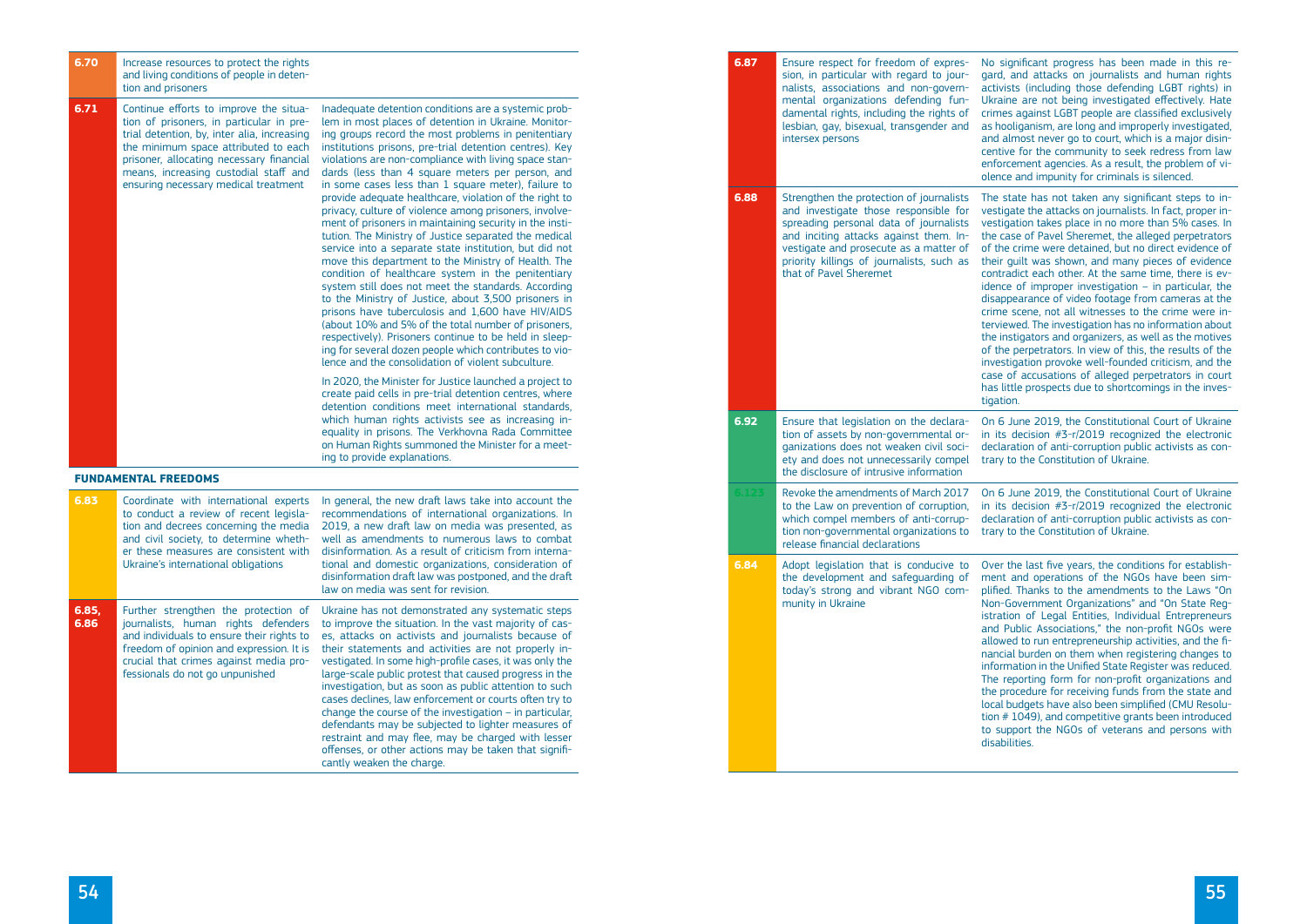| | | |
|---|---|---|
| **6.70** | Increase resources to protect the rights and living conditions of people in detention and prisoners | |
| **6.71** | Continue efforts to improve the situation of prisoners, in particular in pre-trial detention, by, inter alia, increasing the minimum space attributed to each prisoner, allocating necessary financial means, increasing custodial staff and ensuring necessary medical treatment | Inadequate detention conditions are a systemic problem in most places of detention in Ukraine. Monitoring groups record the most problems in penitentiary institutions prisons, pre-trial detention centres). Key violations are non-compliance with living space standards (less than 4 square meters per person, and in some cases less than 1 square meter), failure to provide adequate healthcare, violation of the right to privacy, culture of violence among prisoners, involvement of prisoners in maintaining security in the institution. The Ministry of Justice separated the medical service into a separate state institution, but did not move this department to the Ministry of Health. The condition of healthcare system in the penitentiary system still does not meet the standards. According to the Ministry of Justice, about 3,500 prisoners in prisons have tuberculosis and 1,600 have HIV/AIDS (about 10% and 5% of the total number of prisoners, respectively). Prisoners continue to be held in sleeping for several dozen people which contributes to violence and the consolidation of violent subculture.<br><br>In 2020, the Minister for Justice launched a project to create paid cells in pre-trial detention centres, where detention conditions meet international standards, which human rights activists see as increasing inequality in prisons. The Verkhovna Rada Committee on Human Rights summoned the Minister for a meeting to provide explanations. |

**FUNDAMENTAL FREEDOMS**

| | | |
|---|---|---|
| **6.83** | Coordinate with international experts to conduct a review of recent legislation and decrees concerning the media and civil society, to determine whether these measures are consistent with Ukraine's international obligations | In general, the new draft laws take into account the recommendations of international organizations. In 2019, a new draft law on media was presented, as well as amendments to numerous laws to combat disinformation. As a result of criticism from international and domestic organizations, consideration of disinformation draft law was postponed, and the draft law on media was sent for revision. |
| **6.85, 6.86** | Further strengthen the protection of journalists, human rights defenders and individuals to ensure their rights to freedom of opinion and expression. It is crucial that crimes against media professionals do not go unpunished | Ukraine has not demonstrated any systematic steps to improve the situation. In the vast majority of cases, attacks on activists and journalists because of their statements and activities are not properly investigated. In some high-profile cases, it was only the large-scale public protest that caused progress in the investigation, but as soon as public attention to such cases declines, law enforcement or courts often try to change the course of the investigation – in particular, defendants may be subjected to lighter measures of restraint and may flee, may be charged with lesser offenses, or other actions may be taken that significantly weaken the charge. |
| **6.87** | Ensure respect for freedom of expression, in particular with regard to journalists, associations and non-governmental organizations defending fundamental rights, including the rights of lesbian, gay, bisexual, transgender and intersex persons | No significant progress has been made in this regard, and attacks on journalists and human rights activists (including those defending LGBT rights) in Ukraine are not being investigated effectively. Hate crimes against LGBT people are classified exclusively as hooliganism, are long and improperly investigated, and almost never go to court, which is a major disincentive for the community to seek redress from law enforcement agencies. As a result, the problem of violence and impunity for criminals is silenced. |
| **6.88** | Strengthen the protection of journalists and investigate those responsible for spreading personal data of journalists and inciting attacks against them. Investigate and prosecute as a matter of priority killings of journalists, such as that of Pavel Sheremet | The state has not taken any significant steps to investigate the attacks on journalists. In fact, proper investigation takes place in no more than 5% cases. In the case of Pavel Sheremet, the alleged perpetrators of the crime were detained, but no direct evidence of their guilt was shown, and many pieces of evidence contradict each other. At the same time, there is evidence of improper investigation – in particular, the disappearance of video footage from cameras at the crime scene, not all witnesses to the crime were interviewed. The investigation has no information about the instigators and organizers, as well as the motives of the perpetrators. In view of this, the results of the investigation provoke well-founded criticism, and the case of accusations of alleged perpetrators in court has little prospects due to shortcomings in the investigation. |
| **6.92** | Ensure that legislation on the declaration of assets by non-governmental organizations does not weaken civil society and does not unnecessarily compel the disclosure of intrusive information | On 6 June 2019, the Constitutional Court of Ukraine in its decision #3-r/2019 recognized the electronic declaration of anti-corruption public activists as contrary to the Constitution of Ukraine. |
| **6.123** | Revoke the amendments of March 2017 to the Law on prevention of corruption, which compel members of anti-corruption non-governmental organizations to release financial declarations | On 6 June 2019, the Constitutional Court of Ukraine in its decision #3-r/2019 recognized the electronic declaration of anti-corruption public activists as contrary to the Constitution of Ukraine. |
| **6.84** | Adopt legislation that is conducive to the development and safeguarding of today's strong and vibrant NGO community in Ukraine | Over the last five years, the conditions for establishment and operations of the NGOs have been simplified. Thanks to the amendments to the Laws "On Non-Government Organizations" and "On State Registration of Legal Entities, Individual Entrepreneurs and Public Associations," the non-profit NGOs were allowed to run entrepreneurship activities, and the financial burden on them when registering changes to information in the Unified State Register was reduced. The reporting form for non-profit organizations and the procedure for receiving funds from the state and local budgets have also been simplified (CMU Resolution # 1049), and competitive grants been introduced to support the NGOs of veterans and persons with disabilities. |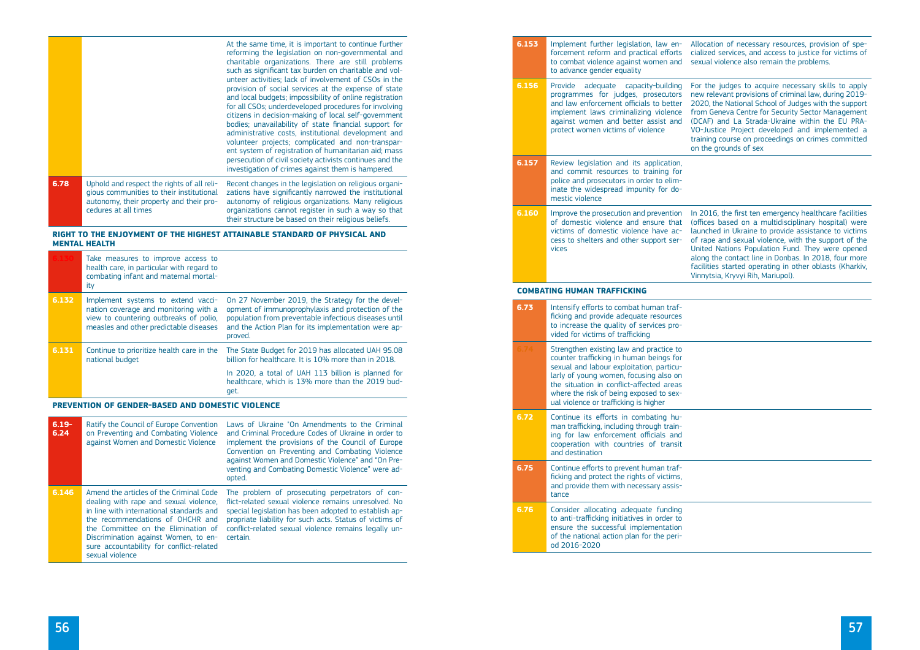| | | |
|---|---|---|
| | | At the same time, it is important to continue further reforming the legislation on non-governmental and charitable organizations. There are still problems such as significant tax burden on charitable and volunteer activities; lack of involvement of CSOs in the provision of social services at the expense of state and local budgets; impossibility of online registration for all CSOs; underdeveloped procedures for involving citizens in decision-making of local self-government bodies; unavailability of state financial support for administrative costs, institutional development and volunteer projects; complicated and non-transparent system of registration of humanitarian aid; mass persecution of civil society activists continues and the investigation of crimes against them is hampered. |
| 6.78 | Uphold and respect the rights of all religious communities to their institutional autonomy, their property and their procedures at all times | Recent changes in the legislation on religious organizations have significantly narrowed the institutional autonomy of religious organizations. Many religious organizations cannot register in such a way so that their structure be based on their religious beliefs. |

**RIGHT TO THE ENJOYMENT OF THE HIGHEST ATTAINABLE STANDARD OF PHYSICAL AND MENTAL HEALTH**

| | | |
|---|---|---|
| 6.130 | Take measures to improve access to health care, in particular with regard to combating infant and maternal mortality | |
| 6.132 | Implement systems to extend vaccination coverage and monitoring with a view to countering outbreaks of polio, measles and other predictable diseases | On 27 November 2019, the Strategy for the development of immunoprophylaxis and protection of the population from preventable infectious diseases until and the Action Plan for its implementation were approved. |
| 6.131 | Continue to prioritize health care in the national budget | The State Budget for 2019 has allocated UAH 95.08 billion for healthcare. It is 10% more than in 2018.<br><br>In 2020, a total of UAH 113 billion is planned for healthcare, which is 13% more than the 2019 budget. |

**PREVENTION OF GENDER-BASED AND DOMESTIC VIOLENCE**

| | | |
|---|---|---|
| 6.19-6.24 | Ratify the Council of Europe Convention on Preventing and Combating Violence against Women and Domestic Violence | Laws of Ukraine "On Amendments to the Criminal and Criminal Procedure Codes of Ukraine in order to implement the provisions of the Council of Europe Convention on Preventing and Combating Violence against Women and Domestic Violence" and "On Preventing and Combating Domestic Violence" were adopted. |
| 6.146 | Amend the articles of the Criminal Code dealing with rape and sexual violence, in line with international standards and the recommendations of OHCHR and the Committee on the Elimination of Discrimination against Women, to ensure accountability for conflict-related sexual violence | The problem of prosecuting perpetrators of conflict-related sexual violence remains unresolved. No special legislation has been adopted to establish appropriate liability for such acts. Status of victims of conflict-related sexual violence remains legally uncertain. |
| 6.153 | Implement further legislation, law enforcement reform and practical efforts to combat violence against women and to advance gender equality | Allocation of necessary resources, provision of specialized services, and access to justice for victims of sexual violence also remain the problems. |
| 6.156 | Provide adequate capacity-building programmes for judges, prosecutors and law enforcement officials to better implement laws criminalizing violence against women and better assist and protect women victims of violence | For the judges to acquire necessary skills to apply new relevant provisions of criminal law, during 2019-2020, the National School of Judges with the support from Geneva Centre for Security Sector Management (DCAF) and La Strada-Ukraine within the EU PRAVO-Justice Project developed and implemented a training course on proceedings on crimes committed on the grounds of sex |
| 6.157 | Review legislation and its application, and commit resources to training for police and prosecutors in order to eliminate the widespread impunity for domestic violence | |
| 6.160 | Improve the prosecution and prevention of domestic violence and ensure that victims of domestic violence have access to shelters and other support services | In 2016, the first ten emergency healthcare facilities (offices based on a multidisciplinary hospital) were launched in Ukraine to provide assistance to victims of rape and sexual violence, with the support of the United Nations Population Fund. They were opened along the contact line in Donbas. In 2018, four more facilities started operating in other oblasts (Kharkiv, Vinnytsia, Kryvyi Rih, Mariupol). |

**COMBATING HUMAN TRAFFICKING**

| | | |
|---|---|---|
| 6.73 | Intensify efforts to combat human trafficking and provide adequate resources to increase the quality of services provided for victims of trafficking | |
| 6.74 | Strengthen existing law and practice to counter trafficking in human beings for sexual and labour exploitation, particularly of young women, focusing also on the situation in conflict-affected areas where the risk of being exposed to sexual violence or trafficking is higher | |
| 6.72 | Continue its efforts in combating human trafficking, including through training for law enforcement officials and cooperation with countries of transit and destination | |
| 6.75 | Continue efforts to prevent human trafficking and protect the rights of victims, and provide them with necessary assistance | |
| 6.76 | Consider allocating adequate funding to anti-trafficking initiatives in order to ensure the successful implementation of the national action plan for the period 2016-2020 | |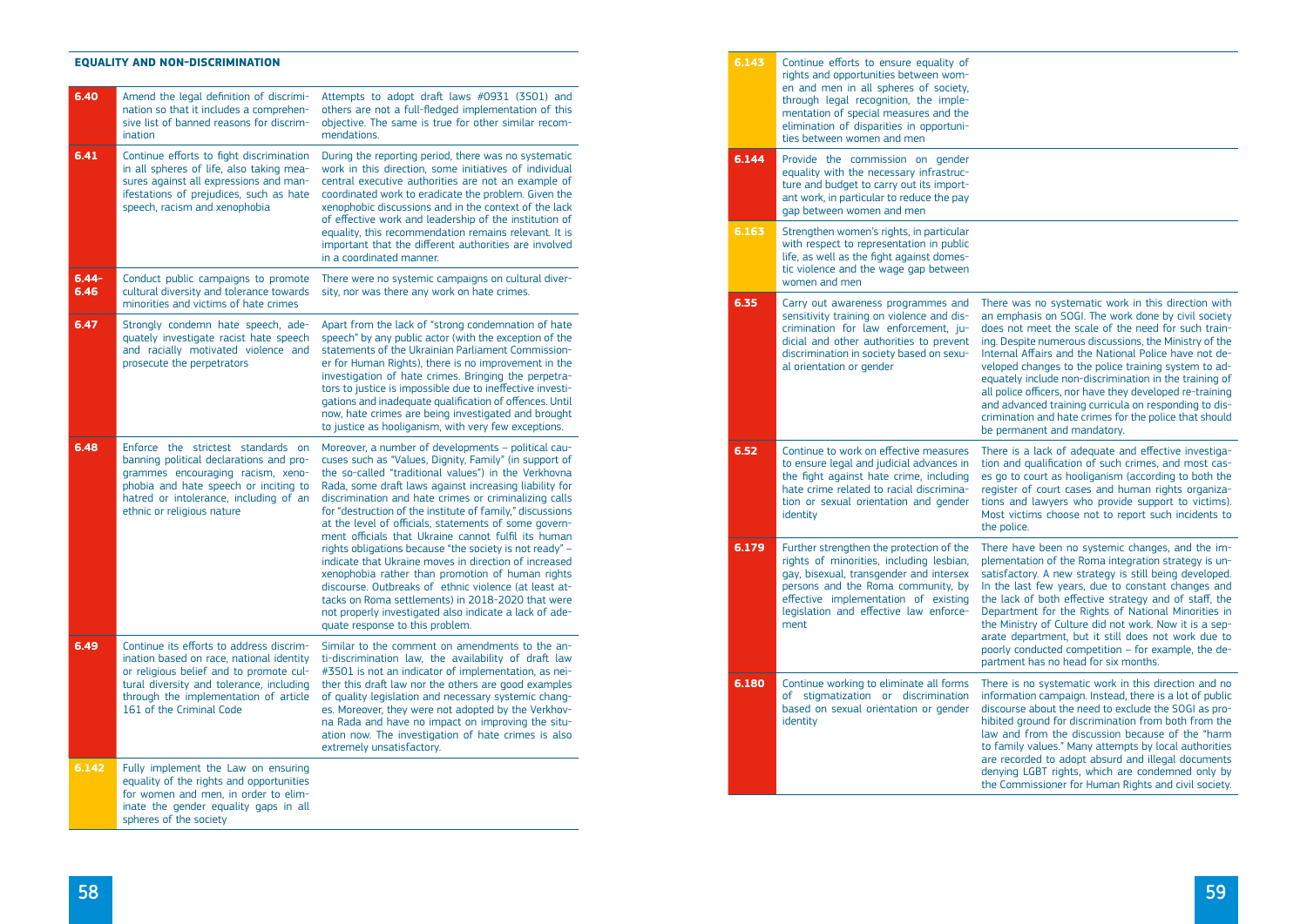## EQUALITY AND NON-DISCRIMINATION

| No. | Recommendation | Comment |
|---|---|---|
| 6.40 | Amend the legal definition of discrimination so that it includes a comprehensive list of banned reasons for discrimination | Attempts to adopt draft laws #0931 (3501) and others are not a full-fledged implementation of this objective. The same is true for other similar recommendations. |
| 6.41 | Continue efforts to fight discrimination in all spheres of life, also taking measures against all expressions and manifestations of prejudices, such as hate speech, racism and xenophobia | During the reporting period, there was no systematic work in this direction, some initiatives of individual central executive authorities are not an example of coordinated work to eradicate the problem. Given the xenophobic discussions and in the context of the lack of effective work and leadership of the institution of equality, this recommendation remains relevant. It is important that the different authorities are involved in a coordinated manner. |
| 6.44-6.46 | Conduct public campaigns to promote cultural diversity and tolerance towards minorities and victims of hate crimes | There were no systemic campaigns on cultural diversity, nor was there any work on hate crimes. |
| 6.47 | Strongly condemn hate speech, adequately investigate racist hate speech and racially motivated violence and prosecute the perpetrators | Apart from the lack of "strong condemnation of hate speech" by any public actor (with the exception of the statements of the Ukrainian Parliament Commissioner for Human Rights), there is no improvement in the investigation of hate crimes. Bringing the perpetrators to justice is impossible due to ineffective investigations and inadequate qualification of offences. Until now, hate crimes are being investigated and brought to justice as hooliganism, with very few exceptions. |
| 6.48 | Enforce the strictest standards on banning political declarations and programmes encouraging racism, xenophobia and hate speech or inciting to hatred or intolerance, including of an ethnic or religious nature | Moreover, a number of developments – political caucuses such as "Values, Dignity, Family" (in support of the so-called "traditional values") in the Verkhovna Rada, some draft laws against increasing liability for discrimination and hate crimes or criminalizing calls for "destruction of the institute of family," discussions at the level of officials, statements of some government officials that Ukraine cannot fulfil its human rights obligations because "the society is not ready" – indicate that Ukraine moves in direction of increased xenophobia rather than promotion of human rights discourse. Outbreaks of ethnic violence (at least attacks on Roma settlements) in 2018-2020 that were not properly investigated also indicate a lack of adequate response to this problem. |
| 6.49 | Continue its efforts to address discrimination based on race, national identity or religious belief and to promote cultural diversity and tolerance, including through the implementation of article 161 of the Criminal Code | Similar to the comment on amendments to the anti-discrimination law, the availability of draft law #3501 is not an indicator of implementation, as neither this draft law nor the others are good examples of quality legislation and necessary systemic changes. Moreover, they were not adopted by the Verkhovna Rada and have no impact on improving the situation now. The investigation of hate crimes is also extremely unsatisfactory. |
| 6.142 | Fully implement the Law on ensuring equality of the rights and opportunities for women and men, in order to eliminate the gender equality gaps in all spheres of the society | |
| 6.143 | Continue efforts to ensure equality of rights and opportunities between women and men in all spheres of society, through legal recognition, the implementation of special measures and the elimination of disparities in opportunities between women and men | |
| 6.144 | Provide the commission on gender equality with the necessary infrastructure and budget to carry out its important work, in particular to reduce the pay gap between women and men | |
| 6.163 | Strengthen women's rights, in particular with respect to representation in public life, as well as the fight against domestic violence and the wage gap between women and men | |
| 6.35 | Carry out awareness programmes and sensitivity training on violence and discrimination for law enforcement, judicial and other authorities to prevent discrimination in society based on sexual orientation or gender | There was no systematic work in this direction with an emphasis on SOGI. The work done by civil society does not meet the scale of the need for such training. Despite numerous discussions, the Ministry of the Internal Affairs and the National Police have not developed changes to the police training system to adequately include non-discrimination in the training of all police officers, nor have they developed re-training and advanced training curricula on responding to discrimination and hate crimes for the police that should be permanent and mandatory. |
| 6.52 | Continue to work on effective measures to ensure legal and judicial advances in the fight against hate crime, including hate crime related to racial discrimination or sexual orientation and gender identity | There is a lack of adequate and effective investigation and qualification of such crimes, and most cases go to court as hooliganism (according to both the register of court cases and human rights organizations and lawyers who provide support to victims). Most victims choose not to report such incidents to the police. |
| 6.179 | Further strengthen the protection of the rights of minorities, including lesbian, gay, bisexual, transgender and intersex persons and the Roma community, by effective implementation of existing legislation and effective law enforcement | There have been no systemic changes, and the implementation of the Roma integration strategy is unsatisfactory. A new strategy is still being developed. In the last few years, due to constant changes and the lack of both effective strategy and of staff, the Department for the Rights of National Minorities in the Ministry of Culture did not work. Now it is a separate department, but it still does not work due to poorly conducted competition – for example, the department has no head for six months. |
| 6.180 | Continue working to eliminate all forms of stigmatization or discrimination based on sexual orientation or gender identity | There is no systematic work in this direction and no information campaign. Instead, there is a lot of public discourse about the need to exclude the SOGI as prohibited ground for discrimination from both from the law and from the discussion because of the "harm to family values." Many attempts by local authorities are recorded to adopt absurd and illegal documents denying LGBT rights, which are condemned only by the Commissioner for Human Rights and civil society. |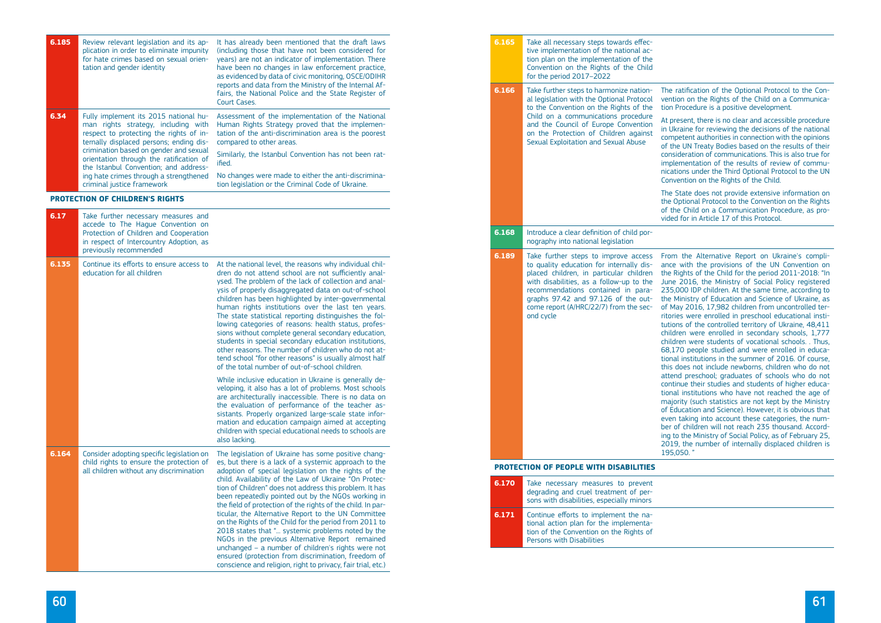| | | |
|---|---|---|
| **6.185** | Review relevant legislation and its application in order to eliminate impunity for hate crimes based on sexual orientation and gender identity | It has already been mentioned that the draft laws (including those that have not been considered for years) are not an indicator of implementation. There have been no changes in law enforcement practice, as evidenced by data of civic monitoring, OSCE/ODIHR reports and data from the Ministry of the Internal Affairs, the National Police and the State Register of Court Cases. |
| **6.34** | Fully implement its 2015 national human rights strategy, including with respect to protecting the rights of internally displaced persons; ending discrimination based on gender and sexual orientation through the ratification of the Istanbul Convention; and addressing hate crimes through a strengthened criminal justice framework | Assessment of the implementation of the National Human Rights Strategy proved that the implementation of the anti-discrimination area is the poorest compared to other areas.<br><br>Similarly, the Istanbul Convention has not been ratified.<br><br>No changes were made to either the anti-discrimination legislation or the Criminal Code of Ukraine. |

**PROTECTION OF CHILDREN'S RIGHTS**

| | | |
|---|---|---|
| **6.17** | Take further necessary measures and accede to The Hague Convention on Protection of Children and Cooperation in respect of Intercountry Adoption, as previously recommended | |
| **6.135** | Continue its efforts to ensure access to education for all children | At the national level, the reasons why individual children do not attend school are not sufficiently analysed. The problem of the lack of collection and analysis of properly disaggregated data on out-of-school children has been highlighted by inter-governmental human rights institutions over the last ten years. The state statistical reporting distinguishes the following categories of reasons: health status, professions without complete general secondary education, students in special secondary education institutions, other reasons. The number of children who do not attend school "for other reasons" is usually almost half of the total number of out-of-school children.<br><br>While inclusive education in Ukraine is generally developing, it also has a lot of problems. Most schools are architecturally inaccessible. There is no data on the evaluation of performance of the teacher assistants. Properly organized large-scale state information and education campaign aimed at accepting children with special educational needs to schools are also lacking. |
| **6.164** | Consider adopting specific legislation on child rights to ensure the protection of all children without any discrimination | The legislation of Ukraine has some positive changes, but there is a lack of a systemic approach to the adoption of special legislation on the rights of the child. Availability of the Law of Ukraine "On Protection of Children" does not address this problem. It has been repeatedly pointed out by the NGOs working in the field of protection of the rights of the child. In particular, the Alternative Report to the UN Committee on the Rights of the Child for the period from 2011 to 2018 states that "... systemic problems noted by the NGOs in the previous Alternative Report remained unchanged – a number of children's rights were not ensured (protection from discrimination, freedom of conscience and religion, right to privacy, fair trial, etc.) |
| **6.165** | Take all necessary steps towards effective implementation of the national action plan on the implementation of the Convention on the Rights of the Child for the period 2017–2022 | |
| **6.166** | Take further steps to harmonize national legislation with the Optional Protocol to the Convention on the Rights of the Child on a communications procedure and the Council of Europe Convention on the Protection of Children against Sexual Exploitation and Sexual Abuse | The ratification of the Optional Protocol to the Convention on the Rights of the Child on a Communication Procedure is a positive development.<br><br>At present, there is no clear and accessible procedure in Ukraine for reviewing the decisions of the national competent authorities in connection with the opinions of the UN Treaty Bodies based on the results of their consideration of communications. This is also true for implementation of the results of review of communications under the Third Optional Protocol to the UN Convention on the Rights of the Child.<br><br>The State does not provide extensive information on the Optional Protocol to the Convention on the Rights of the Child on a Communication Procedure, as provided for in Article 17 of this Protocol. |
| **6.168** | Introduce a clear definition of child pornography into national legislation | |
| **6.189** | Take further steps to improve access to quality education for internally displaced children, in particular children with disabilities, as a follow-up to the recommendations contained in paragraphs 97.42 and 97.126 of the outcome report (A/HRC/22/7) from the second cycle | From the Alternative Report on Ukraine's compliance with the provisions of the UN Convention on the Rights of the Child for the period 2011–2018: "In June 2016, the Ministry of Social Policy registered 235,000 IDP children. At the same time, according to the Ministry of Education and Science of Ukraine, as of May 2016, 17,982 children from uncontrolled territories were enrolled in preschool educational institutions of the controlled territory of Ukraine, 48,411 children were enrolled in secondary schools, 1,777 children were students of vocational schools. . Thus, 68,170 people studied and were enrolled in educational institutions in the summer of 2016. Of course, this does not include newborns, children who do not attend preschool; graduates of schools who do not continue their studies and students of higher educational institutions who have not reached the age of majority (such statistics are not kept by the Ministry of Education and Science). However, it is obvious that even taking into account these categories, the number of children will not reach 235 thousand. According to the Ministry of Social Policy, as of February 25, 2019, the number of internally displaced children is 195,050. " |

**PROTECTION OF PEOPLE WITH DISABILITIES**

| | | |
|---|---|---|
| **6.170** | Take necessary measures to prevent degrading and cruel treatment of persons with disabilities, especially minors | |
| **6.171** | Continue efforts to implement the national action plan for the implementation of the Convention on the Rights of Persons with Disabilities | |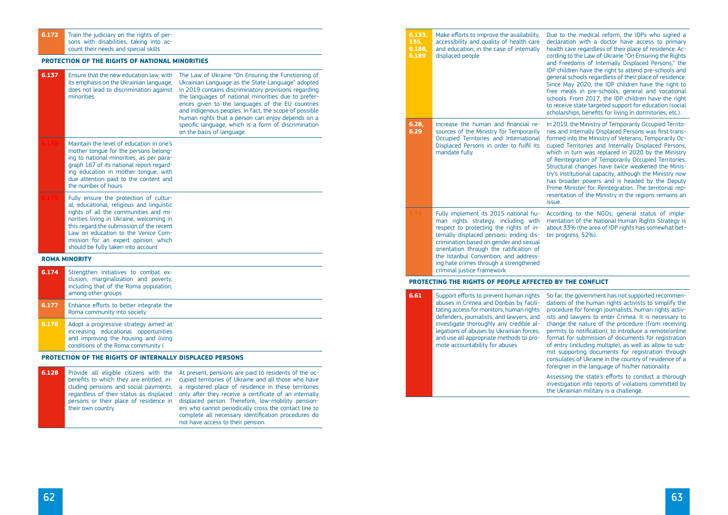| | | |
|---|---|---|
| 6.172 | Train the judiciary on the rights of persons with disabilities, taking into account their needs and special skills | |

**PROTECTION OF THE RIGHTS OF NATIONAL MINORITIES**

| | | |
|---|---|---|
| 6.137 | Ensure that the new education law, with its emphasis on the Ukrainian language, does not lead to discrimination against minorities | The Law of Ukraine "On Ensuring the Functioning of Ukrainian Language as the State Language" adopted in 2019 contains discriminatory provisions regarding the languages of national minorities due to preferences given to the languages of the EU countries and indigenous peoples. In fact, the scope of possible human rights that a person can enjoy depends on a specific language, which is a form of discrimination on the basis of language. |
| 6.138 | Maintain the level of education in one's mother tongue for the persons belonging to national minorities, as per paragraph 167 of its national report regarding education in mother tongue, with due attention paid to the content and the number of hours | |
| 6.175 | Fully ensure the protection of cultural, educational, religious and linguistic rights of all the communities and minorities living in Ukraine, welcoming in this regard the submission of the recent Law on education to the Venice Commission for an expert opinion, which should be fully taken into account | |

**ROMA MINORITY**

| | | |
|---|---|---|
| 6.174 | Strengthen initiatives to combat exclusion, marginalization and poverty, including that of the Roma population, among other groups | |
| 6.177 | Enhance efforts to better integrate the Roma community into society | |
| 6.178 | Adopt a progressive strategy aimed at increasing educational opportunities and improving the housing and living conditions of the Roma community ( | |

**PROTECTION OF THE RIGHTS OF INTERNALLY DISPLACED PERSONS**

| | | |
|---|---|---|
| 6.128 | Provide all eligible citizens with the benefits to which they are entitled, including pensions and social payments, regardless of their status as displaced persons or their place of residence in their own country | At present, pensions are paid to residents of the occupied territories of Ukraine and all those who have a registered place of residence in these territories only after they receive a certificate of an internally displaced person. Therefore, low-mobility pensioners who cannot periodically cross the contact line to complete all necessary identification procedures do not have access to their pension. |
| 6.133, 135, 6.188, 6.189 | Make efforts to improve the availability, accessibility and quality of health care and education, in the case of internally displaced people | Due to the medical reform, the IDPs who signed a declaration with a doctor have access to primary health care regardless of their place of residence. According to the Law of Ukraine "On Ensuring the Rights and Freedoms of Internally Displaced Persons," the IDP children have the right to attend pre-schools and general schools regardless of their place of residence. Since May 2020, the IDP children have the right to free meals in pre-schools, general and vocational schools. From 2017, the IDP children have the right to receive state targeted support for education (social scholarships, benefits for living in dormitories, etc.). |
| 6.28, 6.29 | Increase the human and financial resources of the Ministry for Temporarily Occupied Territories and International Displaced Persons in order to fulfil its mandate fully. | In 2019, the Ministry of Temporarily Occupied Territories and Internally Displaced Persons was first transformed into the Ministry of Veterans, Temporarily Occupied Territories and Internally Displaced Persons, which in turn was replaced in 2020 by the Ministry of Reintegration of Temporarily Occupied Territories. Structural changes have twice weakened the Ministry's institutional capacity, although the Ministry now has broader powers and is headed by the Deputy Prime Minister for Reintegration. The territorial representation of the Ministry in the regions remains an issue. |
| 6.34 | Fully implement its 2015 national human rights strategy, including with respect to protecting the rights of internally displaced persons; ending discrimination based on gender and sexual orientation through the ratification of the Istanbul Convention; and addressing hate crimes through a strengthened criminal justice framework | According to the NGOs, general status of implementation of the National Human Rights Strategy is about 33% (the area of IDP rights has somewhat better progress, 52%). |

**PROTECTING THE RIGHTS OF PEOPLE AFFECTED BY THE CONFLICT**

| | | |
|---|---|---|
| 6.61 | Support efforts to prevent human rights abuses in Crimea and Donbas by facilitating access for monitors, human rights defenders, journalists, and lawyers, and investigate thoroughly any credible allegations of abuses by Ukrainian forces, and use all appropriate methods to promote accountability for abuses | So far, the government has not supported recommendations of the human rights activists to simplify the procedure for foreign journalists, human rights activists and lawyers to enter Crimea. It is necessary to change the nature of the procedure (from receiving permits to notification), to introduce a remote/online format for submission of documents for registration of entry (including multiple), as well as allow to submit supporting documents for registration through consulates of Ukraine in the country of residence of a foreigner in the language of his/her nationality.<br><br>Assessing the state's efforts to conduct a thorough investigation into reports of violations committed by the Ukrainian military is a challenge. |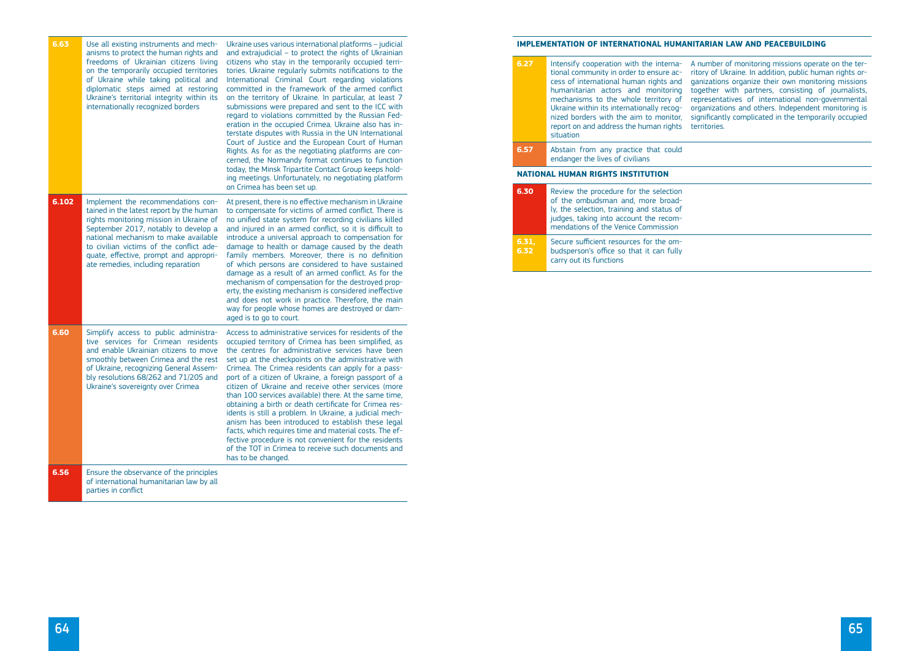| | | |
|---|---|---|
| 6.63 | Use all existing instruments and mechanisms to protect the human rights and freedoms of Ukrainian citizens living on the temporarily occupied territories of Ukraine while taking political and diplomatic steps aimed at restoring Ukraine's territorial integrity within its internationally recognized borders | Ukraine uses various international platforms – judicial and extrajudicial – to protect the rights of Ukrainian citizens who stay in the temporarily occupied territories. Ukraine regularly submits notifications to the International Criminal Court regarding violations committed in the framework of the armed conflict on the territory of Ukraine. In particular, at least 7 submissions were prepared and sent to the ICC with regard to violations committed by the Russian Federation in the occupied Crimea. Ukraine also has interstate disputes with Russia in the UN International Court of Justice and the European Court of Human Rights. As for as the negotiating platforms are concerned, the Normandy format continues to function today, the Minsk Tripartite Contact Group keeps holding meetings. Unfortunately, no negotiating platform on Crimea has been set up. |
| 6.102 | Implement the recommendations contained in the latest report by the human rights monitoring mission in Ukraine of September 2017, notably to develop a national mechanism to make available to civilian victims of the conflict adequate, effective, prompt and appropriate remedies, including reparation | At present, there is no effective mechanism in Ukraine to compensate for victims of armed conflict. There is no unified state system for recording civilians killed and injured in an armed conflict, so it is difficult to introduce a universal approach to compensation for damage to health or damage caused by the death family members. Moreover, there is no definition of which persons are considered to have sustained damage as a result of an armed conflict. As for the mechanism of compensation for the destroyed property, the existing mechanism is considered ineffective and does not work in practice. Therefore, the main way for people whose homes are destroyed or damaged is to go to court. |
| 6.60 | Simplify access to public administrative services for Crimean residents and enable Ukrainian citizens to move smoothly between Crimea and the rest of Ukraine, recognizing General Assembly resolutions 68/262 and 71/205 and Ukraine's sovereignty over Crimea | Access to administrative services for residents of the occupied territory of Crimea has been simplified, as the centres for administrative services have been set up at the checkpoints on the administrative with Crimea. The Crimea residents can apply for a passport of a citizen of Ukraine, a foreign passport of a citizen of Ukraine and receive other services (more than 100 services available) there. At the same time, obtaining a birth or death certificate for Crimea residents is still a problem. In Ukraine, a judicial mechanism has been introduced to establish these legal facts, which requires time and material costs. The effective procedure is not convenient for the residents of the TOT in Crimea to receive such documents and has to be changed. |
| 6.56 | Ensure the observance of the principles of international humanitarian law by all parties in conflict | |

## IMPLEMENTATION OF INTERNATIONAL HUMANITARIAN LAW AND PEACEBUILDING

| | | |
|---|---|---|
| 6.27 | Intensify cooperation with the international community in order to ensure access of international human rights and humanitarian actors and monitoring mechanisms to the whole territory of Ukraine within its internationally recognized borders with the aim to monitor, report on and address the human rights situation | A number of monitoring missions operate on the territory of Ukraine. In addition, public human rights organizations organize their own monitoring missions together with partners, consisting of journalists, representatives of international non-governmental organizations and others. Independent monitoring is significantly complicated in the temporarily occupied territories. |
| 6.57 | Abstain from any practice that could endanger the lives of civilians | |

## NATIONAL HUMAN RIGHTS INSTITUTION

| | | |
|---|---|---|
| 6.30 | Review the procedure for the selection of the ombudsman and, more broadly, the selection, training and status of judges, taking into account the recommendations of the Venice Commission | |
| 6.31, 6.32 | Secure sufficient resources for the ombudsperson's office so that it can fully carry out its functions | |